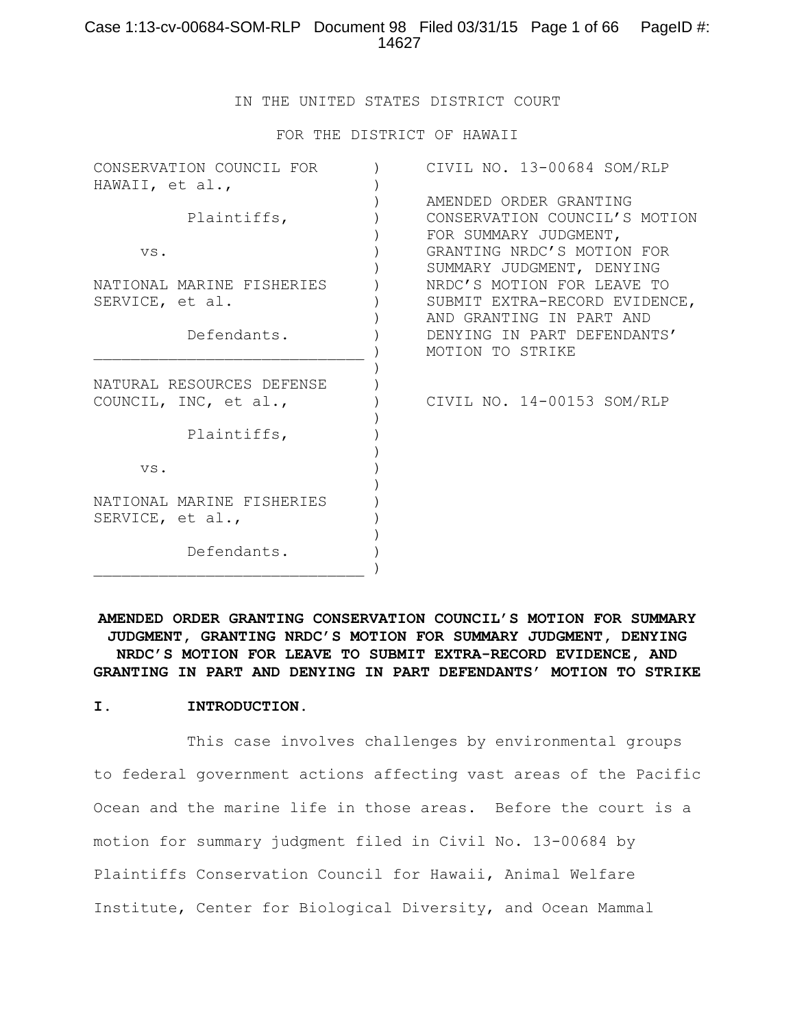IN THE UNITED STATES DISTRICT COURT

FOR THE DISTRICT OF HAWAII

| | | |
|---|---|---|
| CONSERVATION COUNCIL FOR HAWAII, et al., Plaintiffs, vs. NATIONAL MARINE FISHERIES SERVICE, et al. Defendants. | ) | CIVIL NO. 13-00684 SOM/RLP AMENDED ORDER GRANTING CONSERVATION COUNCIL'S MOTION FOR SUMMARY JUDGMENT, GRANTING NRDC'S MOTION FOR SUMMARY JUDGMENT, DENYING NRDC'S MOTION FOR LEAVE TO SUBMIT EXTRA-RECORD EVIDENCE, AND GRANTING IN PART AND DENYING IN PART DEFENDANTS' MOTION TO STRIKE |
| NATURAL RESOURCES DEFENSE COUNCIL, INC, et al., Plaintiffs, vs. NATIONAL MARINE FISHERIES SERVICE, et al., Defendants. | ) | CIVIL NO. 14-00153 SOM/RLP |

**AMENDED ORDER GRANTING CONSERVATION COUNCIL'S MOTION FOR SUMMARY JUDGMENT, GRANTING NRDC'S MOTION FOR SUMMARY JUDGMENT, DENYING NRDC'S MOTION FOR LEAVE TO SUBMIT EXTRA-RECORD EVIDENCE, AND GRANTING IN PART AND DENYING IN PART DEFENDANTS' MOTION TO STRIKE**

## I. INTRODUCTION.

This case involves challenges by environmental groups to federal government actions affecting vast areas of the Pacific Ocean and the marine life in those areas. Before the court is a motion for summary judgment filed in Civil No. 13-00684 by Plaintiffs Conservation Council for Hawaii, Animal Welfare Institute, Center for Biological Diversity, and Ocean Mammal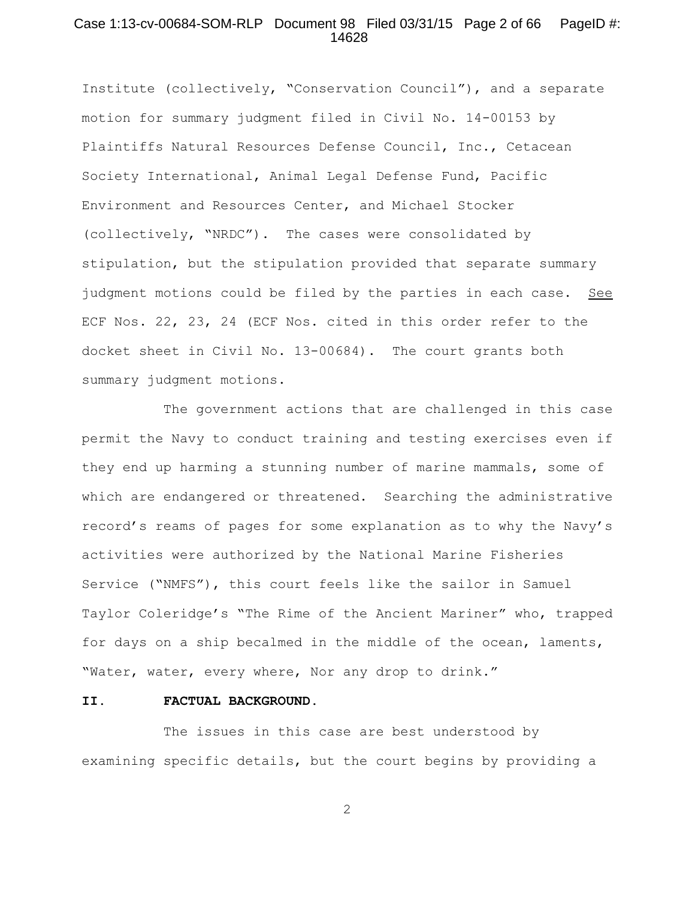Institute (collectively, "Conservation Council"), and a separate motion for summary judgment filed in Civil No. 14-00153 by Plaintiffs Natural Resources Defense Council, Inc., Cetacean Society International, Animal Legal Defense Fund, Pacific Environment and Resources Center, and Michael Stocker (collectively, "NRDC"). The cases were consolidated by stipulation, but the stipulation provided that separate summary judgment motions could be filed by the parties in each case. See ECF Nos. 22, 23, 24 (ECF Nos. cited in this order refer to the docket sheet in Civil No. 13-00684). The court grants both summary judgment motions.

The government actions that are challenged in this case permit the Navy to conduct training and testing exercises even if they end up harming a stunning number of marine mammals, some of which are endangered or threatened. Searching the administrative record's reams of pages for some explanation as to why the Navy's activities were authorized by the National Marine Fisheries Service ("NMFS"), this court feels like the sailor in Samuel Taylor Coleridge's "The Rime of the Ancient Mariner" who, trapped for days on a ship becalmed in the middle of the ocean, laments, "Water, water, every where, Nor any drop to drink."

## II. FACTUAL BACKGROUND.

The issues in this case are best understood by examining specific details, but the court begins by providing a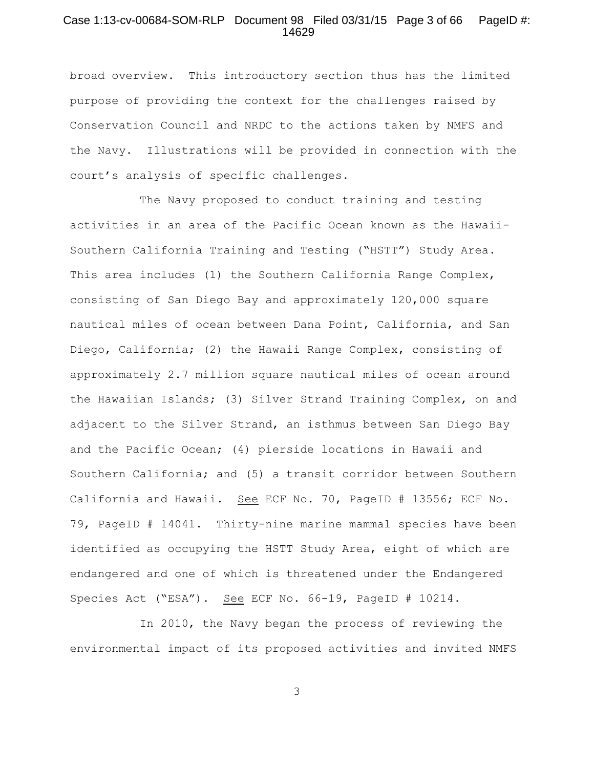broad overview. This introductory section thus has the limited purpose of providing the context for the challenges raised by Conservation Council and NRDC to the actions taken by NMFS and the Navy. Illustrations will be provided in connection with the court's analysis of specific challenges.

The Navy proposed to conduct training and testing activities in an area of the Pacific Ocean known as the Hawaii-Southern California Training and Testing ("HSTT") Study Area. This area includes (1) the Southern California Range Complex, consisting of San Diego Bay and approximately 120,000 square nautical miles of ocean between Dana Point, California, and San Diego, California; (2) the Hawaii Range Complex, consisting of approximately 2.7 million square nautical miles of ocean around the Hawaiian Islands; (3) Silver Strand Training Complex, on and adjacent to the Silver Strand, an isthmus between San Diego Bay and the Pacific Ocean; (4) pierside locations in Hawaii and Southern California; and (5) a transit corridor between Southern California and Hawaii. See ECF No. 70, PageID # 13556; ECF No. 79, PageID # 14041. Thirty-nine marine mammal species have been identified as occupying the HSTT Study Area, eight of which are endangered and one of which is threatened under the Endangered Species Act ("ESA"). See ECF No. 66-19, PageID # 10214.

In 2010, the Navy began the process of reviewing the environmental impact of its proposed activities and invited NMFS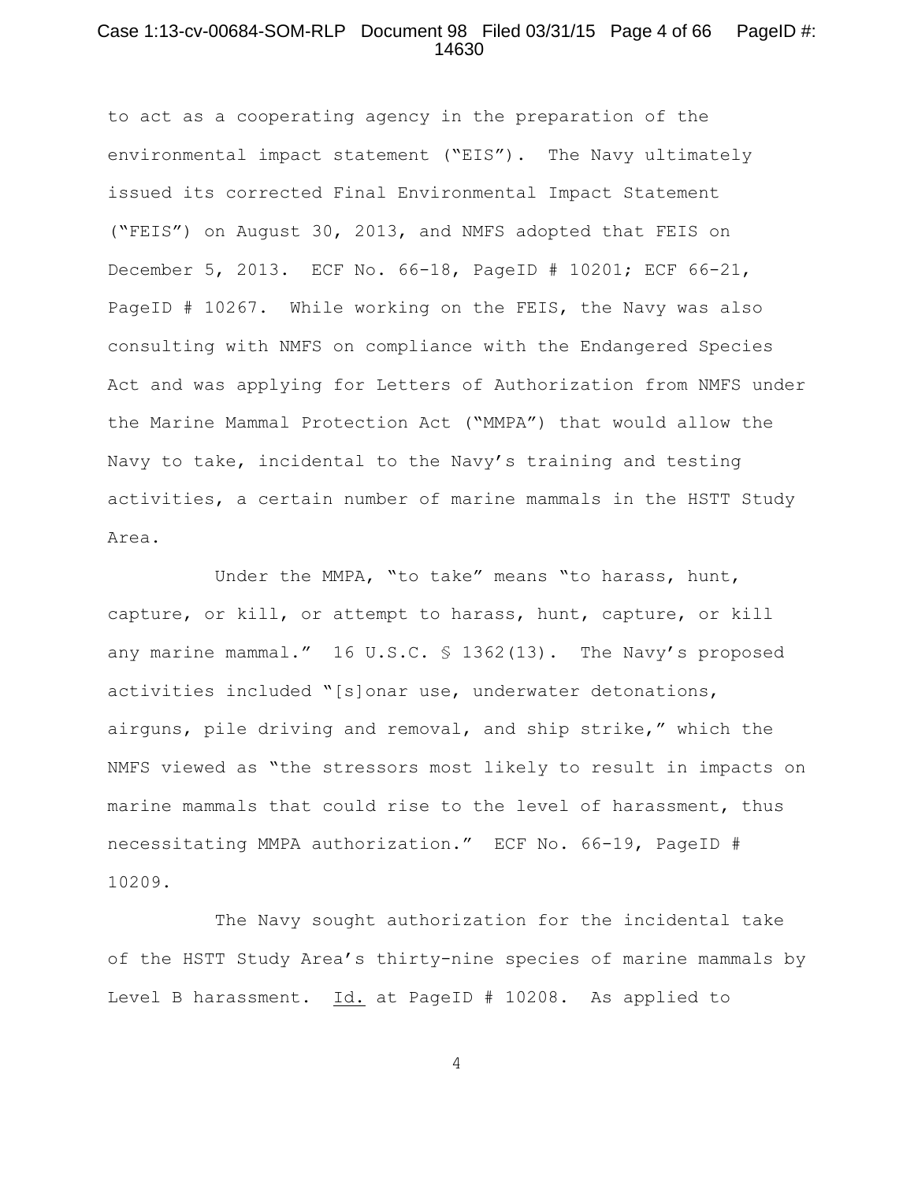to act as a cooperating agency in the preparation of the environmental impact statement ("EIS"). The Navy ultimately issued its corrected Final Environmental Impact Statement ("FEIS") on August 30, 2013, and NMFS adopted that FEIS on December 5, 2013. ECF No. 66-18, PageID # 10201; ECF 66-21, PageID # 10267. While working on the FEIS, the Navy was also consulting with NMFS on compliance with the Endangered Species Act and was applying for Letters of Authorization from NMFS under the Marine Mammal Protection Act ("MMPA") that would allow the Navy to take, incidental to the Navy's training and testing activities, a certain number of marine mammals in the HSTT Study Area.

Under the MMPA, "to take" means "to harass, hunt, capture, or kill, or attempt to harass, hunt, capture, or kill any marine mammal." 16 U.S.C. § 1362(13). The Navy's proposed activities included "[s]onar use, underwater detonations, airguns, pile driving and removal, and ship strike," which the NMFS viewed as "the stressors most likely to result in impacts on marine mammals that could rise to the level of harassment, thus necessitating MMPA authorization." ECF No. 66-19, PageID # 10209.

The Navy sought authorization for the incidental take of the HSTT Study Area's thirty-nine species of marine mammals by Level B harassment. Id. at PageID # 10208. As applied to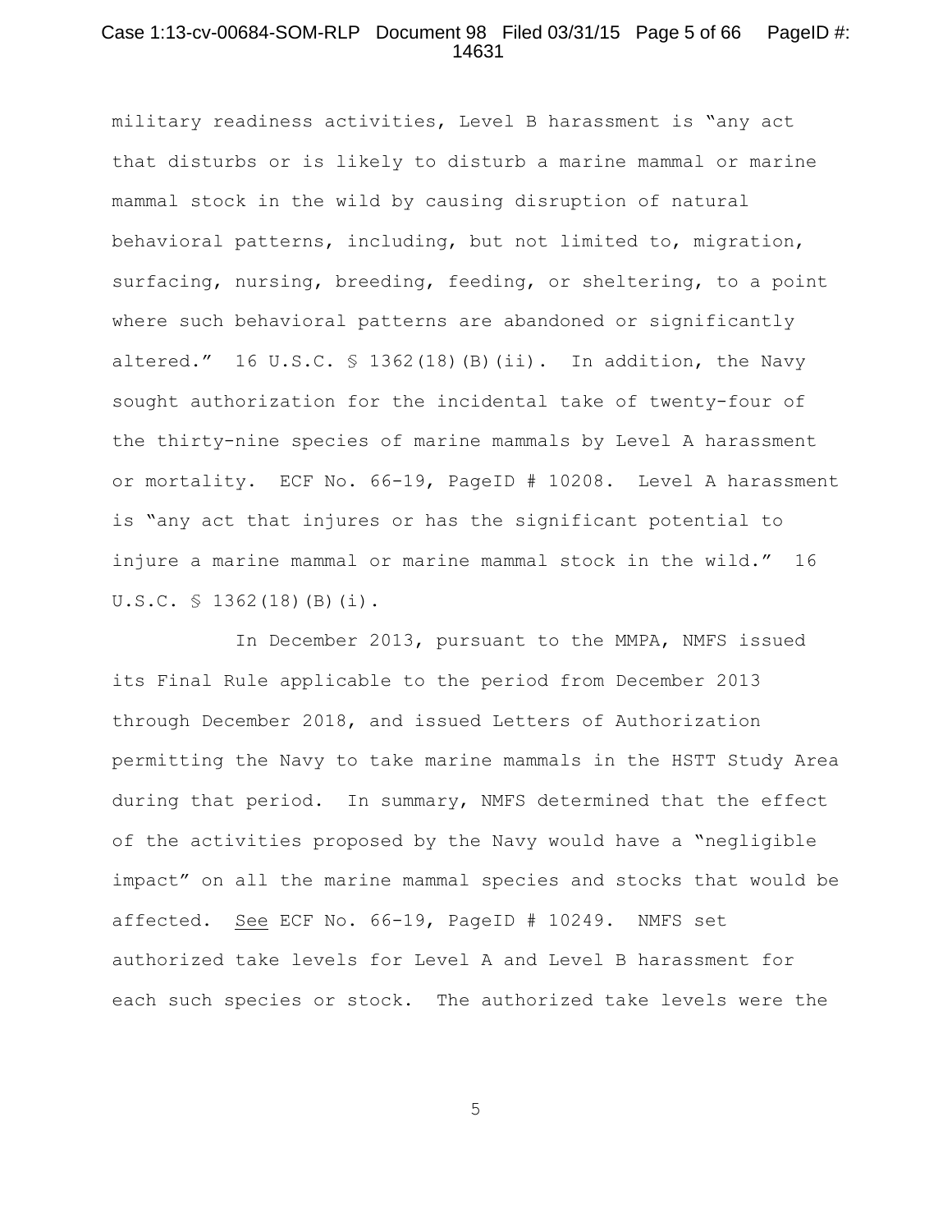military readiness activities, Level B harassment is "any act that disturbs or is likely to disturb a marine mammal or marine mammal stock in the wild by causing disruption of natural behavioral patterns, including, but not limited to, migration, surfacing, nursing, breeding, feeding, or sheltering, to a point where such behavioral patterns are abandoned or significantly altered." 16 U.S.C. § 1362(18)(B)(ii). In addition, the Navy sought authorization for the incidental take of twenty-four of the thirty-nine species of marine mammals by Level A harassment or mortality. ECF No. 66-19, PageID # 10208. Level A harassment is "any act that injures or has the significant potential to injure a marine mammal or marine mammal stock in the wild." 16 U.S.C. § 1362(18)(B)(i).

In December 2013, pursuant to the MMPA, NMFS issued its Final Rule applicable to the period from December 2013 through December 2018, and issued Letters of Authorization permitting the Navy to take marine mammals in the HSTT Study Area during that period. In summary, NMFS determined that the effect of the activities proposed by the Navy would have a "negligible impact" on all the marine mammal species and stocks that would be affected. See ECF No. 66-19, PageID # 10249. NMFS set authorized take levels for Level A and Level B harassment for each such species or stock. The authorized take levels were the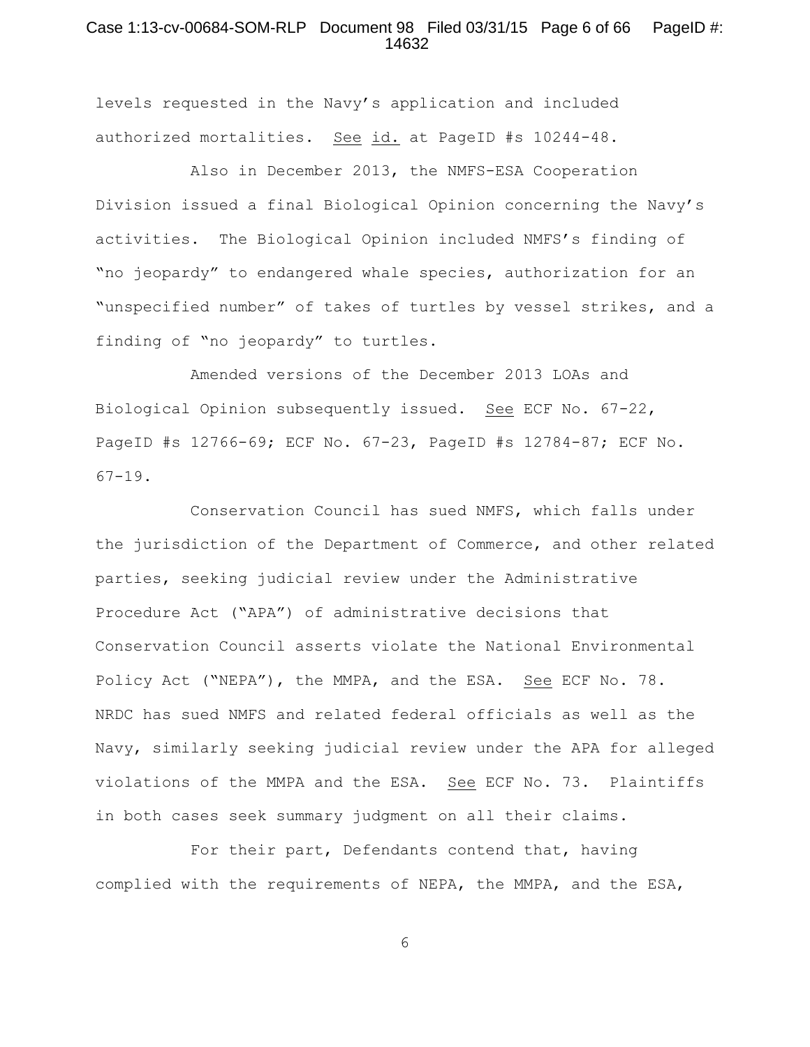levels requested in the Navy's application and included authorized mortalities. See id. at PageID #s 10244-48.

Also in December 2013, the NMFS-ESA Cooperation Division issued a final Biological Opinion concerning the Navy's activities. The Biological Opinion included NMFS's finding of "no jeopardy" to endangered whale species, authorization for an "unspecified number" of takes of turtles by vessel strikes, and a finding of "no jeopardy" to turtles.

Amended versions of the December 2013 LOAs and Biological Opinion subsequently issued. See ECF No. 67-22, PageID #s 12766-69; ECF No. 67-23, PageID #s 12784-87; ECF No. 67-19.

Conservation Council has sued NMFS, which falls under the jurisdiction of the Department of Commerce, and other related parties, seeking judicial review under the Administrative Procedure Act ("APA") of administrative decisions that Conservation Council asserts violate the National Environmental Policy Act ("NEPA"), the MMPA, and the ESA. See ECF No. 78. NRDC has sued NMFS and related federal officials as well as the Navy, similarly seeking judicial review under the APA for alleged violations of the MMPA and the ESA. See ECF No. 73. Plaintiffs in both cases seek summary judgment on all their claims.

For their part, Defendants contend that, having complied with the requirements of NEPA, the MMPA, and the ESA,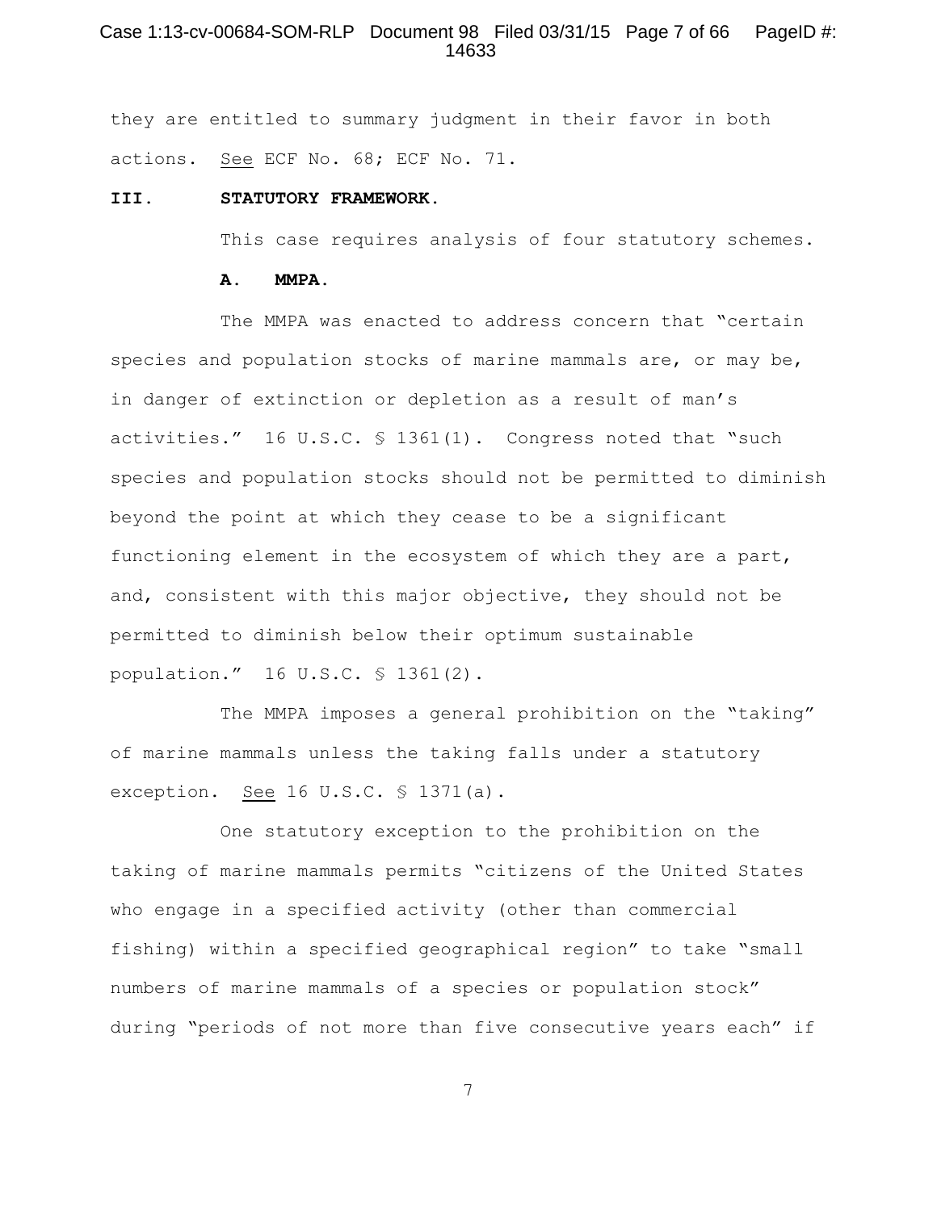they are entitled to summary judgment in their favor in both actions. See ECF No. 68; ECF No. 71.

## III. STATUTORY FRAMEWORK.

This case requires analysis of four statutory schemes.

### A. MMPA.

The MMPA was enacted to address concern that "certain species and population stocks of marine mammals are, or may be, in danger of extinction or depletion as a result of man's activities." 16 U.S.C. § 1361(1). Congress noted that "such species and population stocks should not be permitted to diminish beyond the point at which they cease to be a significant functioning element in the ecosystem of which they are a part, and, consistent with this major objective, they should not be permitted to diminish below their optimum sustainable population." 16 U.S.C. § 1361(2).

The MMPA imposes a general prohibition on the "taking" of marine mammals unless the taking falls under a statutory exception. See 16 U.S.C. § 1371(a).

One statutory exception to the prohibition on the taking of marine mammals permits "citizens of the United States who engage in a specified activity (other than commercial fishing) within a specified geographical region" to take "small numbers of marine mammals of a species or population stock" during "periods of not more than five consecutive years each" if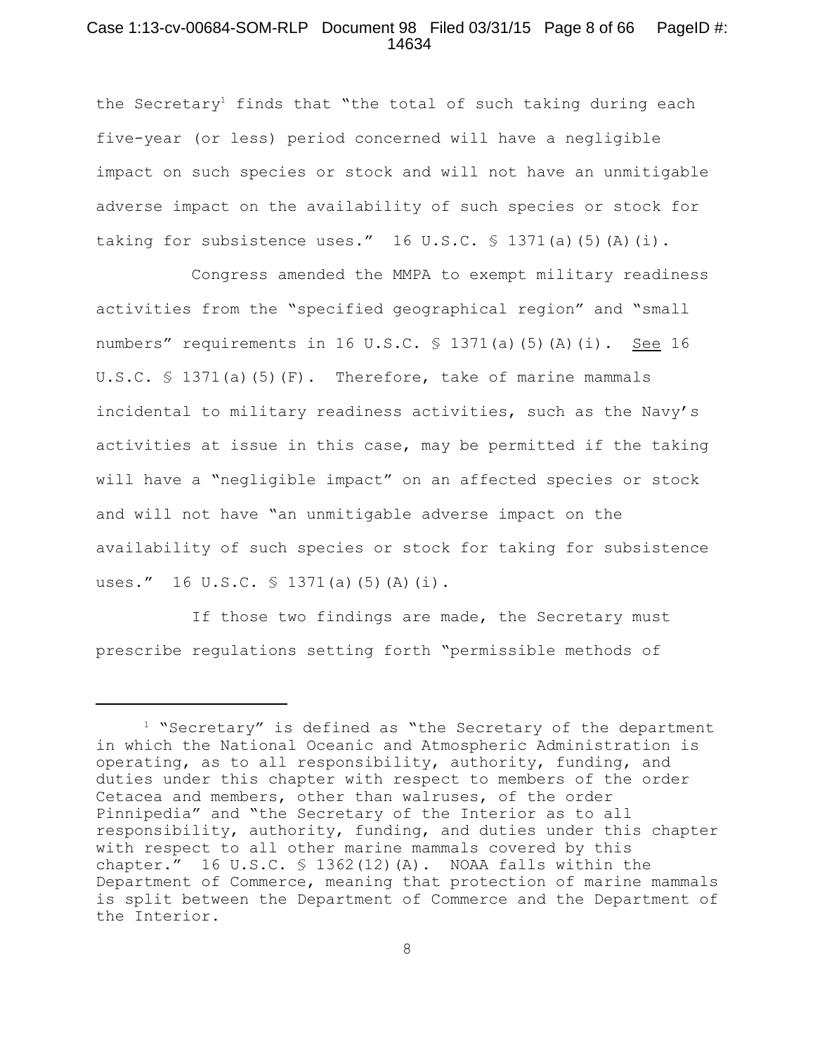the Secretary[1] finds that "the total of such taking during each five-year (or less) period concerned will have a negligible impact on such species or stock and will not have an unmitigable adverse impact on the availability of such species or stock for taking for subsistence uses." 16 U.S.C. § 1371(a)(5)(A)(i).

Congress amended the MMPA to exempt military readiness activities from the "specified geographical region" and "small numbers" requirements in 16 U.S.C. § 1371(a)(5)(A)(i). See 16 U.S.C. § 1371(a)(5)(F). Therefore, take of marine mammals incidental to military readiness activities, such as the Navy's activities at issue in this case, may be permitted if the taking will have a "negligible impact" on an affected species or stock and will not have "an unmitigable adverse impact on the availability of such species or stock for taking for subsistence uses." 16 U.S.C. § 1371(a)(5)(A)(i).

If those two findings are made, the Secretary must prescribe regulations setting forth "permissible methods of

---

[1] "Secretary" is defined as "the Secretary of the department in which the National Oceanic and Atmospheric Administration is operating, as to all responsibility, authority, funding, and duties under this chapter with respect to members of the order Cetacea and members, other than walruses, of the order Pinnipedia" and "the Secretary of the Interior as to all responsibility, authority, funding, and duties under this chapter with respect to all other marine mammals covered by this chapter." 16 U.S.C. § 1362(12)(A). NOAA falls within the Department of Commerce, meaning that protection of marine mammals is split between the Department of Commerce and the Department of the Interior.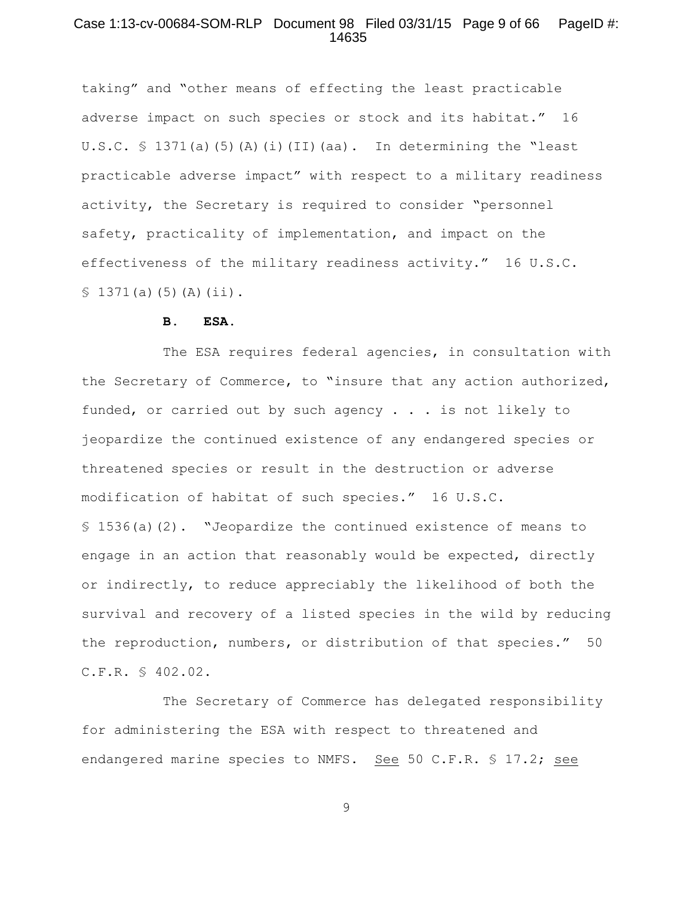taking" and "other means of effecting the least practicable adverse impact on such species or stock and its habitat." 16 U.S.C. § 1371(a)(5)(A)(i)(II)(aa). In determining the "least practicable adverse impact" with respect to a military readiness activity, the Secretary is required to consider "personnel safety, practicality of implementation, and impact on the effectiveness of the military readiness activity." 16 U.S.C. § 1371(a)(5)(A)(ii).

### B. ESA.

The ESA requires federal agencies, in consultation with the Secretary of Commerce, to "insure that any action authorized, funded, or carried out by such agency . . . is not likely to jeopardize the continued existence of any endangered species or threatened species or result in the destruction or adverse modification of habitat of such species." 16 U.S.C. § 1536(a)(2). "Jeopardize the continued existence of means to engage in an action that reasonably would be expected, directly or indirectly, to reduce appreciably the likelihood of both the survival and recovery of a listed species in the wild by reducing the reproduction, numbers, or distribution of that species." 50 C.F.R. § 402.02.

The Secretary of Commerce has delegated responsibility for administering the ESA with respect to threatened and endangered marine species to NMFS. See 50 C.F.R. § 17.2; see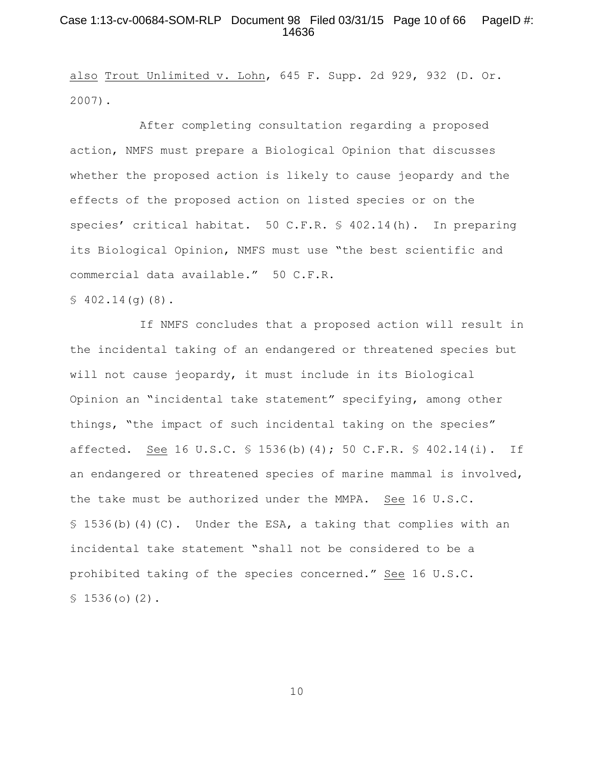also Trout Unlimited v. Lohn, 645 F. Supp. 2d 929, 932 (D. Or. 2007).

After completing consultation regarding a proposed action, NMFS must prepare a Biological Opinion that discusses whether the proposed action is likely to cause jeopardy and the effects of the proposed action on listed species or on the species' critical habitat. 50 C.F.R. § 402.14(h). In preparing its Biological Opinion, NMFS must use "the best scientific and commercial data available." 50 C.F.R. § 402.14(g)(8).

If NMFS concludes that a proposed action will result in the incidental taking of an endangered or threatened species but will not cause jeopardy, it must include in its Biological Opinion an "incidental take statement" specifying, among other things, "the impact of such incidental taking on the species" affected. See 16 U.S.C. § 1536(b)(4); 50 C.F.R. § 402.14(i). If an endangered or threatened species of marine mammal is involved, the take must be authorized under the MMPA. See 16 U.S.C. § 1536(b)(4)(C). Under the ESA, a taking that complies with an incidental take statement "shall not be considered to be a prohibited taking of the species concerned." See 16 U.S.C. § 1536(o)(2).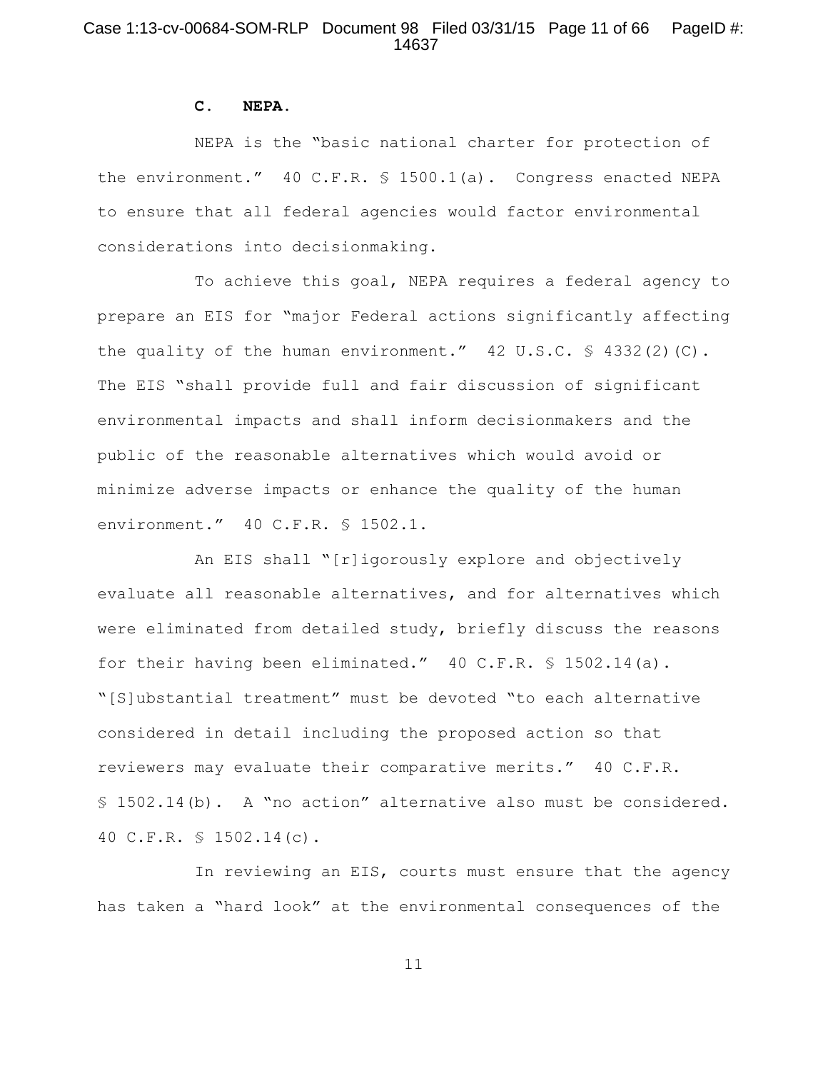### C. NEPA.

NEPA is the "basic national charter for protection of the environment." 40 C.F.R. § 1500.1(a). Congress enacted NEPA to ensure that all federal agencies would factor environmental considerations into decisionmaking.

To achieve this goal, NEPA requires a federal agency to prepare an EIS for "major Federal actions significantly affecting the quality of the human environment." 42 U.S.C. § 4332(2)(C). The EIS "shall provide full and fair discussion of significant environmental impacts and shall inform decisionmakers and the public of the reasonable alternatives which would avoid or minimize adverse impacts or enhance the quality of the human environment." 40 C.F.R. § 1502.1.

An EIS shall "[r]igorously explore and objectively evaluate all reasonable alternatives, and for alternatives which were eliminated from detailed study, briefly discuss the reasons for their having been eliminated." 40 C.F.R. § 1502.14(a). "[S]ubstantial treatment" must be devoted "to each alternative considered in detail including the proposed action so that reviewers may evaluate their comparative merits." 40 C.F.R. § 1502.14(b). A "no action" alternative also must be considered. 40 C.F.R. § 1502.14(c).

In reviewing an EIS, courts must ensure that the agency has taken a "hard look" at the environmental consequences of the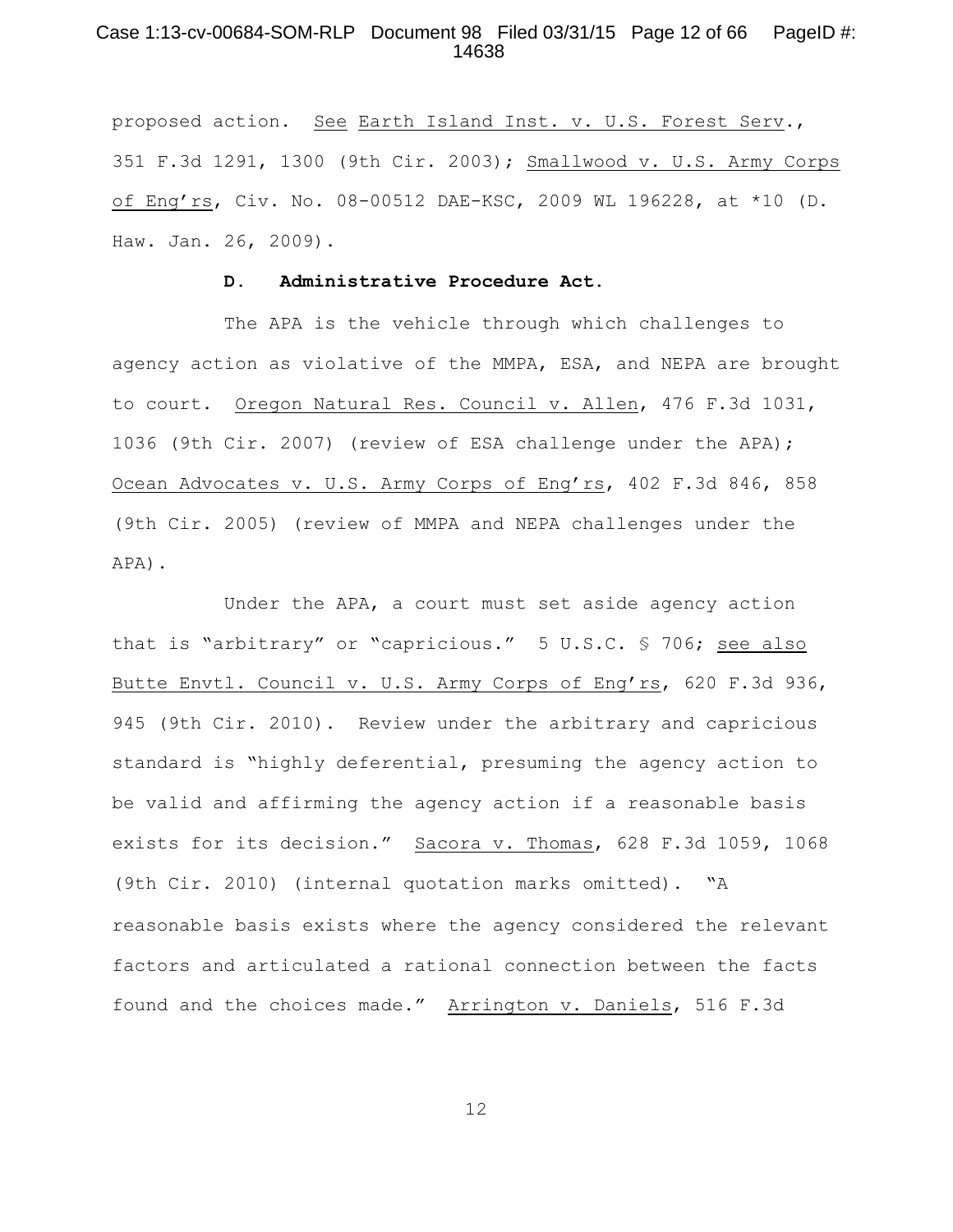proposed action. See Earth Island Inst. v. U.S. Forest Serv., 351 F.3d 1291, 1300 (9th Cir. 2003); Smallwood v. U.S. Army Corps of Eng'rs, Civ. No. 08-00512 DAE-KSC, 2009 WL 196228, at *10 (D. Haw. Jan. 26, 2009).

### D. Administrative Procedure Act.

The APA is the vehicle through which challenges to agency action as violative of the MMPA, ESA, and NEPA are brought to court. Oregon Natural Res. Council v. Allen, 476 F.3d 1031, 1036 (9th Cir. 2007) (review of ESA challenge under the APA); Ocean Advocates v. U.S. Army Corps of Eng'rs, 402 F.3d 846, 858 (9th Cir. 2005) (review of MMPA and NEPA challenges under the APA).

Under the APA, a court must set aside agency action that is "arbitrary" or "capricious." 5 U.S.C. § 706; see also Butte Envtl. Council v. U.S. Army Corps of Eng'rs, 620 F.3d 936, 945 (9th Cir. 2010). Review under the arbitrary and capricious standard is "highly deferential, presuming the agency action to be valid and affirming the agency action if a reasonable basis exists for its decision." Sacora v. Thomas, 628 F.3d 1059, 1068 (9th Cir. 2010) (internal quotation marks omitted). "A reasonable basis exists where the agency considered the relevant factors and articulated a rational connection between the facts found and the choices made." Arrington v. Daniels, 516 F.3d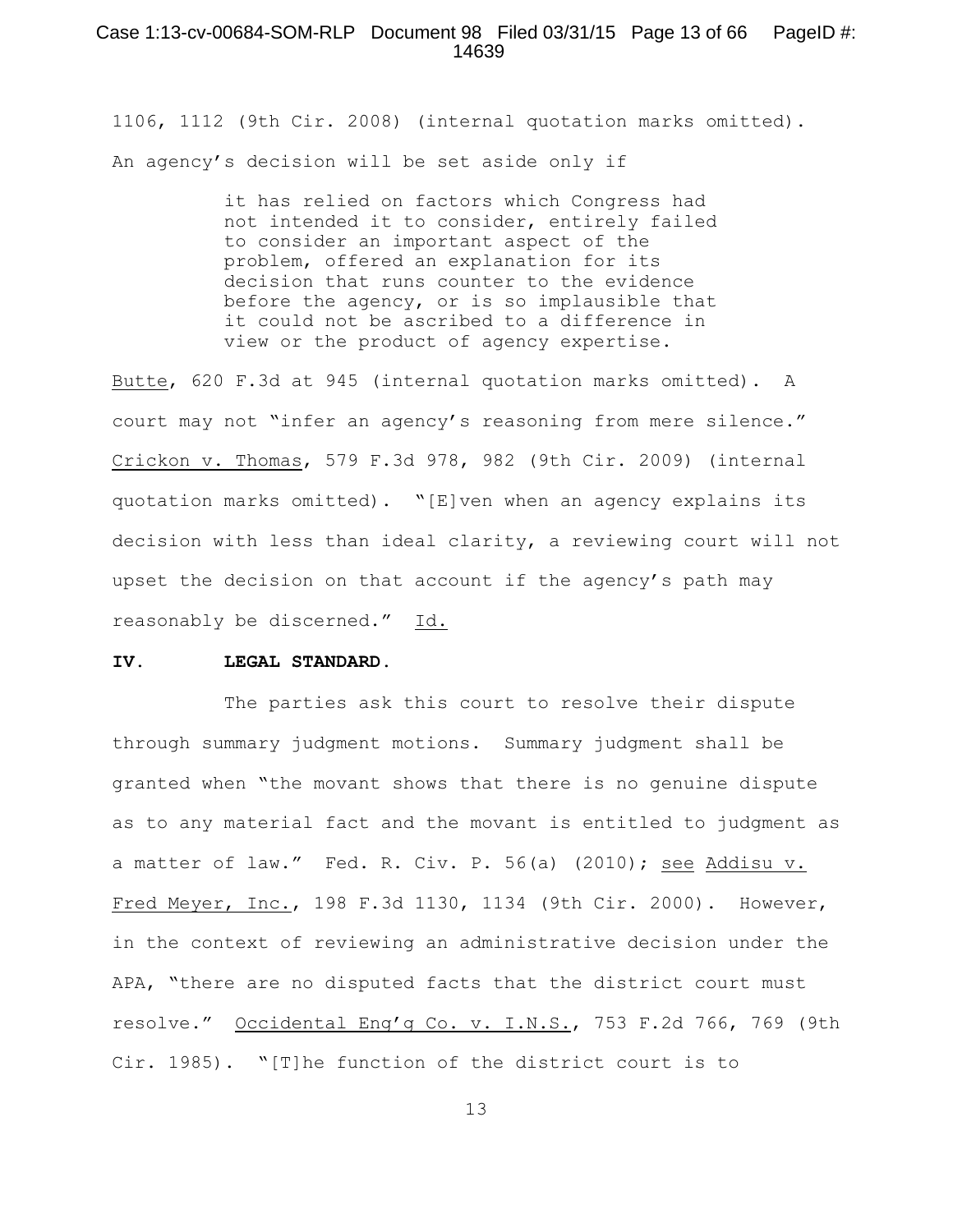1106, 1112 (9th Cir. 2008) (internal quotation marks omitted). An agency's decision will be set aside only if

> it has relied on factors which Congress had not intended it to consider, entirely failed to consider an important aspect of the problem, offered an explanation for its decision that runs counter to the evidence before the agency, or is so implausible that it could not be ascribed to a difference in view or the product of agency expertise.

Butte, 620 F.3d at 945 (internal quotation marks omitted). A court may not "infer an agency's reasoning from mere silence." Crickon v. Thomas, 579 F.3d 978, 982 (9th Cir. 2009) (internal quotation marks omitted). "[E]ven when an agency explains its decision with less than ideal clarity, a reviewing court will not upset the decision on that account if the agency's path may reasonably be discerned." Id.

## IV. LEGAL STANDARD.

The parties ask this court to resolve their dispute through summary judgment motions. Summary judgment shall be granted when "the movant shows that there is no genuine dispute as to any material fact and the movant is entitled to judgment as a matter of law." Fed. R. Civ. P. 56(a) (2010); see Addisu v. Fred Meyer, Inc., 198 F.3d 1130, 1134 (9th Cir. 2000). However, in the context of reviewing an administrative decision under the APA, "there are no disputed facts that the district court must resolve." Occidental Eng'g Co. v. I.N.S., 753 F.2d 766, 769 (9th Cir. 1985). "[T]he function of the district court is to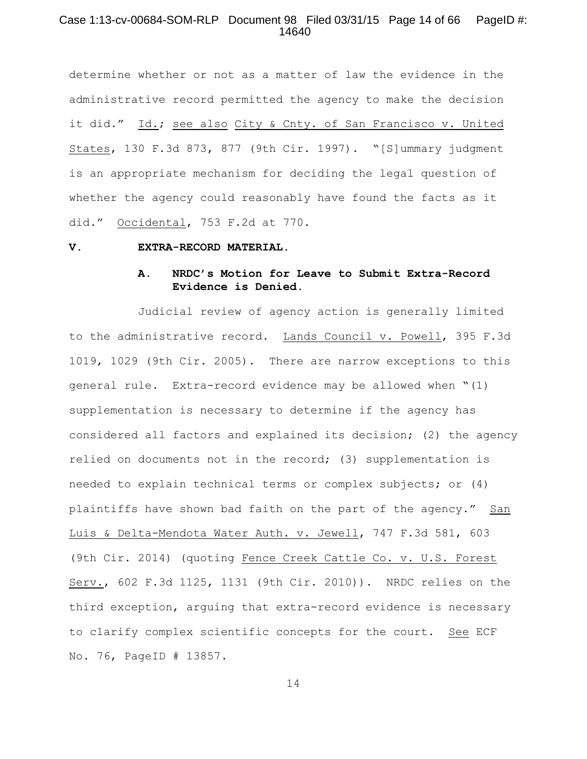determine whether or not as a matter of law the evidence in the administrative record permitted the agency to make the decision it did." Id.; see also City & Cnty. of San Francisco v. United States, 130 F.3d 873, 877 (9th Cir. 1997). "[S]ummary judgment is an appropriate mechanism for deciding the legal question of whether the agency could reasonably have found the facts as it did." Occidental, 753 F.2d at 770.

## V. EXTRA-RECORD MATERIAL.

### A. NRDC's Motion for Leave to Submit Extra-Record Evidence is Denied.

Judicial review of agency action is generally limited to the administrative record. Lands Council v. Powell, 395 F.3d 1019, 1029 (9th Cir. 2005). There are narrow exceptions to this general rule. Extra-record evidence may be allowed when "(1) supplementation is necessary to determine if the agency has considered all factors and explained its decision; (2) the agency relied on documents not in the record; (3) supplementation is needed to explain technical terms or complex subjects; or (4) plaintiffs have shown bad faith on the part of the agency." San Luis & Delta-Mendota Water Auth. v. Jewell, 747 F.3d 581, 603 (9th Cir. 2014) (quoting Fence Creek Cattle Co. v. U.S. Forest Serv., 602 F.3d 1125, 1131 (9th Cir. 2010)). NRDC relies on the third exception, arguing that extra-record evidence is necessary to clarify complex scientific concepts for the court. See ECF No. 76, PageID # 13857.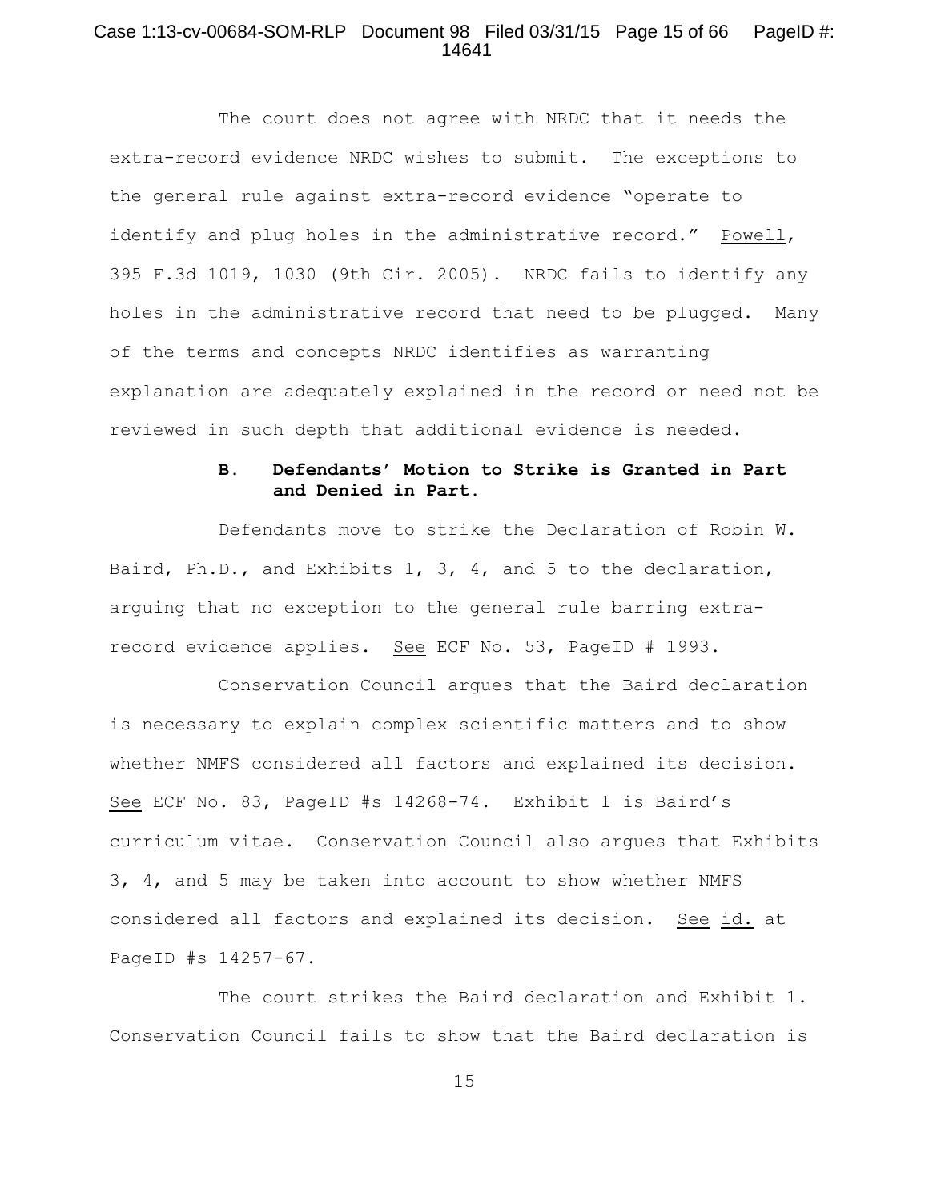The court does not agree with NRDC that it needs the extra-record evidence NRDC wishes to submit. The exceptions to the general rule against extra-record evidence "operate to identify and plug holes in the administrative record." Powell, 395 F.3d 1019, 1030 (9th Cir. 2005). NRDC fails to identify any holes in the administrative record that need to be plugged. Many of the terms and concepts NRDC identifies as warranting explanation are adequately explained in the record or need not be reviewed in such depth that additional evidence is needed.

### B. Defendants' Motion to Strike is Granted in Part and Denied in Part.

Defendants move to strike the Declaration of Robin W. Baird, Ph.D., and Exhibits 1, 3, 4, and 5 to the declaration, arguing that no exception to the general rule barring extra-record evidence applies. See ECF No. 53, PageID # 1993.

Conservation Council argues that the Baird declaration is necessary to explain complex scientific matters and to show whether NMFS considered all factors and explained its decision. See ECF No. 83, PageID #s 14268-74. Exhibit 1 is Baird's curriculum vitae. Conservation Council also argues that Exhibits 3, 4, and 5 may be taken into account to show whether NMFS considered all factors and explained its decision. See id. at PageID #s 14257-67.

The court strikes the Baird declaration and Exhibit 1. Conservation Council fails to show that the Baird declaration is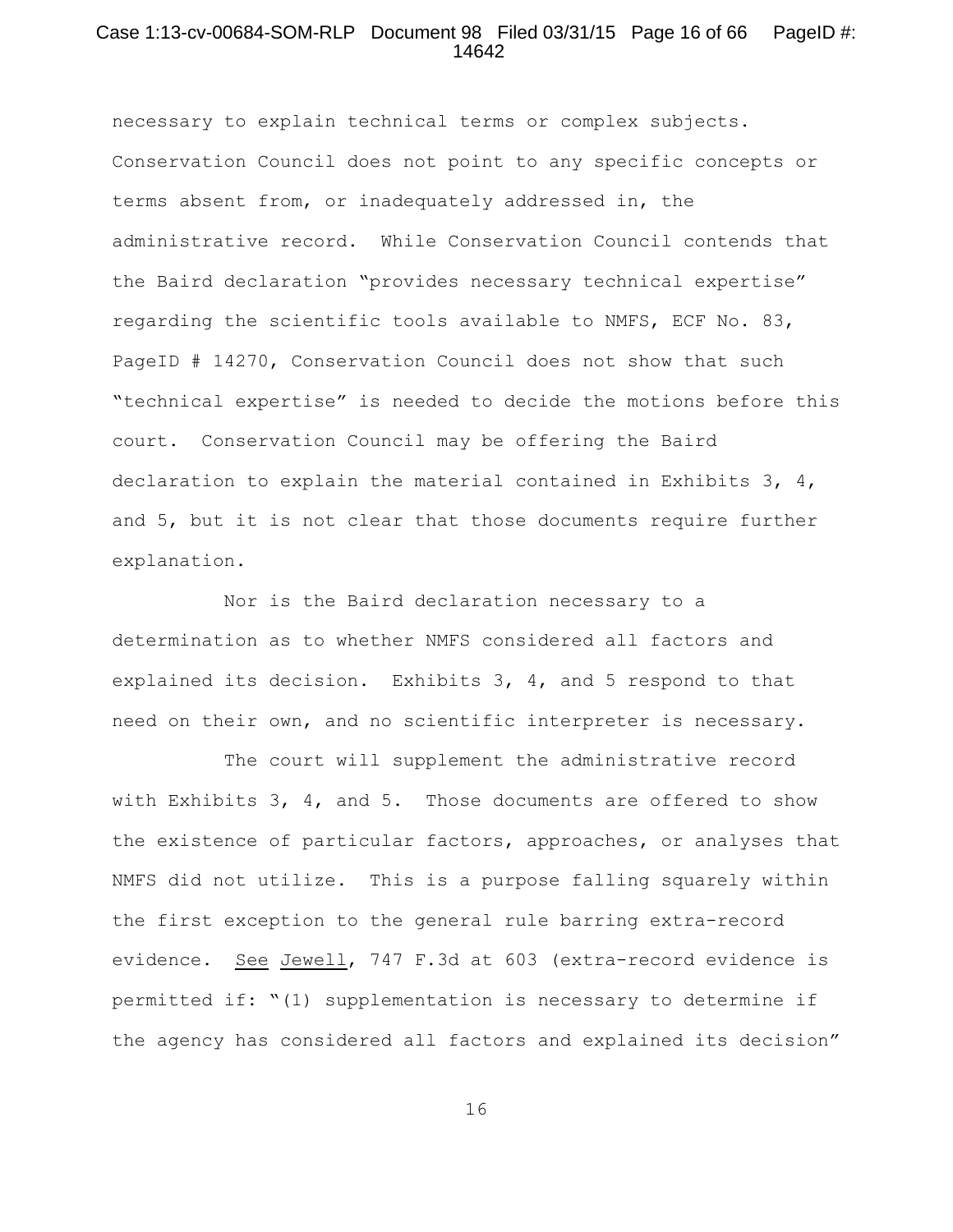necessary to explain technical terms or complex subjects. Conservation Council does not point to any specific concepts or terms absent from, or inadequately addressed in, the administrative record. While Conservation Council contends that the Baird declaration "provides necessary technical expertise" regarding the scientific tools available to NMFS, ECF No. 83, PageID # 14270, Conservation Council does not show that such "technical expertise" is needed to decide the motions before this court. Conservation Council may be offering the Baird declaration to explain the material contained in Exhibits 3, 4, and 5, but it is not clear that those documents require further explanation.

Nor is the Baird declaration necessary to a determination as to whether NMFS considered all factors and explained its decision. Exhibits 3, 4, and 5 respond to that need on their own, and no scientific interpreter is necessary.

The court will supplement the administrative record with Exhibits 3, 4, and 5. Those documents are offered to show the existence of particular factors, approaches, or analyses that NMFS did not utilize. This is a purpose falling squarely within the first exception to the general rule barring extra-record evidence. See Jewell, 747 F.3d at 603 (extra-record evidence is permitted if: "(1) supplementation is necessary to determine if the agency has considered all factors and explained its decision"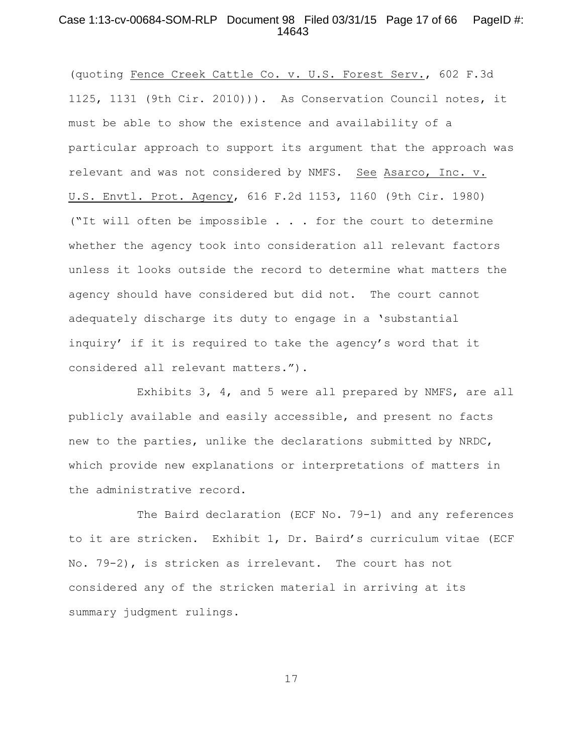(quoting Fence Creek Cattle Co. v. U.S. Forest Serv., 602 F.3d 1125, 1131 (9th Cir. 2010))). As Conservation Council notes, it must be able to show the existence and availability of a particular approach to support its argument that the approach was relevant and was not considered by NMFS. See Asarco, Inc. v. U.S. Envtl. Prot. Agency, 616 F.2d 1153, 1160 (9th Cir. 1980) ("It will often be impossible . . . for the court to determine whether the agency took into consideration all relevant factors unless it looks outside the record to determine what matters the agency should have considered but did not. The court cannot adequately discharge its duty to engage in a 'substantial inquiry' if it is required to take the agency's word that it considered all relevant matters.").

Exhibits 3, 4, and 5 were all prepared by NMFS, are all publicly available and easily accessible, and present no facts new to the parties, unlike the declarations submitted by NRDC, which provide new explanations or interpretations of matters in the administrative record.

The Baird declaration (ECF No. 79-1) and any references to it are stricken. Exhibit 1, Dr. Baird's curriculum vitae (ECF No. 79-2), is stricken as irrelevant. The court has not considered any of the stricken material in arriving at its summary judgment rulings.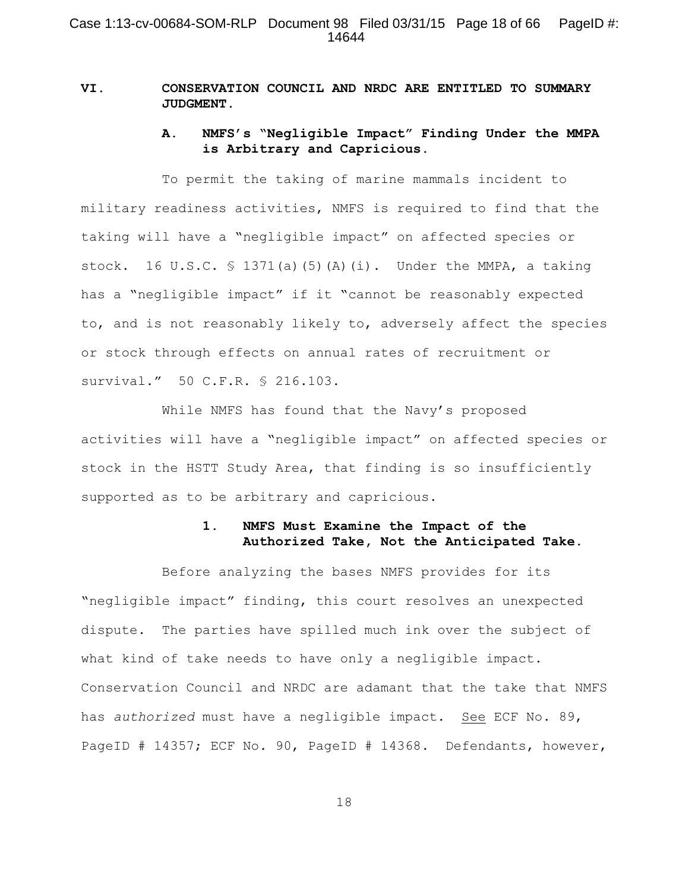## VI. CONSERVATION COUNCIL AND NRDC ARE ENTITLED TO SUMMARY JUDGMENT.

### A. NMFS's "Negligible Impact" Finding Under the MMPA is Arbitrary and Capricious.

To permit the taking of marine mammals incident to military readiness activities, NMFS is required to find that the taking will have a "negligible impact" on affected species or stock. 16 U.S.C. § 1371(a)(5)(A)(i). Under the MMPA, a taking has a "negligible impact" if it "cannot be reasonably expected to, and is not reasonably likely to, adversely affect the species or stock through effects on annual rates of recruitment or survival." 50 C.F.R. § 216.103.

While NMFS has found that the Navy's proposed activities will have a "negligible impact" on affected species or stock in the HSTT Study Area, that finding is so insufficiently supported as to be arbitrary and capricious.

#### 1. NMFS Must Examine the Impact of the Authorized Take, Not the Anticipated Take.

Before analyzing the bases NMFS provides for its "negligible impact" finding, this court resolves an unexpected dispute. The parties have spilled much ink over the subject of what kind of take needs to have only a negligible impact. Conservation Council and NRDC are adamant that the take that NMFS has *authorized* must have a negligible impact. See ECF No. 89, PageID # 14357; ECF No. 90, PageID # 14368. Defendants, however,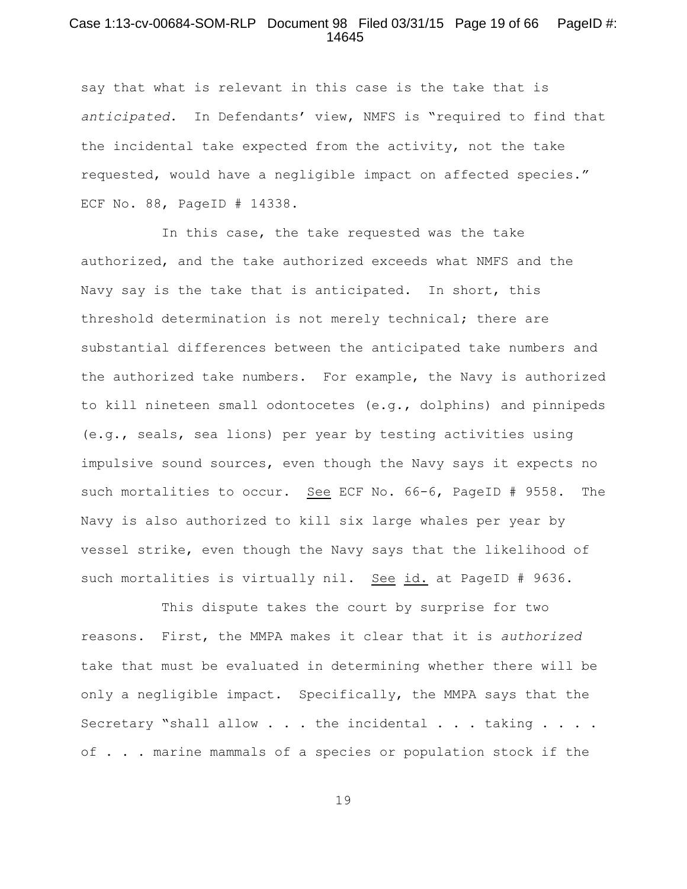say that what is relevant in this case is the take that is *anticipated*. In Defendants' view, NMFS is "required to find that the incidental take expected from the activity, not the take requested, would have a negligible impact on affected species." ECF No. 88, PageID # 14338.

In this case, the take requested was the take authorized, and the take authorized exceeds what NMFS and the Navy say is the take that is anticipated. In short, this threshold determination is not merely technical; there are substantial differences between the anticipated take numbers and the authorized take numbers. For example, the Navy is authorized to kill nineteen small odontocetes (e.g., dolphins) and pinnipeds (e.g., seals, sea lions) per year by testing activities using impulsive sound sources, even though the Navy says it expects no such mortalities to occur. See ECF No. 66-6, PageID # 9558. The Navy is also authorized to kill six large whales per year by vessel strike, even though the Navy says that the likelihood of such mortalities is virtually nil. See id. at PageID # 9636.

This dispute takes the court by surprise for two reasons. First, the MMPA makes it clear that it is *authorized* take that must be evaluated in determining whether there will be only a negligible impact. Specifically, the MMPA says that the Secretary "shall allow . . . the incidental . . . taking . . . . of . . . marine mammals of a species or population stock if the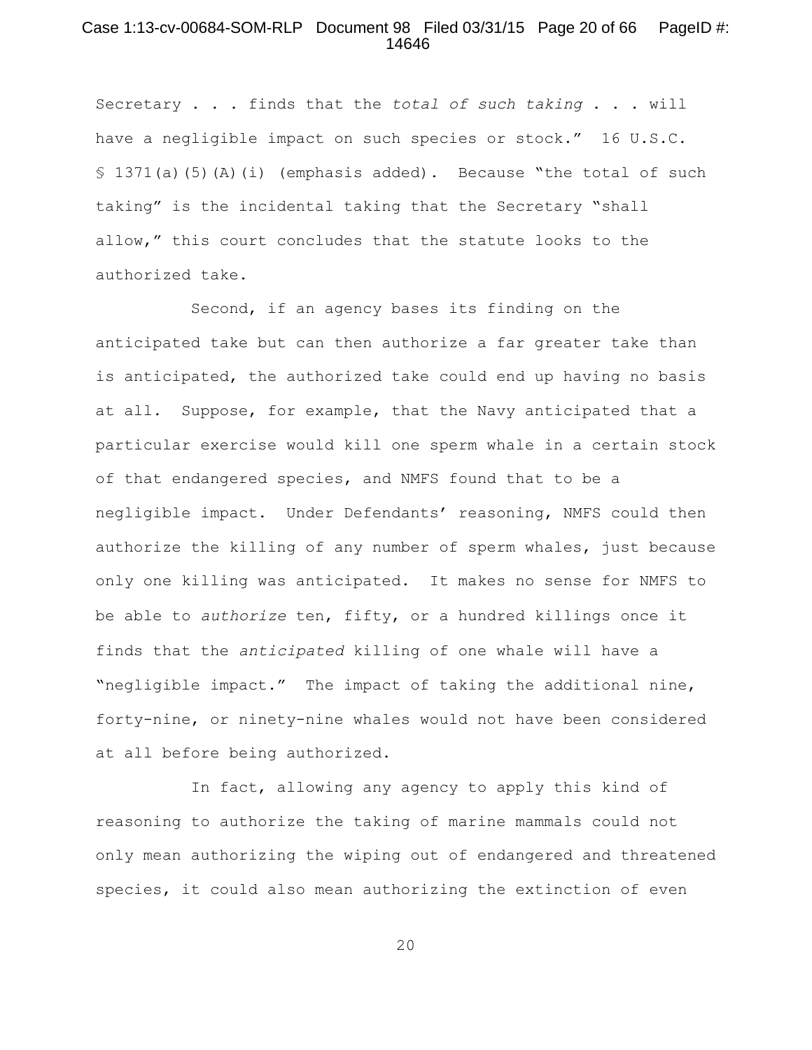Secretary . . . finds that the *total of such taking* . . . will have a negligible impact on such species or stock." 16 U.S.C. § 1371(a)(5)(A)(i) (emphasis added). Because "the total of such taking" is the incidental taking that the Secretary "shall allow," this court concludes that the statute looks to the authorized take.

Second, if an agency bases its finding on the anticipated take but can then authorize a far greater take than is anticipated, the authorized take could end up having no basis at all. Suppose, for example, that the Navy anticipated that a particular exercise would kill one sperm whale in a certain stock of that endangered species, and NMFS found that to be a negligible impact. Under Defendants' reasoning, NMFS could then authorize the killing of any number of sperm whales, just because only one killing was anticipated. It makes no sense for NMFS to be able to *authorize* ten, fifty, or a hundred killings once it finds that the *anticipated* killing of one whale will have a "negligible impact." The impact of taking the additional nine, forty-nine, or ninety-nine whales would not have been considered at all before being authorized.

In fact, allowing any agency to apply this kind of reasoning to authorize the taking of marine mammals could not only mean authorizing the wiping out of endangered and threatened species, it could also mean authorizing the extinction of even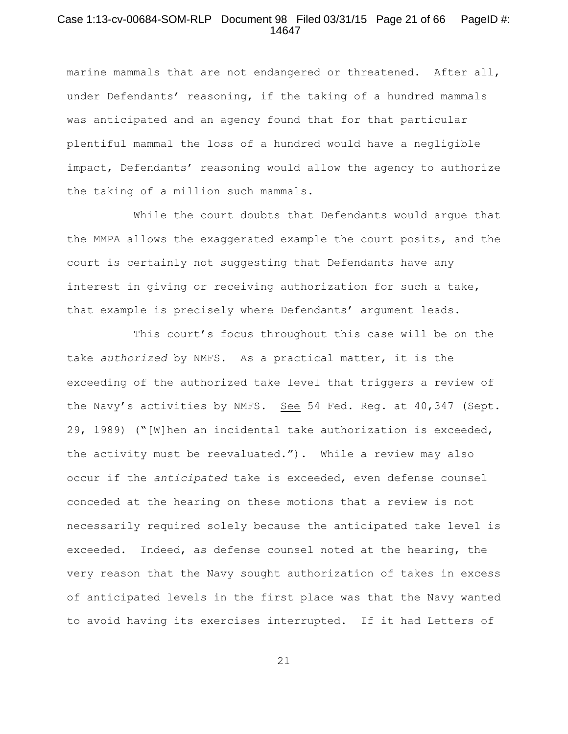marine mammals that are not endangered or threatened. After all, under Defendants' reasoning, if the taking of a hundred mammals was anticipated and an agency found that for that particular plentiful mammal the loss of a hundred would have a negligible impact, Defendants' reasoning would allow the agency to authorize the taking of a million such mammals.

While the court doubts that Defendants would argue that the MMPA allows the exaggerated example the court posits, and the court is certainly not suggesting that Defendants have any interest in giving or receiving authorization for such a take, that example is precisely where Defendants' argument leads.

This court's focus throughout this case will be on the take *authorized* by NMFS. As a practical matter, it is the exceeding of the authorized take level that triggers a review of the Navy's activities by NMFS. See 54 Fed. Reg. at 40,347 (Sept. 29, 1989) ("[W]hen an incidental take authorization is exceeded, the activity must be reevaluated."). While a review may also occur if the *anticipated* take is exceeded, even defense counsel conceded at the hearing on these motions that a review is not necessarily required solely because the anticipated take level is exceeded. Indeed, as defense counsel noted at the hearing, the very reason that the Navy sought authorization of takes in excess of anticipated levels in the first place was that the Navy wanted to avoid having its exercises interrupted. If it had Letters of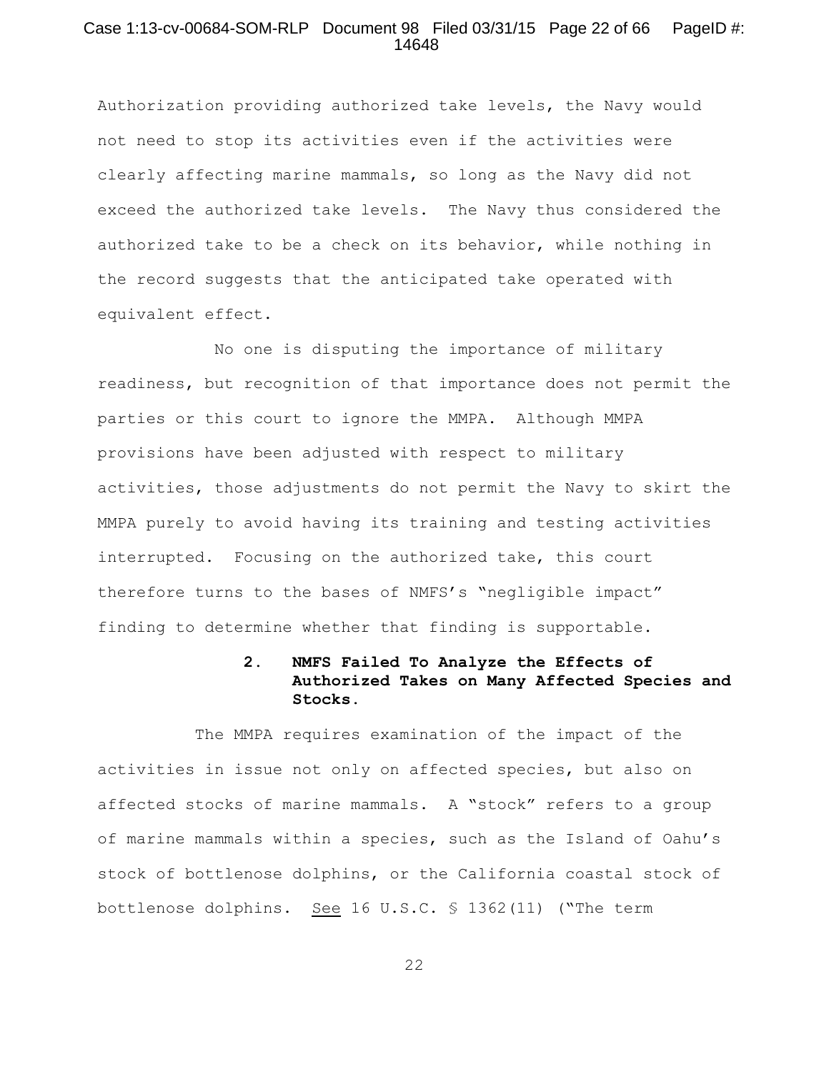Authorization providing authorized take levels, the Navy would not need to stop its activities even if the activities were clearly affecting marine mammals, so long as the Navy did not exceed the authorized take levels. The Navy thus considered the authorized take to be a check on its behavior, while nothing in the record suggests that the anticipated take operated with equivalent effect.

No one is disputing the importance of military readiness, but recognition of that importance does not permit the parties or this court to ignore the MMPA. Although MMPA provisions have been adjusted with respect to military activities, those adjustments do not permit the Navy to skirt the MMPA purely to avoid having its training and testing activities interrupted. Focusing on the authorized take, this court therefore turns to the bases of NMFS's "negligible impact" finding to determine whether that finding is supportable.

**2. NMFS Failed To Analyze the Effects of Authorized Takes on Many Affected Species and Stocks.**

The MMPA requires examination of the impact of the activities in issue not only on affected species, but also on affected stocks of marine mammals. A "stock" refers to a group of marine mammals within a species, such as the Island of Oahu's stock of bottlenose dolphins, or the California coastal stock of bottlenose dolphins. See 16 U.S.C. § 1362(11) ("The term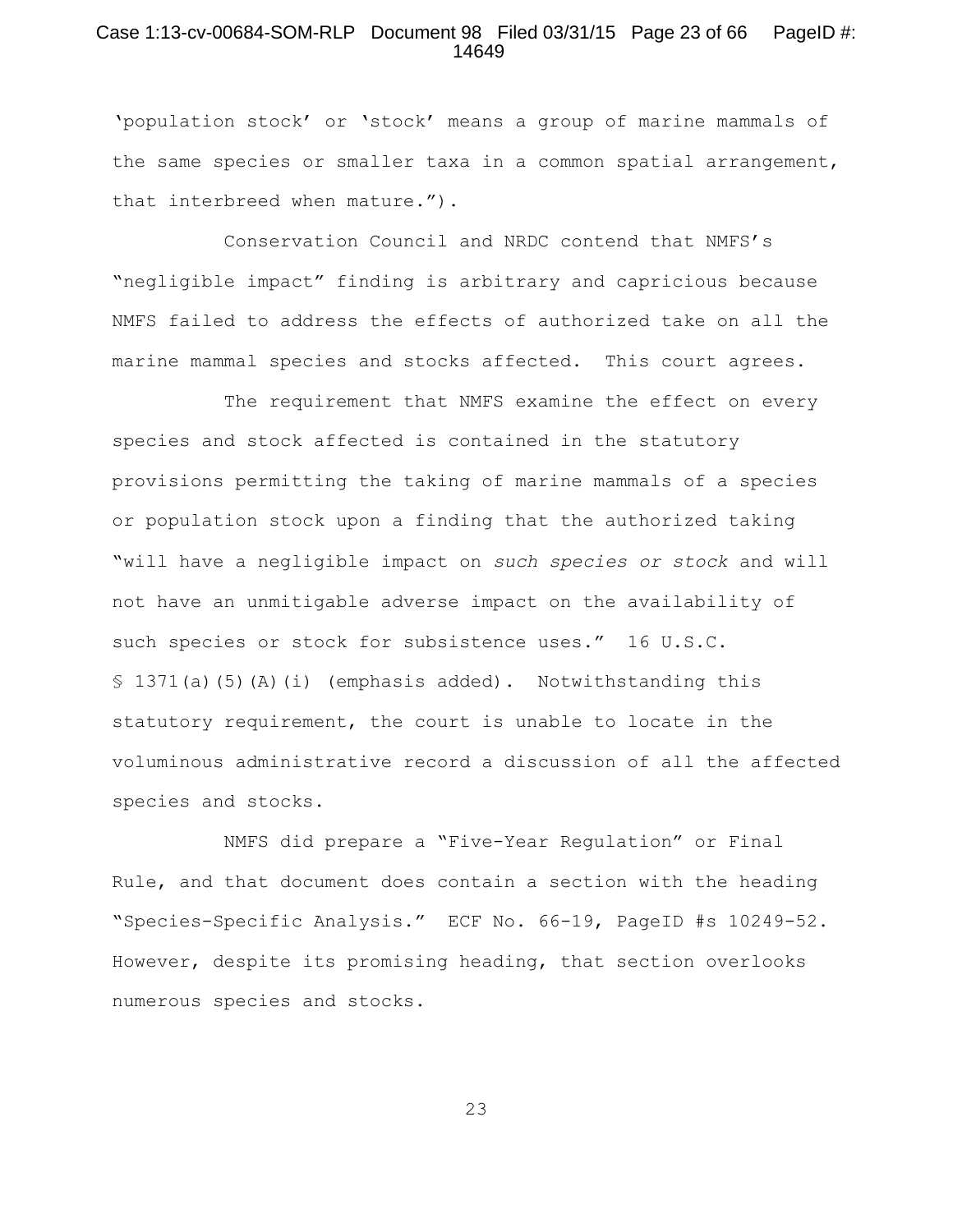'population stock' or 'stock' means a group of marine mammals of the same species or smaller taxa in a common spatial arrangement, that interbreed when mature.").

Conservation Council and NRDC contend that NMFS's "negligible impact" finding is arbitrary and capricious because NMFS failed to address the effects of authorized take on all the marine mammal species and stocks affected. This court agrees.

The requirement that NMFS examine the effect on every species and stock affected is contained in the statutory provisions permitting the taking of marine mammals of a species or population stock upon a finding that the authorized taking "will have a negligible impact on *such species or stock* and will not have an unmitigable adverse impact on the availability of such species or stock for subsistence uses." 16 U.S.C. § 1371(a)(5)(A)(i) (emphasis added). Notwithstanding this statutory requirement, the court is unable to locate in the voluminous administrative record a discussion of all the affected species and stocks.

NMFS did prepare a "Five-Year Regulation" or Final Rule, and that document does contain a section with the heading "Species-Specific Analysis." ECF No. 66-19, PageID #s 10249-52. However, despite its promising heading, that section overlooks numerous species and stocks.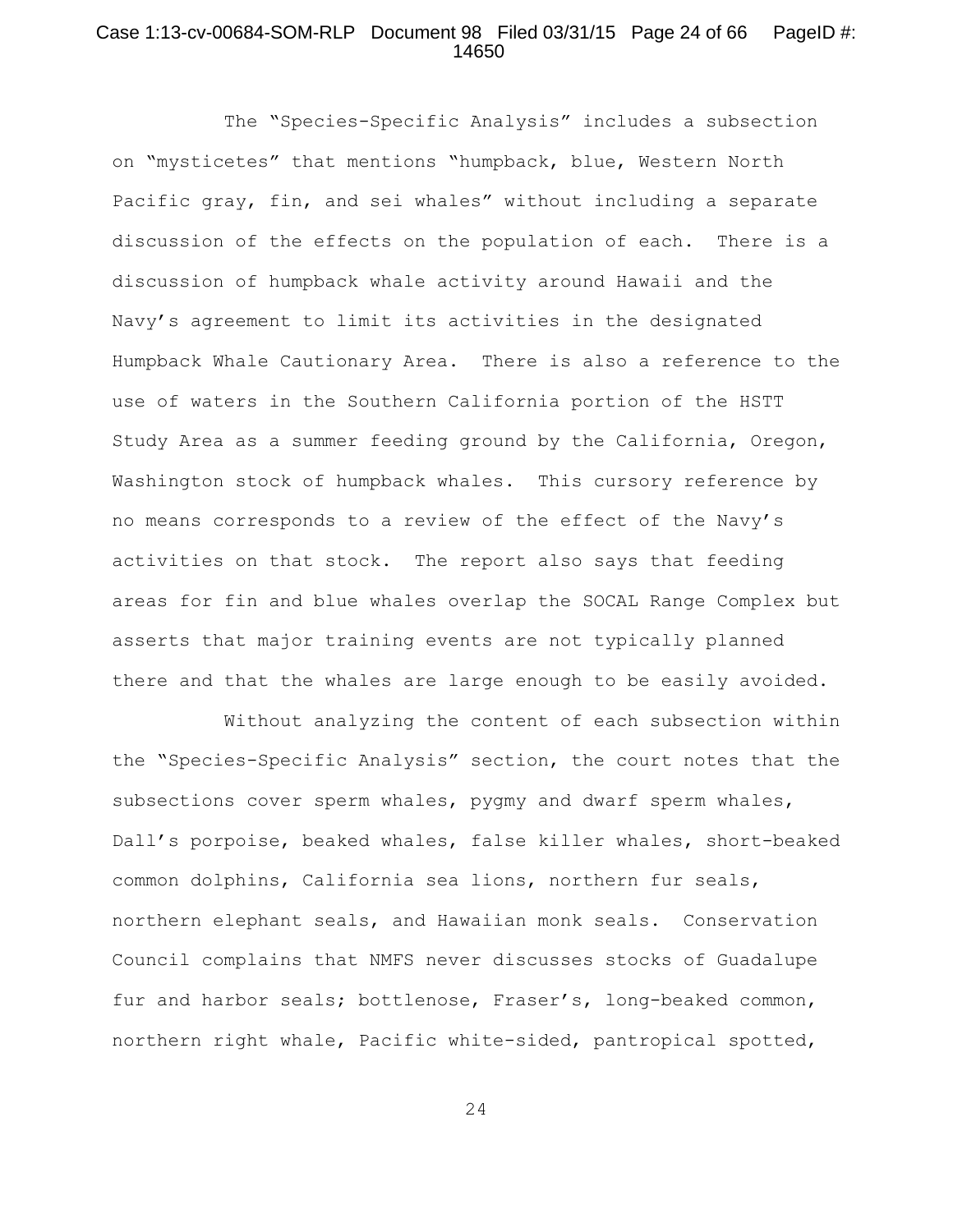The "Species-Specific Analysis" includes a subsection on "mysticetes" that mentions "humpback, blue, Western North Pacific gray, fin, and sei whales" without including a separate discussion of the effects on the population of each. There is a discussion of humpback whale activity around Hawaii and the Navy's agreement to limit its activities in the designated Humpback Whale Cautionary Area. There is also a reference to the use of waters in the Southern California portion of the HSTT Study Area as a summer feeding ground by the California, Oregon, Washington stock of humpback whales. This cursory reference by no means corresponds to a review of the effect of the Navy's activities on that stock. The report also says that feeding areas for fin and blue whales overlap the SOCAL Range Complex but asserts that major training events are not typically planned there and that the whales are large enough to be easily avoided.

Without analyzing the content of each subsection within the "Species-Specific Analysis" section, the court notes that the subsections cover sperm whales, pygmy and dwarf sperm whales, Dall's porpoise, beaked whales, false killer whales, short-beaked common dolphins, California sea lions, northern fur seals, northern elephant seals, and Hawaiian monk seals. Conservation Council complains that NMFS never discusses stocks of Guadalupe fur and harbor seals; bottlenose, Fraser's, long-beaked common, northern right whale, Pacific white-sided, pantropical spotted,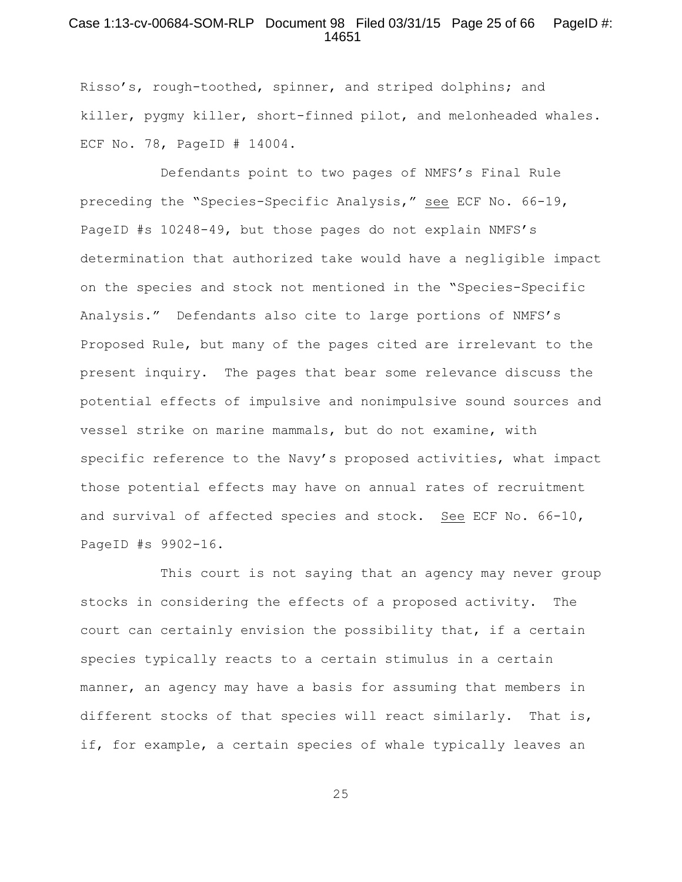Risso's, rough-toothed, spinner, and striped dolphins; and killer, pygmy killer, short-finned pilot, and melonheaded whales. ECF No. 78, PageID # 14004.

Defendants point to two pages of NMFS's Final Rule preceding the "Species-Specific Analysis," see ECF No. 66-19, PageID #s 10248-49, but those pages do not explain NMFS's determination that authorized take would have a negligible impact on the species and stock not mentioned in the "Species-Specific Analysis." Defendants also cite to large portions of NMFS's Proposed Rule, but many of the pages cited are irrelevant to the present inquiry. The pages that bear some relevance discuss the potential effects of impulsive and nonimpulsive sound sources and vessel strike on marine mammals, but do not examine, with specific reference to the Navy's proposed activities, what impact those potential effects may have on annual rates of recruitment and survival of affected species and stock. See ECF No. 66-10, PageID #s 9902-16.

This court is not saying that an agency may never group stocks in considering the effects of a proposed activity. The court can certainly envision the possibility that, if a certain species typically reacts to a certain stimulus in a certain manner, an agency may have a basis for assuming that members in different stocks of that species will react similarly. That is, if, for example, a certain species of whale typically leaves an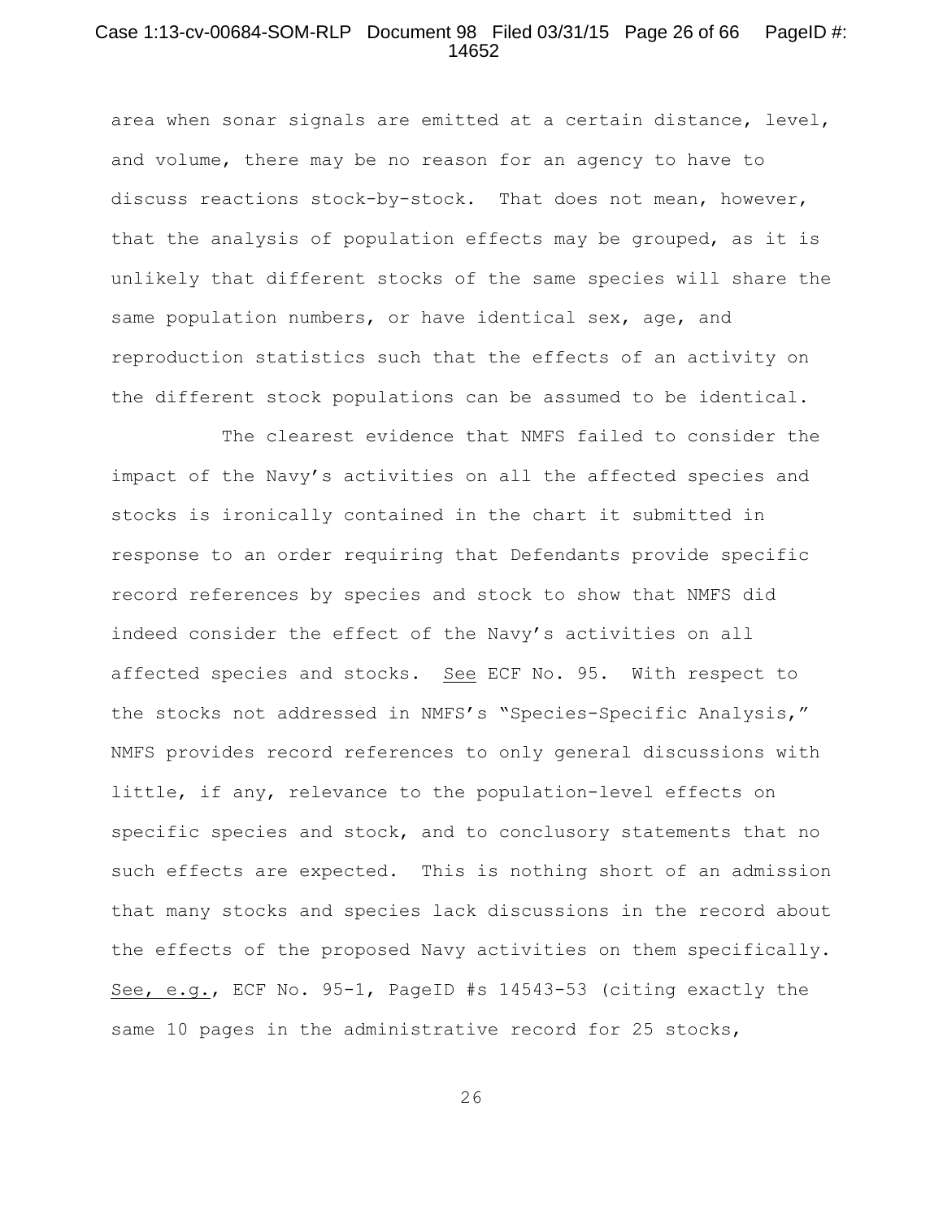area when sonar signals are emitted at a certain distance, level, and volume, there may be no reason for an agency to have to discuss reactions stock-by-stock. That does not mean, however, that the analysis of population effects may be grouped, as it is unlikely that different stocks of the same species will share the same population numbers, or have identical sex, age, and reproduction statistics such that the effects of an activity on the different stock populations can be assumed to be identical.

The clearest evidence that NMFS failed to consider the impact of the Navy's activities on all the affected species and stocks is ironically contained in the chart it submitted in response to an order requiring that Defendants provide specific record references by species and stock to show that NMFS did indeed consider the effect of the Navy's activities on all affected species and stocks. See ECF No. 95. With respect to the stocks not addressed in NMFS's "Species-Specific Analysis," NMFS provides record references to only general discussions with little, if any, relevance to the population-level effects on specific species and stock, and to conclusory statements that no such effects are expected. This is nothing short of an admission that many stocks and species lack discussions in the record about the effects of the proposed Navy activities on them specifically. See, e.g., ECF No. 95-1, PageID #s 14543-53 (citing exactly the same 10 pages in the administrative record for 25 stocks,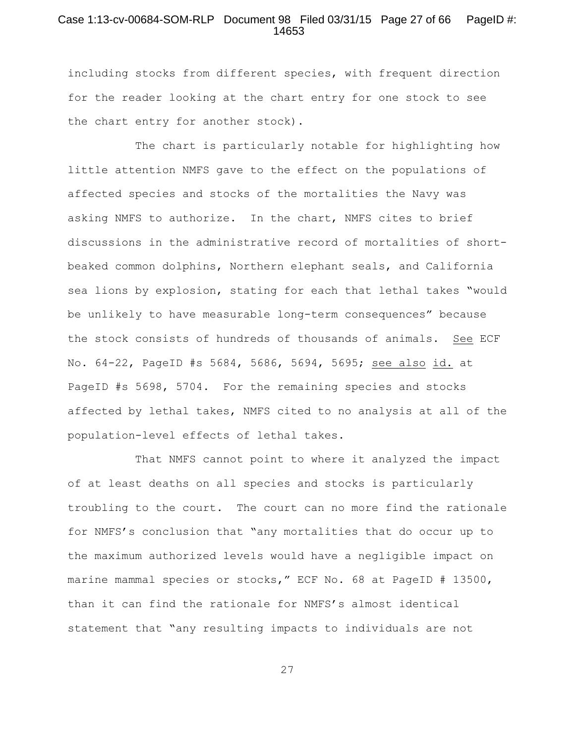including stocks from different species, with frequent direction for the reader looking at the chart entry for one stock to see the chart entry for another stock).

The chart is particularly notable for highlighting how little attention NMFS gave to the effect on the populations of affected species and stocks of the mortalities the Navy was asking NMFS to authorize. In the chart, NMFS cites to brief discussions in the administrative record of mortalities of short-beaked common dolphins, Northern elephant seals, and California sea lions by explosion, stating for each that lethal takes "would be unlikely to have measurable long-term consequences" because the stock consists of hundreds of thousands of animals. See ECF No. 64-22, PageID #s 5684, 5686, 5694, 5695; see also id. at PageID #s 5698, 5704. For the remaining species and stocks affected by lethal takes, NMFS cited to no analysis at all of the population-level effects of lethal takes.

That NMFS cannot point to where it analyzed the impact of at least deaths on all species and stocks is particularly troubling to the court. The court can no more find the rationale for NMFS's conclusion that "any mortalities that do occur up to the maximum authorized levels would have a negligible impact on marine mammal species or stocks," ECF No. 68 at PageID # 13500, than it can find the rationale for NMFS's almost identical statement that "any resulting impacts to individuals are not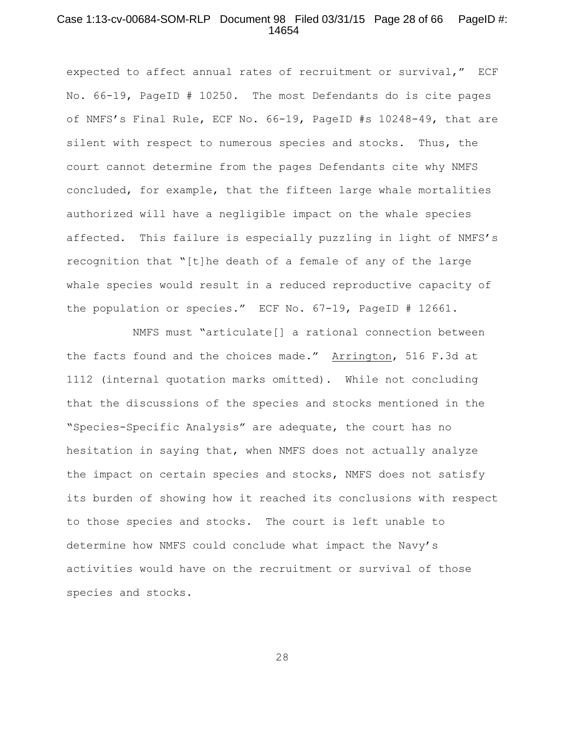expected to affect annual rates of recruitment or survival," ECF No. 66-19, PageID # 10250. The most Defendants do is cite pages of NMFS's Final Rule, ECF No. 66-19, PageID #s 10248-49, that are silent with respect to numerous species and stocks. Thus, the court cannot determine from the pages Defendants cite why NMFS concluded, for example, that the fifteen large whale mortalities authorized will have a negligible impact on the whale species affected. This failure is especially puzzling in light of NMFS's recognition that "[t]he death of a female of any of the large whale species would result in a reduced reproductive capacity of the population or species." ECF No. 67-19, PageID # 12661.

NMFS must "articulate[] a rational connection between the facts found and the choices made." Arrington, 516 F.3d at 1112 (internal quotation marks omitted). While not concluding that the discussions of the species and stocks mentioned in the "Species-Specific Analysis" are adequate, the court has no hesitation in saying that, when NMFS does not actually analyze the impact on certain species and stocks, NMFS does not satisfy its burden of showing how it reached its conclusions with respect to those species and stocks. The court is left unable to determine how NMFS could conclude what impact the Navy's activities would have on the recruitment or survival of those species and stocks.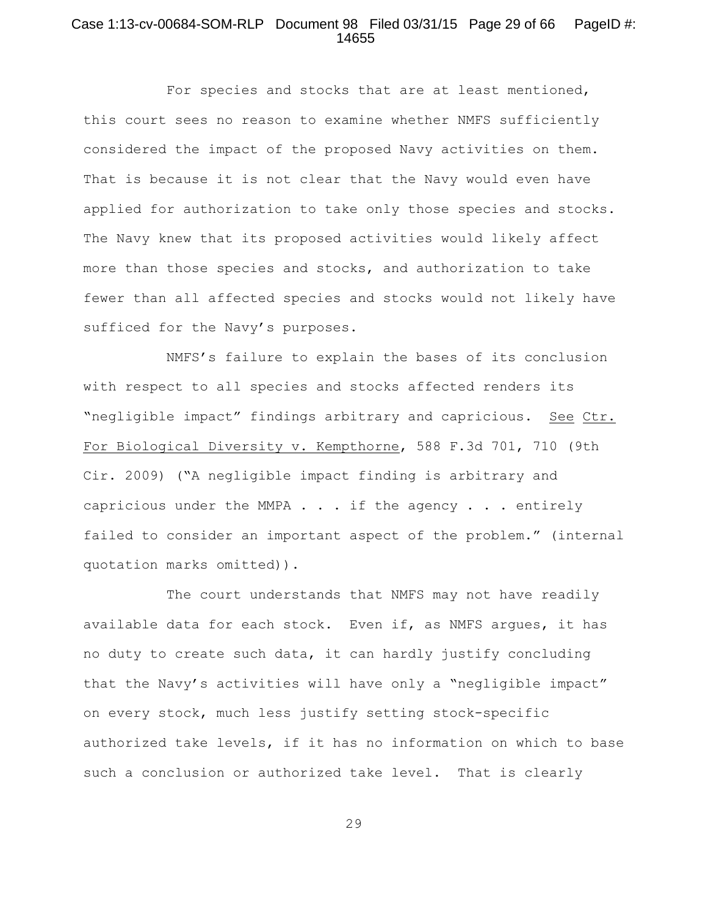For species and stocks that are at least mentioned, this court sees no reason to examine whether NMFS sufficiently considered the impact of the proposed Navy activities on them. That is because it is not clear that the Navy would even have applied for authorization to take only those species and stocks. The Navy knew that its proposed activities would likely affect more than those species and stocks, and authorization to take fewer than all affected species and stocks would not likely have sufficed for the Navy's purposes.

NMFS's failure to explain the bases of its conclusion with respect to all species and stocks affected renders its "negligible impact" findings arbitrary and capricious. See Ctr. For Biological Diversity v. Kempthorne, 588 F.3d 701, 710 (9th Cir. 2009) ("A negligible impact finding is arbitrary and capricious under the MMPA . . . if the agency . . . entirely failed to consider an important aspect of the problem." (internal quotation marks omitted)).

The court understands that NMFS may not have readily available data for each stock. Even if, as NMFS argues, it has no duty to create such data, it can hardly justify concluding that the Navy's activities will have only a "negligible impact" on every stock, much less justify setting stock-specific authorized take levels, if it has no information on which to base such a conclusion or authorized take level. That is clearly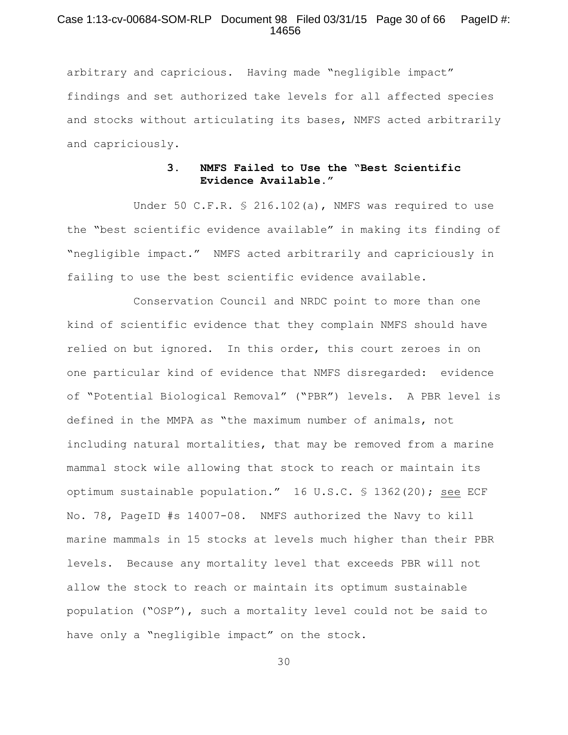arbitrary and capricious. Having made "negligible impact" findings and set authorized take levels for all affected species and stocks without articulating its bases, NMFS acted arbitrarily and capriciously.

### 3. NMFS Failed to Use the "Best Scientific Evidence Available."

Under 50 C.F.R. § 216.102(a), NMFS was required to use the "best scientific evidence available" in making its finding of "negligible impact." NMFS acted arbitrarily and capriciously in failing to use the best scientific evidence available.

Conservation Council and NRDC point to more than one kind of scientific evidence that they complain NMFS should have relied on but ignored. In this order, this court zeroes in on one particular kind of evidence that NMFS disregarded: evidence of "Potential Biological Removal" ("PBR") levels. A PBR level is defined in the MMPA as "the maximum number of animals, not including natural mortalities, that may be removed from a marine mammal stock wile allowing that stock to reach or maintain its optimum sustainable population." 16 U.S.C. § 1362(20); see ECF No. 78, PageID #s 14007-08. NMFS authorized the Navy to kill marine mammals in 15 stocks at levels much higher than their PBR levels. Because any mortality level that exceeds PBR will not allow the stock to reach or maintain its optimum sustainable population ("OSP"), such a mortality level could not be said to have only a "negligible impact" on the stock.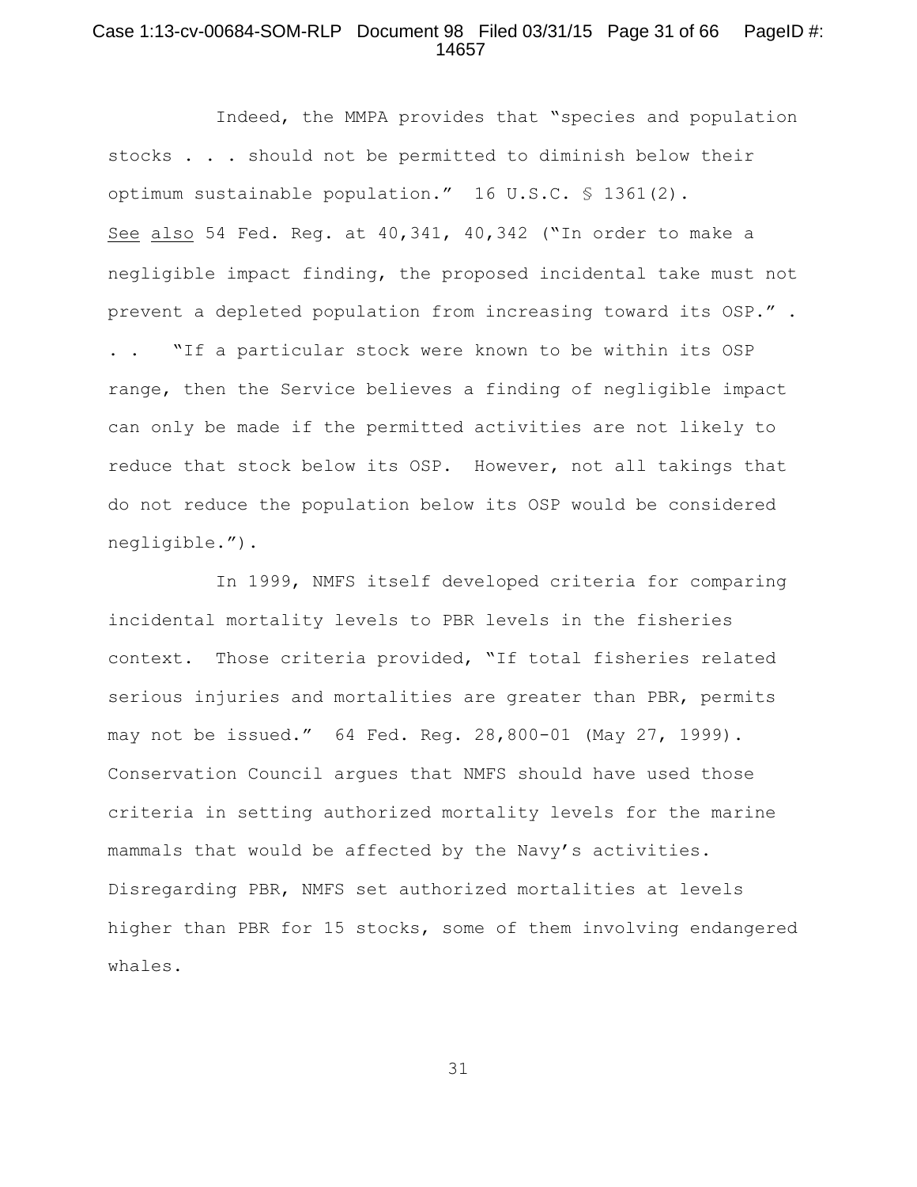Indeed, the MMPA provides that "species and population stocks . . . should not be permitted to diminish below their optimum sustainable population." 16 U.S.C. § 1361(2). See also 54 Fed. Reg. at 40,341, 40,342 ("In order to make a negligible impact finding, the proposed incidental take must not prevent a depleted population from increasing toward its OSP." . . . "If a particular stock were known to be within its OSP range, then the Service believes a finding of negligible impact can only be made if the permitted activities are not likely to reduce that stock below its OSP. However, not all takings that do not reduce the population below its OSP would be considered negligible.").

In 1999, NMFS itself developed criteria for comparing incidental mortality levels to PBR levels in the fisheries context. Those criteria provided, "If total fisheries related serious injuries and mortalities are greater than PBR, permits may not be issued." 64 Fed. Reg. 28,800-01 (May 27, 1999). Conservation Council argues that NMFS should have used those criteria in setting authorized mortality levels for the marine mammals that would be affected by the Navy's activities. Disregarding PBR, NMFS set authorized mortalities at levels higher than PBR for 15 stocks, some of them involving endangered whales.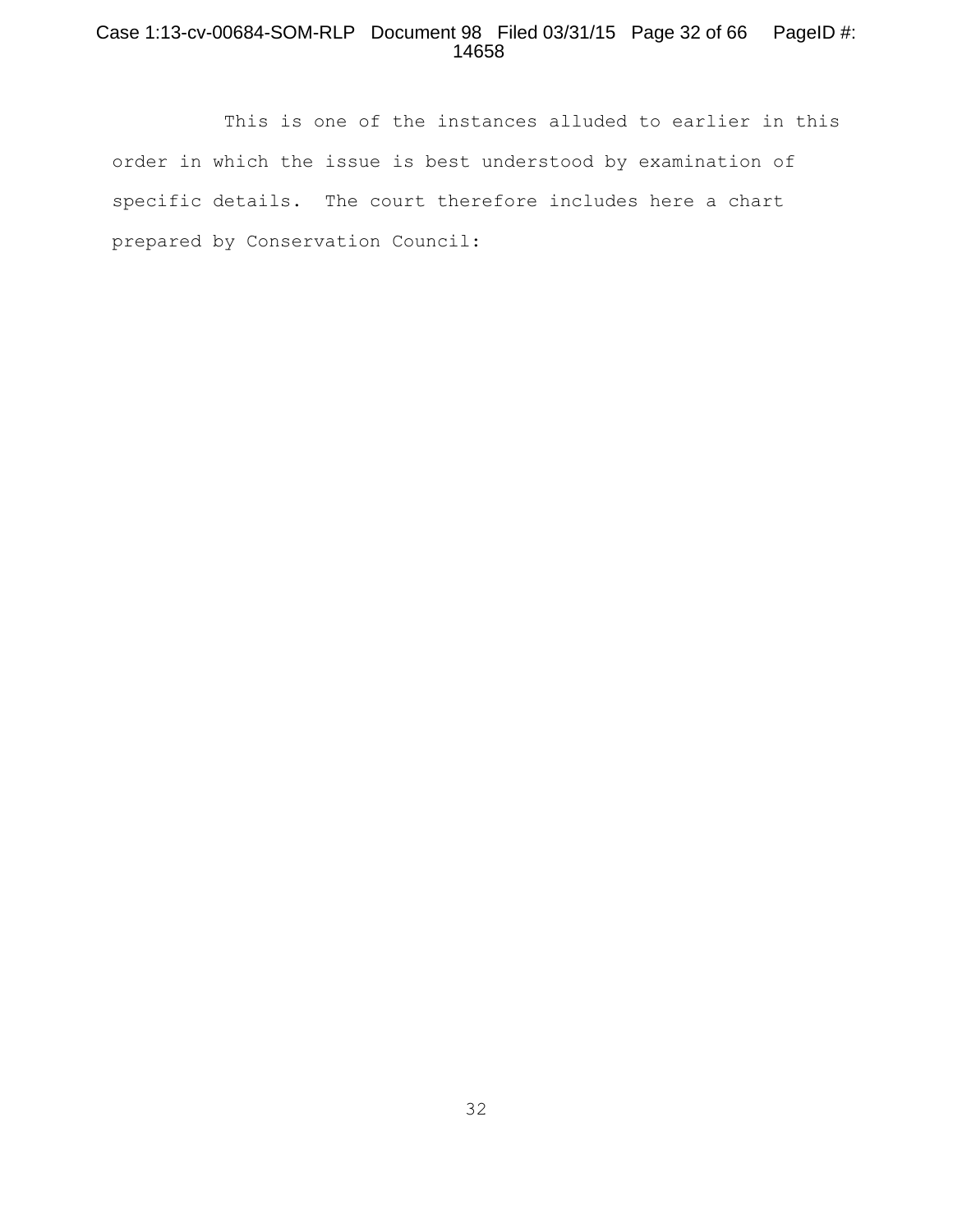This is one of the instances alluded to earlier in this order in which the issue is best understood by examination of specific details. The court therefore includes here a chart prepared by Conservation Council: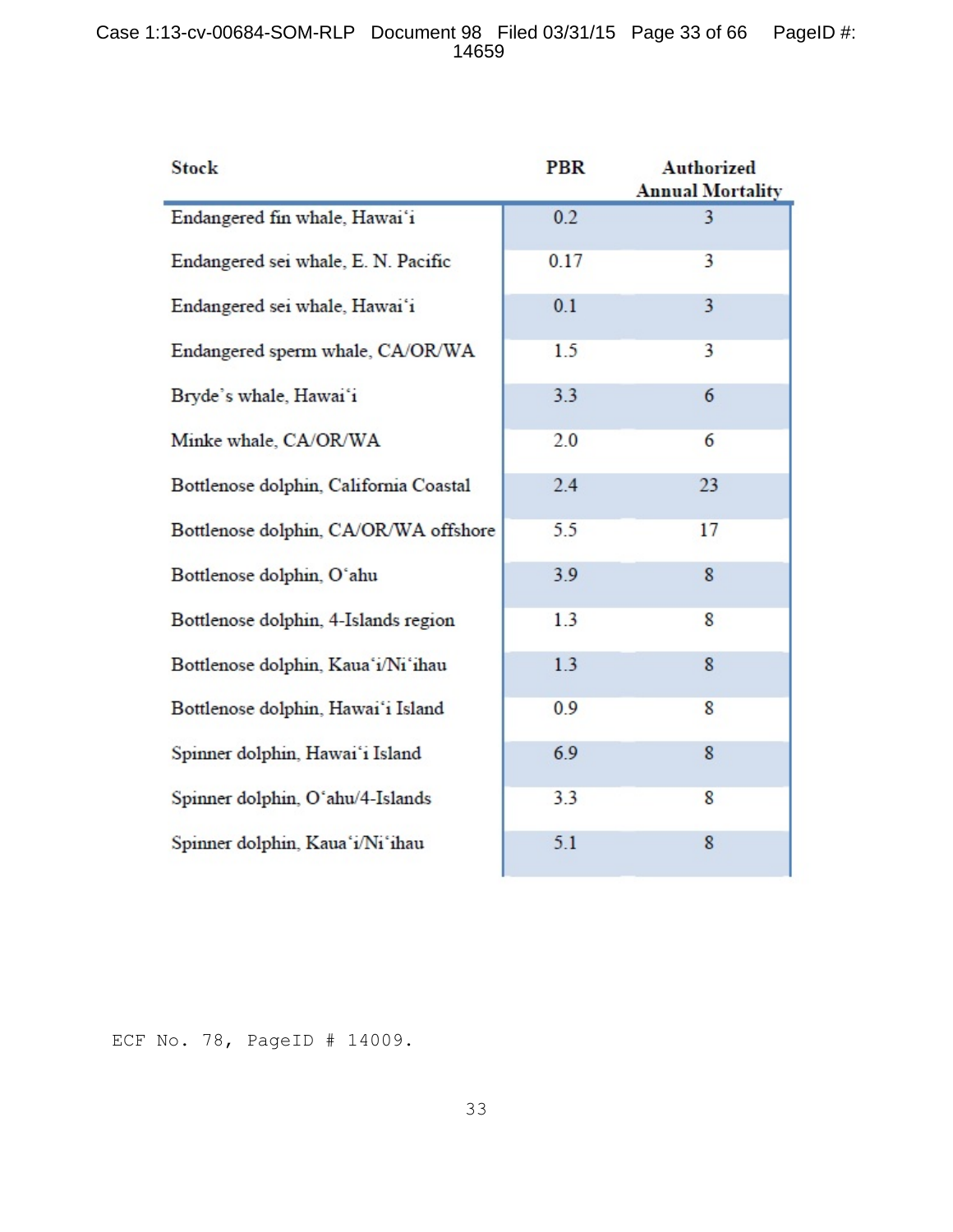| Stock | PBR | Authorized Annual Mortality |
|---|---|---|
| Endangered fin whale, Hawai'i | 0.2 | 3 |
| Endangered sei whale, E. N. Pacific | 0.17 | 3 |
| Endangered sei whale, Hawai'i | 0.1 | 3 |
| Endangered sperm whale, CA/OR/WA | 1.5 | 3 |
| Bryde's whale, Hawai'i | 3.3 | 6 |
| Minke whale, CA/OR/WA | 2.0 | 6 |
| Bottlenose dolphin, California Coastal | 2.4 | 23 |
| Bottlenose dolphin, CA/OR/WA offshore | 5.5 | 17 |
| Bottlenose dolphin, O'ahu | 3.9 | 8 |
| Bottlenose dolphin, 4-Islands region | 1.3 | 8 |
| Bottlenose dolphin, Kaua'i/Ni'ihau | 1.3 | 8 |
| Bottlenose dolphin, Hawai'i Island | 0.9 | 8 |
| Spinner dolphin, Hawai'i Island | 6.9 | 8 |
| Spinner dolphin, O'ahu/4-Islands | 3.3 | 8 |
| Spinner dolphin, Kaua'i/Ni'ihau | 5.1 | 8 |

ECF No. 78, PageID # 14009.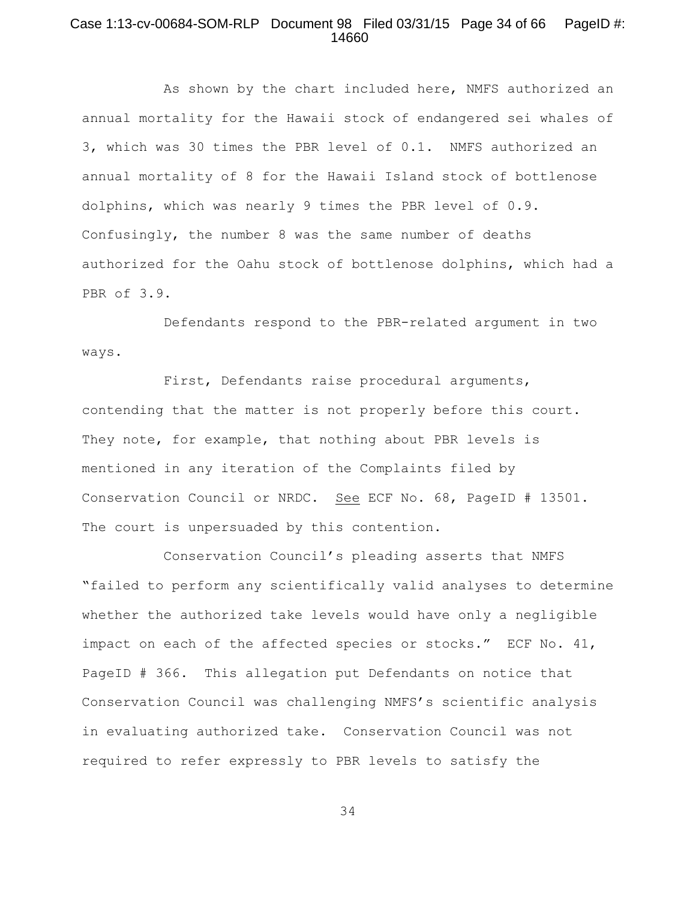As shown by the chart included here, NMFS authorized an annual mortality for the Hawaii stock of endangered sei whales of 3, which was 30 times the PBR level of 0.1. NMFS authorized an annual mortality of 8 for the Hawaii Island stock of bottlenose dolphins, which was nearly 9 times the PBR level of 0.9. Confusingly, the number 8 was the same number of deaths authorized for the Oahu stock of bottlenose dolphins, which had a PBR of 3.9.

Defendants respond to the PBR-related argument in two ways.

First, Defendants raise procedural arguments, contending that the matter is not properly before this court. They note, for example, that nothing about PBR levels is mentioned in any iteration of the Complaints filed by Conservation Council or NRDC. See ECF No. 68, PageID # 13501. The court is unpersuaded by this contention.

Conservation Council's pleading asserts that NMFS "failed to perform any scientifically valid analyses to determine whether the authorized take levels would have only a negligible impact on each of the affected species or stocks." ECF No. 41, PageID # 366. This allegation put Defendants on notice that Conservation Council was challenging NMFS's scientific analysis in evaluating authorized take. Conservation Council was not required to refer expressly to PBR levels to satisfy the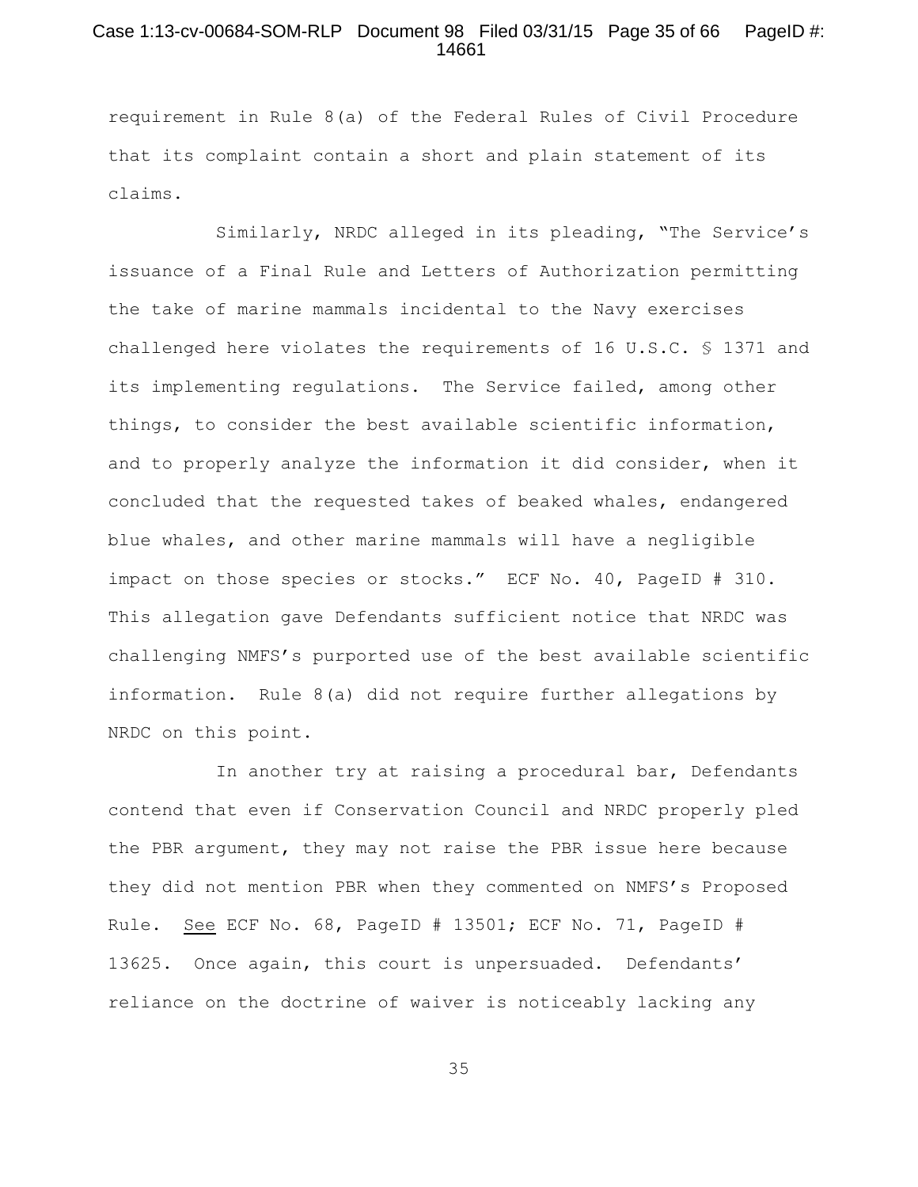requirement in Rule 8(a) of the Federal Rules of Civil Procedure that its complaint contain a short and plain statement of its claims.

Similarly, NRDC alleged in its pleading, "The Service's issuance of a Final Rule and Letters of Authorization permitting the take of marine mammals incidental to the Navy exercises challenged here violates the requirements of 16 U.S.C. § 1371 and its implementing regulations. The Service failed, among other things, to consider the best available scientific information, and to properly analyze the information it did consider, when it concluded that the requested takes of beaked whales, endangered blue whales, and other marine mammals will have a negligible impact on those species or stocks." ECF No. 40, PageID # 310. This allegation gave Defendants sufficient notice that NRDC was challenging NMFS's purported use of the best available scientific information. Rule 8(a) did not require further allegations by NRDC on this point.

In another try at raising a procedural bar, Defendants contend that even if Conservation Council and NRDC properly pled the PBR argument, they may not raise the PBR issue here because they did not mention PBR when they commented on NMFS's Proposed Rule. See ECF No. 68, PageID # 13501; ECF No. 71, PageID # 13625. Once again, this court is unpersuaded. Defendants' reliance on the doctrine of waiver is noticeably lacking any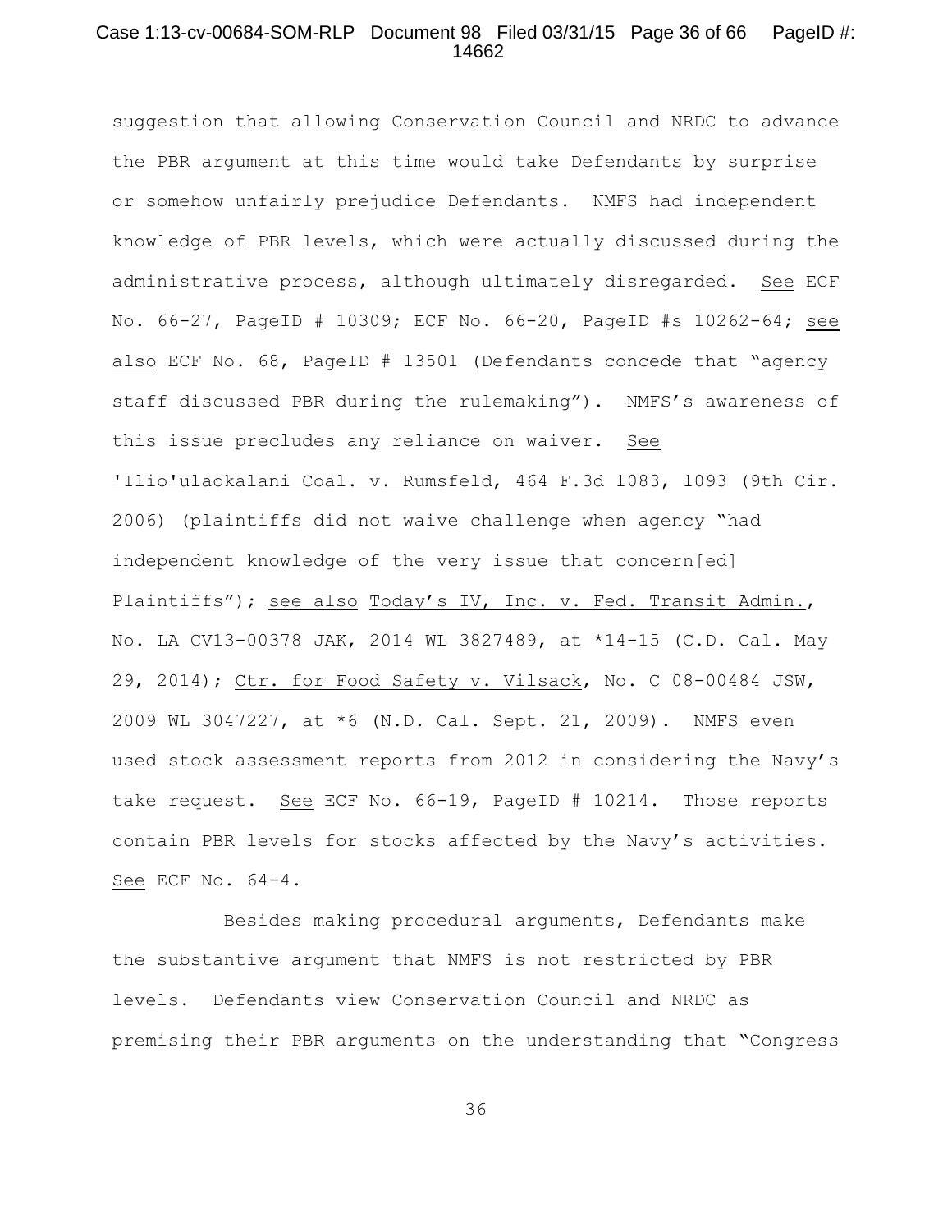suggestion that allowing Conservation Council and NRDC to advance the PBR argument at this time would take Defendants by surprise or somehow unfairly prejudice Defendants. NMFS had independent knowledge of PBR levels, which were actually discussed during the administrative process, although ultimately disregarded. See ECF No. 66-27, PageID # 10309; ECF No. 66-20, PageID #s 10262-64; see also ECF No. 68, PageID # 13501 (Defendants concede that "agency staff discussed PBR during the rulemaking"). NMFS's awareness of this issue precludes any reliance on waiver. See 'Ilio'ulaokalani Coal. v. Rumsfeld, 464 F.3d 1083, 1093 (9th Cir. 2006) (plaintiffs did not waive challenge when agency "had independent knowledge of the very issue that concern[ed] Plaintiffs"); see also Today's IV, Inc. v. Fed. Transit Admin., No. LA CV13-00378 JAK, 2014 WL 3827489, at *14-15 (C.D. Cal. May 29, 2014); Ctr. for Food Safety v. Vilsack, No. C 08-00484 JSW, 2009 WL 3047227, at *6 (N.D. Cal. Sept. 21, 2009). NMFS even used stock assessment reports from 2012 in considering the Navy's take request. See ECF No. 66-19, PageID # 10214. Those reports contain PBR levels for stocks affected by the Navy's activities. See ECF No. 64-4.

Besides making procedural arguments, Defendants make the substantive argument that NMFS is not restricted by PBR levels. Defendants view Conservation Council and NRDC as premising their PBR arguments on the understanding that "Congress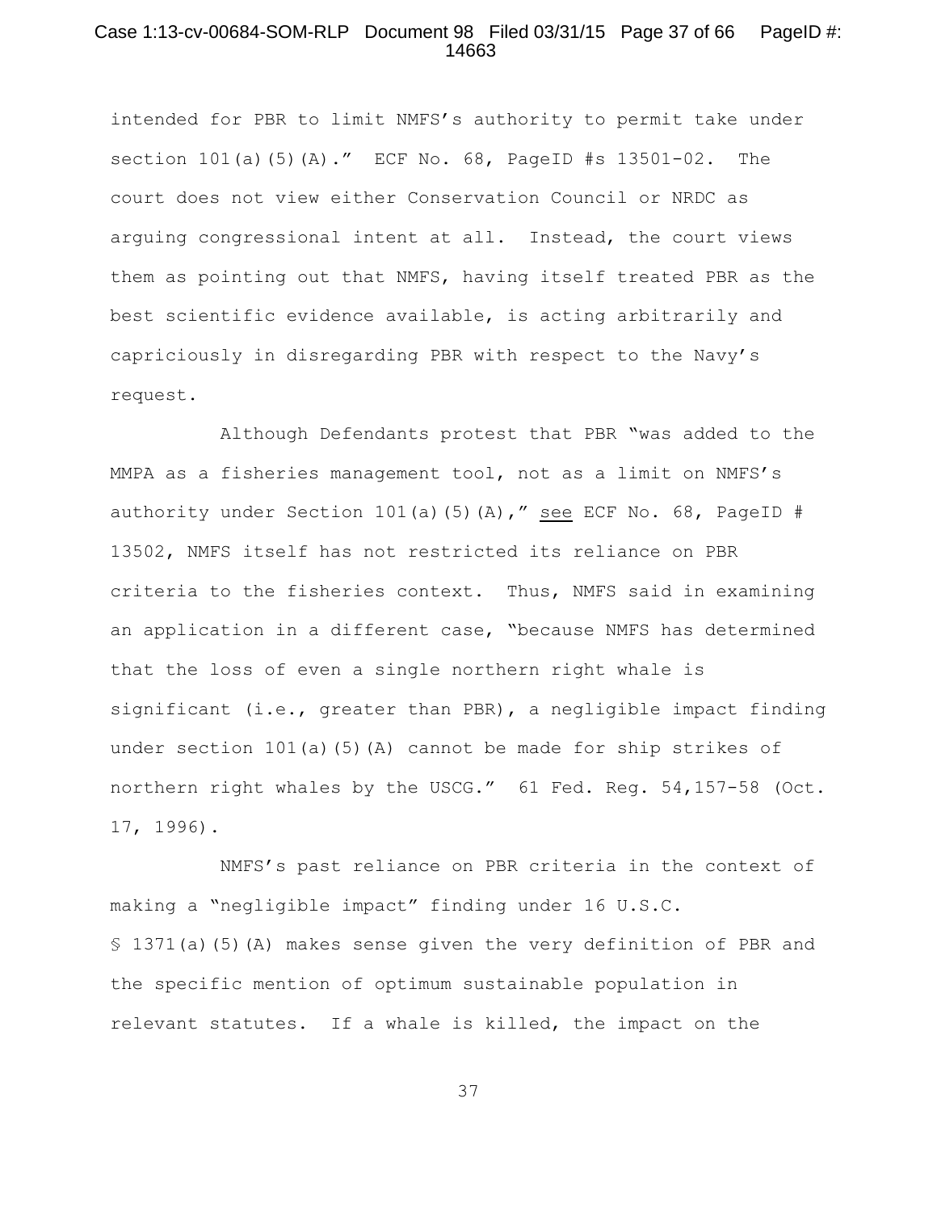intended for PBR to limit NMFS's authority to permit take under section 101(a)(5)(A)." ECF No. 68, PageID #s 13501-02. The court does not view either Conservation Council or NRDC as arguing congressional intent at all. Instead, the court views them as pointing out that NMFS, having itself treated PBR as the best scientific evidence available, is acting arbitrarily and capriciously in disregarding PBR with respect to the Navy's request.

Although Defendants protest that PBR "was added to the MMPA as a fisheries management tool, not as a limit on NMFS's authority under Section 101(a)(5)(A)," see ECF No. 68, PageID # 13502, NMFS itself has not restricted its reliance on PBR criteria to the fisheries context. Thus, NMFS said in examining an application in a different case, "because NMFS has determined that the loss of even a single northern right whale is significant (i.e., greater than PBR), a negligible impact finding under section 101(a)(5)(A) cannot be made for ship strikes of northern right whales by the USCG." 61 Fed. Reg. 54,157-58 (Oct. 17, 1996).

NMFS's past reliance on PBR criteria in the context of making a "negligible impact" finding under 16 U.S.C. § 1371(a)(5)(A) makes sense given the very definition of PBR and the specific mention of optimum sustainable population in relevant statutes. If a whale is killed, the impact on the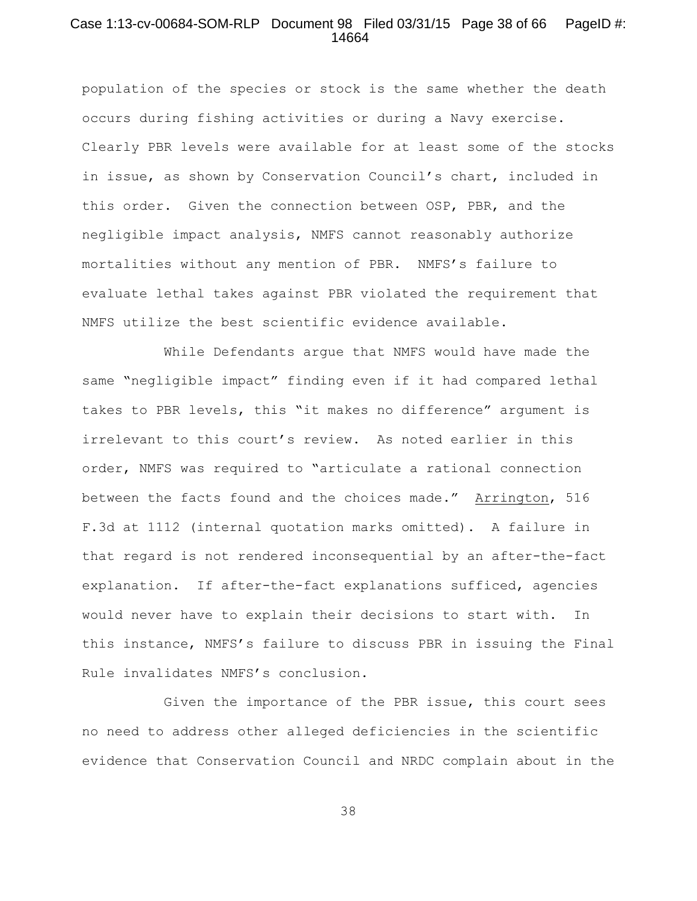population of the species or stock is the same whether the death occurs during fishing activities or during a Navy exercise. Clearly PBR levels were available for at least some of the stocks in issue, as shown by Conservation Council's chart, included in this order. Given the connection between OSP, PBR, and the negligible impact analysis, NMFS cannot reasonably authorize mortalities without any mention of PBR. NMFS's failure to evaluate lethal takes against PBR violated the requirement that NMFS utilize the best scientific evidence available.

While Defendants argue that NMFS would have made the same "negligible impact" finding even if it had compared lethal takes to PBR levels, this "it makes no difference" argument is irrelevant to this court's review. As noted earlier in this order, NMFS was required to "articulate a rational connection between the facts found and the choices made." Arrington, 516 F.3d at 1112 (internal quotation marks omitted). A failure in that regard is not rendered inconsequential by an after-the-fact explanation. If after-the-fact explanations sufficed, agencies would never have to explain their decisions to start with. In this instance, NMFS's failure to discuss PBR in issuing the Final Rule invalidates NMFS's conclusion.

Given the importance of the PBR issue, this court sees no need to address other alleged deficiencies in the scientific evidence that Conservation Council and NRDC complain about in the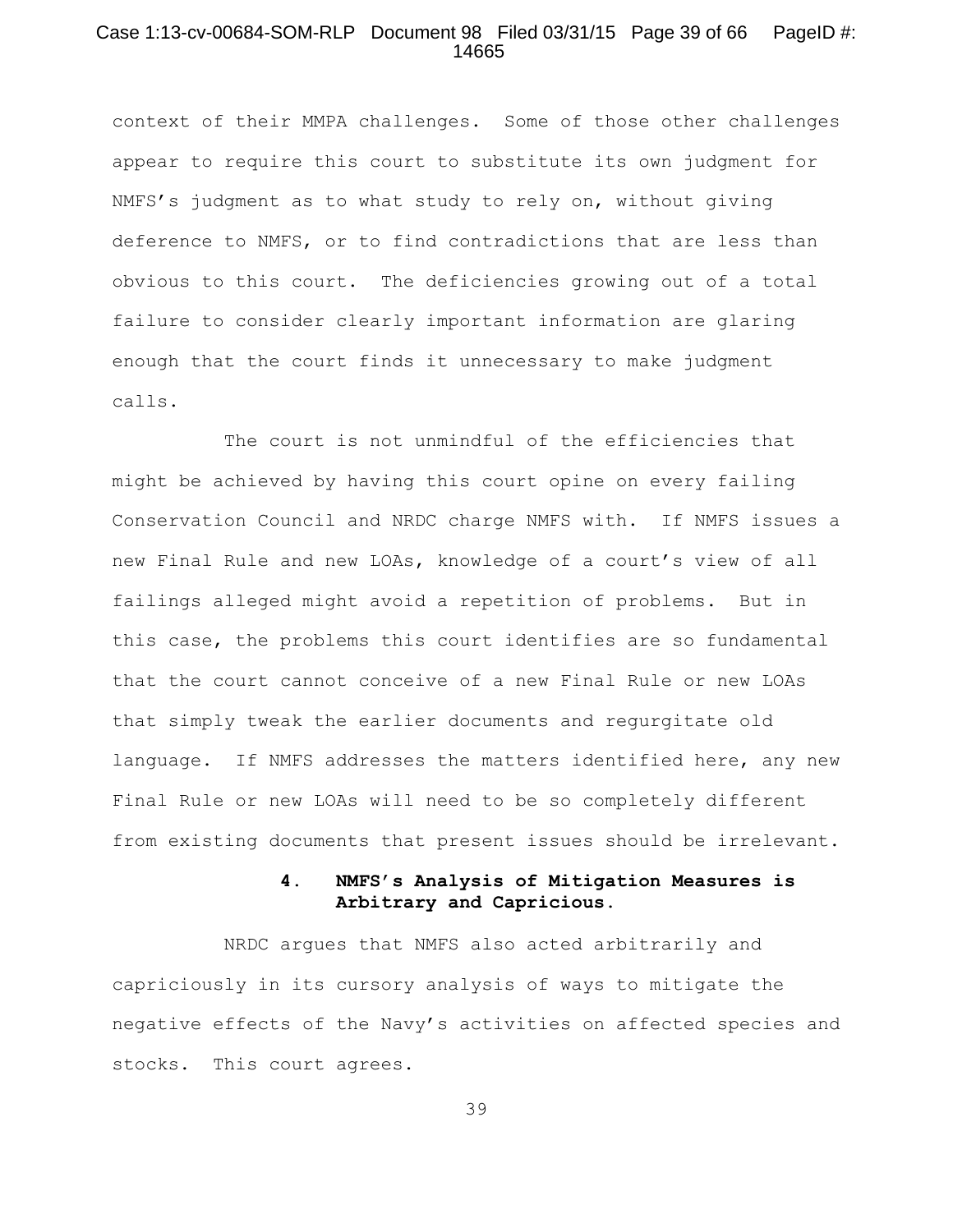context of their MMPA challenges. Some of those other challenges appear to require this court to substitute its own judgment for NMFS's judgment as to what study to rely on, without giving deference to NMFS, or to find contradictions that are less than obvious to this court. The deficiencies growing out of a total failure to consider clearly important information are glaring enough that the court finds it unnecessary to make judgment calls.

The court is not unmindful of the efficiencies that might be achieved by having this court opine on every failing Conservation Council and NRDC charge NMFS with. If NMFS issues a new Final Rule and new LOAs, knowledge of a court's view of all failings alleged might avoid a repetition of problems. But in this case, the problems this court identifies are so fundamental that the court cannot conceive of a new Final Rule or new LOAs that simply tweak the earlier documents and regurgitate old language. If NMFS addresses the matters identified here, any new Final Rule or new LOAs will need to be so completely different from existing documents that present issues should be irrelevant.

#### 4. NMFS's Analysis of Mitigation Measures is Arbitrary and Capricious.

NRDC argues that NMFS also acted arbitrarily and capriciously in its cursory analysis of ways to mitigate the negative effects of the Navy's activities on affected species and stocks. This court agrees.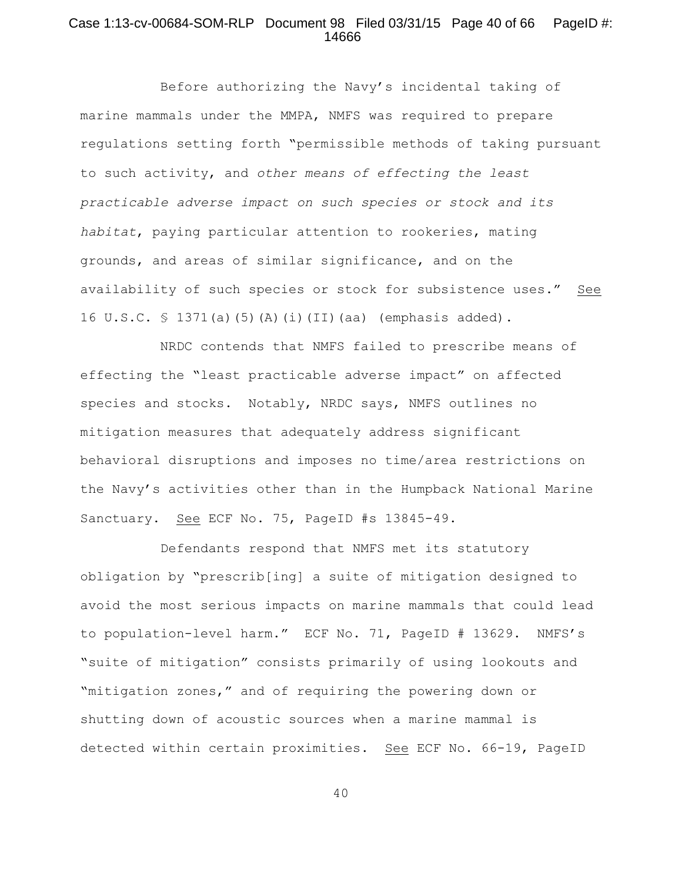Before authorizing the Navy's incidental taking of marine mammals under the MMPA, NMFS was required to prepare regulations setting forth "permissible methods of taking pursuant to such activity, and *other means of effecting the least practicable adverse impact on such species or stock and its habitat*, paying particular attention to rookeries, mating grounds, and areas of similar significance, and on the availability of such species or stock for subsistence uses." See 16 U.S.C. § 1371(a)(5)(A)(i)(II)(aa) (emphasis added).

NRDC contends that NMFS failed to prescribe means of effecting the "least practicable adverse impact" on affected species and stocks. Notably, NRDC says, NMFS outlines no mitigation measures that adequately address significant behavioral disruptions and imposes no time/area restrictions on the Navy's activities other than in the Humpback National Marine Sanctuary. See ECF No. 75, PageID #s 13845-49.

Defendants respond that NMFS met its statutory obligation by "prescrib[ing] a suite of mitigation designed to avoid the most serious impacts on marine mammals that could lead to population-level harm." ECF No. 71, PageID # 13629. NMFS's "suite of mitigation" consists primarily of using lookouts and "mitigation zones," and of requiring the powering down or shutting down of acoustic sources when a marine mammal is detected within certain proximities. See ECF No. 66-19, PageID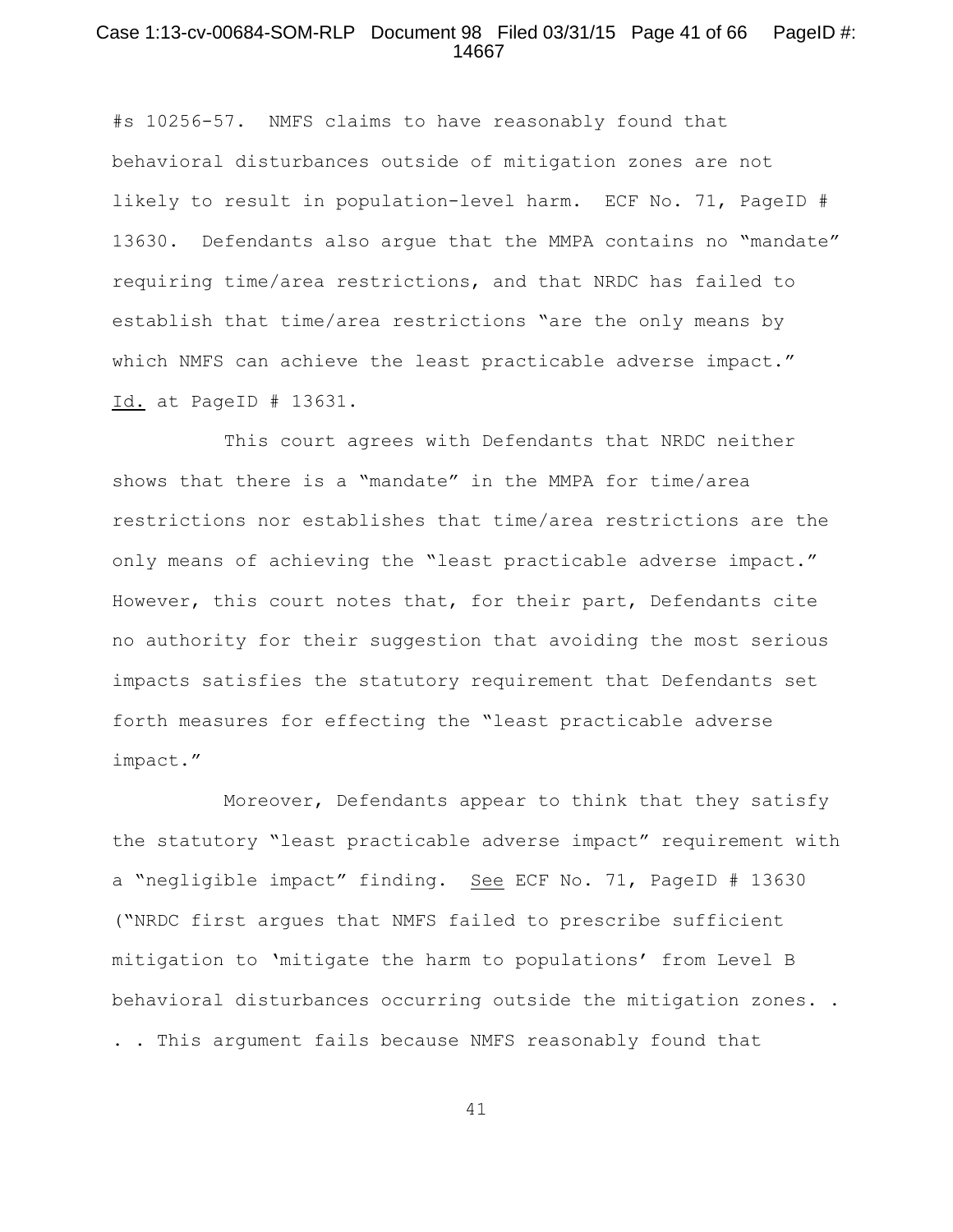#s 10256-57. NMFS claims to have reasonably found that behavioral disturbances outside of mitigation zones are not likely to result in population-level harm. ECF No. 71, PageID # 13630. Defendants also argue that the MMPA contains no "mandate" requiring time/area restrictions, and that NRDC has failed to establish that time/area restrictions "are the only means by which NMFS can achieve the least practicable adverse impact." Id. at PageID # 13631.

This court agrees with Defendants that NRDC neither shows that there is a "mandate" in the MMPA for time/area restrictions nor establishes that time/area restrictions are the only means of achieving the "least practicable adverse impact." However, this court notes that, for their part, Defendants cite no authority for their suggestion that avoiding the most serious impacts satisfies the statutory requirement that Defendants set forth measures for effecting the "least practicable adverse impact."

Moreover, Defendants appear to think that they satisfy the statutory "least practicable adverse impact" requirement with a "negligible impact" finding. See ECF No. 71, PageID # 13630 ("NRDC first argues that NMFS failed to prescribe sufficient mitigation to 'mitigate the harm to populations' from Level B behavioral disturbances occurring outside the mitigation zones. . . . This argument fails because NMFS reasonably found that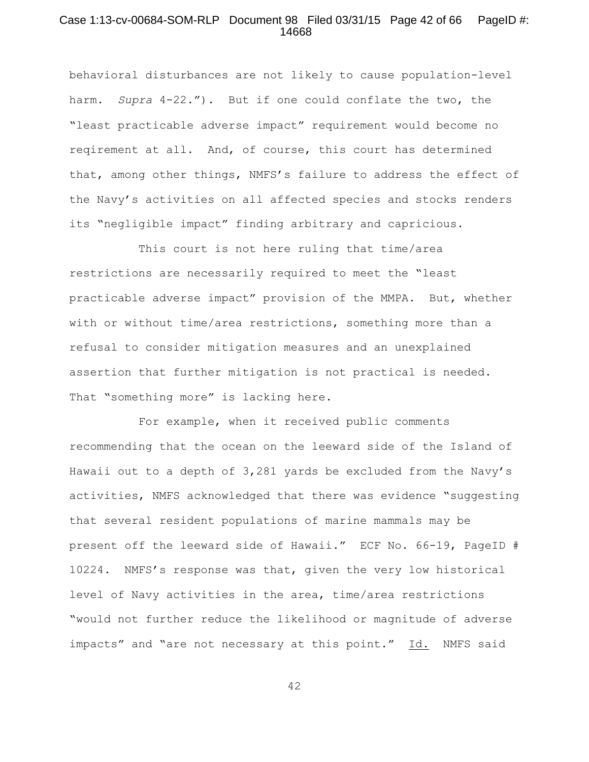behavioral disturbances are not likely to cause population-level harm. *Supra* 4-22."). But if one could conflate the two, the "least practicable adverse impact" requirement would become no reqirement at all. And, of course, this court has determined that, among other things, NMFS's failure to address the effect of the Navy's activities on all affected species and stocks renders its "negligible impact" finding arbitrary and capricious.

This court is not here ruling that time/area restrictions are necessarily required to meet the "least practicable adverse impact" provision of the MMPA. But, whether with or without time/area restrictions, something more than a refusal to consider mitigation measures and an unexplained assertion that further mitigation is not practical is needed. That "something more" is lacking here.

For example, when it received public comments recommending that the ocean on the leeward side of the Island of Hawaii out to a depth of 3,281 yards be excluded from the Navy's activities, NMFS acknowledged that there was evidence "suggesting that several resident populations of marine mammals may be present off the leeward side of Hawaii." ECF No. 66-19, PageID # 10224. NMFS's response was that, given the very low historical level of Navy activities in the area, time/area restrictions "would not further reduce the likelihood or magnitude of adverse impacts" and "are not necessary at this point." Id. NMFS said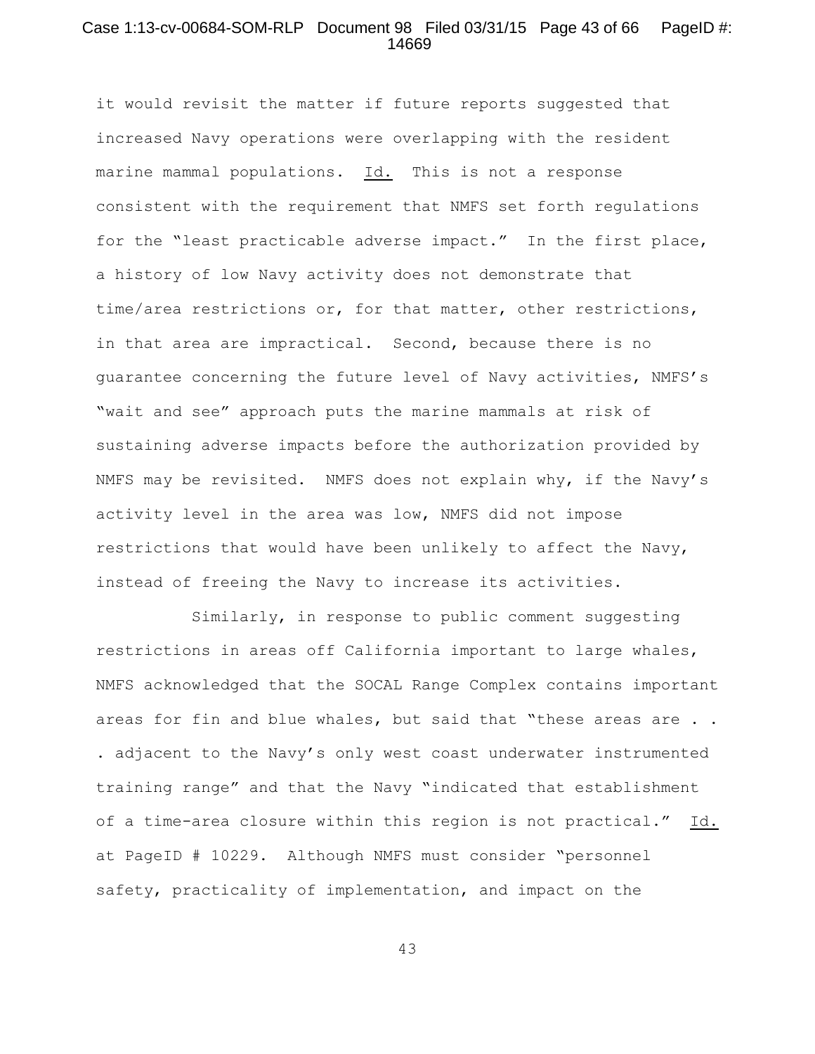it would revisit the matter if future reports suggested that increased Navy operations were overlapping with the resident marine mammal populations. Id. This is not a response consistent with the requirement that NMFS set forth regulations for the "least practicable adverse impact." In the first place, a history of low Navy activity does not demonstrate that time/area restrictions or, for that matter, other restrictions, in that area are impractical. Second, because there is no guarantee concerning the future level of Navy activities, NMFS's "wait and see" approach puts the marine mammals at risk of sustaining adverse impacts before the authorization provided by NMFS may be revisited. NMFS does not explain why, if the Navy's activity level in the area was low, NMFS did not impose restrictions that would have been unlikely to affect the Navy, instead of freeing the Navy to increase its activities.

Similarly, in response to public comment suggesting restrictions in areas off California important to large whales, NMFS acknowledged that the SOCAL Range Complex contains important areas for fin and blue whales, but said that "these areas are . . . adjacent to the Navy's only west coast underwater instrumented training range" and that the Navy "indicated that establishment of a time-area closure within this region is not practical." Id. at PageID # 10229. Although NMFS must consider "personnel safety, practicality of implementation, and impact on the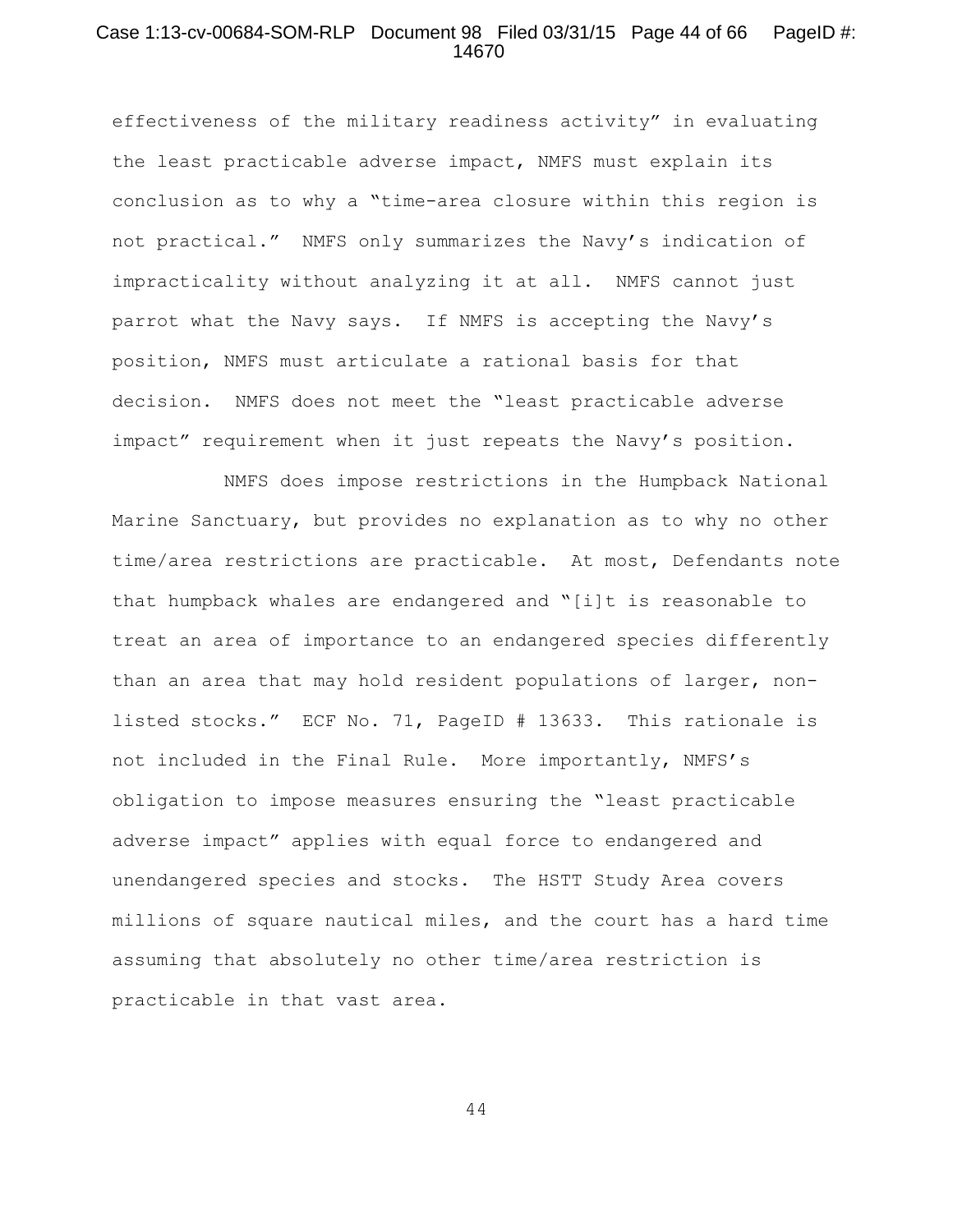effectiveness of the military readiness activity" in evaluating the least practicable adverse impact, NMFS must explain its conclusion as to why a "time-area closure within this region is not practical." NMFS only summarizes the Navy's indication of impracticality without analyzing it at all. NMFS cannot just parrot what the Navy says. If NMFS is accepting the Navy's position, NMFS must articulate a rational basis for that decision. NMFS does not meet the "least practicable adverse impact" requirement when it just repeats the Navy's position.

NMFS does impose restrictions in the Humpback National Marine Sanctuary, but provides no explanation as to why no other time/area restrictions are practicable. At most, Defendants note that humpback whales are endangered and "[i]t is reasonable to treat an area of importance to an endangered species differently than an area that may hold resident populations of larger, non-listed stocks." ECF No. 71, PageID # 13633. This rationale is not included in the Final Rule. More importantly, NMFS's obligation to impose measures ensuring the "least practicable adverse impact" applies with equal force to endangered and unendangered species and stocks. The HSTT Study Area covers millions of square nautical miles, and the court has a hard time assuming that absolutely no other time/area restriction is practicable in that vast area.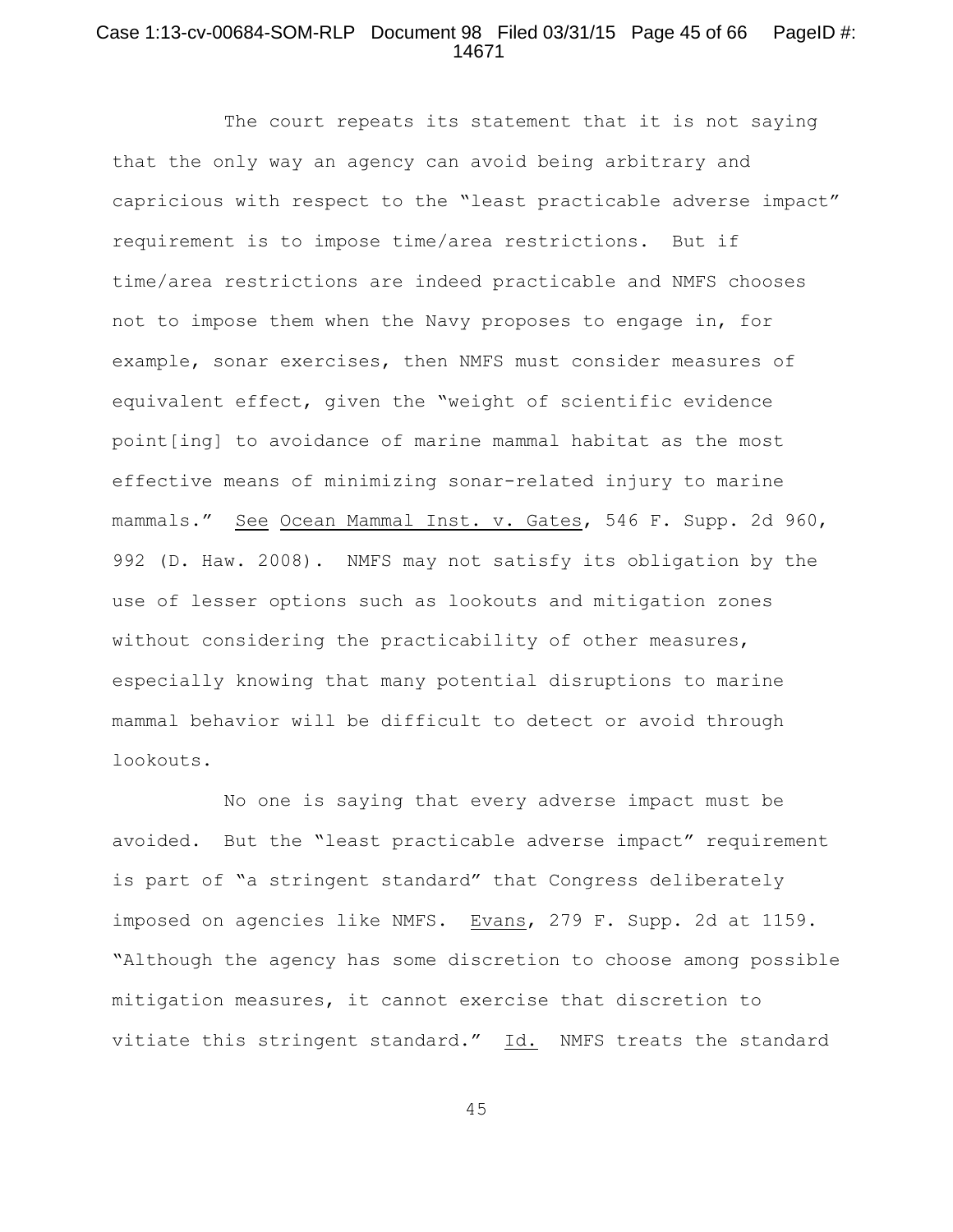The court repeats its statement that it is not saying that the only way an agency can avoid being arbitrary and capricious with respect to the "least practicable adverse impact" requirement is to impose time/area restrictions. But if time/area restrictions are indeed practicable and NMFS chooses not to impose them when the Navy proposes to engage in, for example, sonar exercises, then NMFS must consider measures of equivalent effect, given the "weight of scientific evidence point[ing] to avoidance of marine mammal habitat as the most effective means of minimizing sonar-related injury to marine mammals." See Ocean Mammal Inst. v. Gates, 546 F. Supp. 2d 960, 992 (D. Haw. 2008). NMFS may not satisfy its obligation by the use of lesser options such as lookouts and mitigation zones without considering the practicability of other measures, especially knowing that many potential disruptions to marine mammal behavior will be difficult to detect or avoid through lookouts.

No one is saying that every adverse impact must be avoided. But the "least practicable adverse impact" requirement is part of "a stringent standard" that Congress deliberately imposed on agencies like NMFS. Evans, 279 F. Supp. 2d at 1159. "Although the agency has some discretion to choose among possible mitigation measures, it cannot exercise that discretion to vitiate this stringent standard." Id. NMFS treats the standard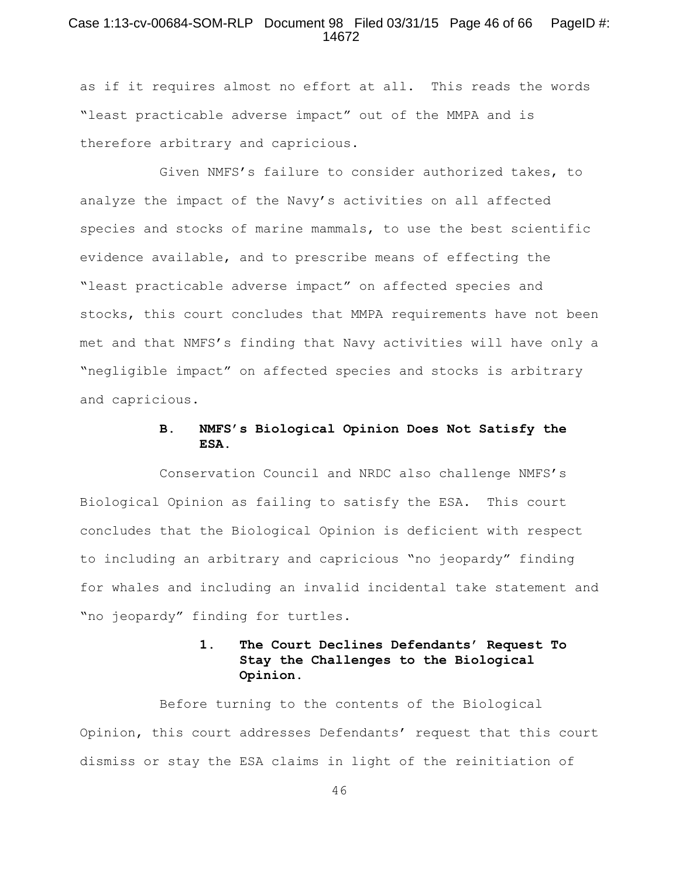as if it requires almost no effort at all. This reads the words "least practicable adverse impact" out of the MMPA and is therefore arbitrary and capricious.

Given NMFS's failure to consider authorized takes, to analyze the impact of the Navy's activities on all affected species and stocks of marine mammals, to use the best scientific evidence available, and to prescribe means of effecting the "least practicable adverse impact" on affected species and stocks, this court concludes that MMPA requirements have not been met and that NMFS's finding that Navy activities will have only a "negligible impact" on affected species and stocks is arbitrary and capricious.

### B. NMFS's Biological Opinion Does Not Satisfy the ESA.

Conservation Council and NRDC also challenge NMFS's Biological Opinion as failing to satisfy the ESA. This court concludes that the Biological Opinion is deficient with respect to including an arbitrary and capricious "no jeopardy" finding for whales and including an invalid incidental take statement and "no jeopardy" finding for turtles.

#### 1. The Court Declines Defendants' Request To Stay the Challenges to the Biological Opinion.

Before turning to the contents of the Biological Opinion, this court addresses Defendants' request that this court dismiss or stay the ESA claims in light of the reinitiation of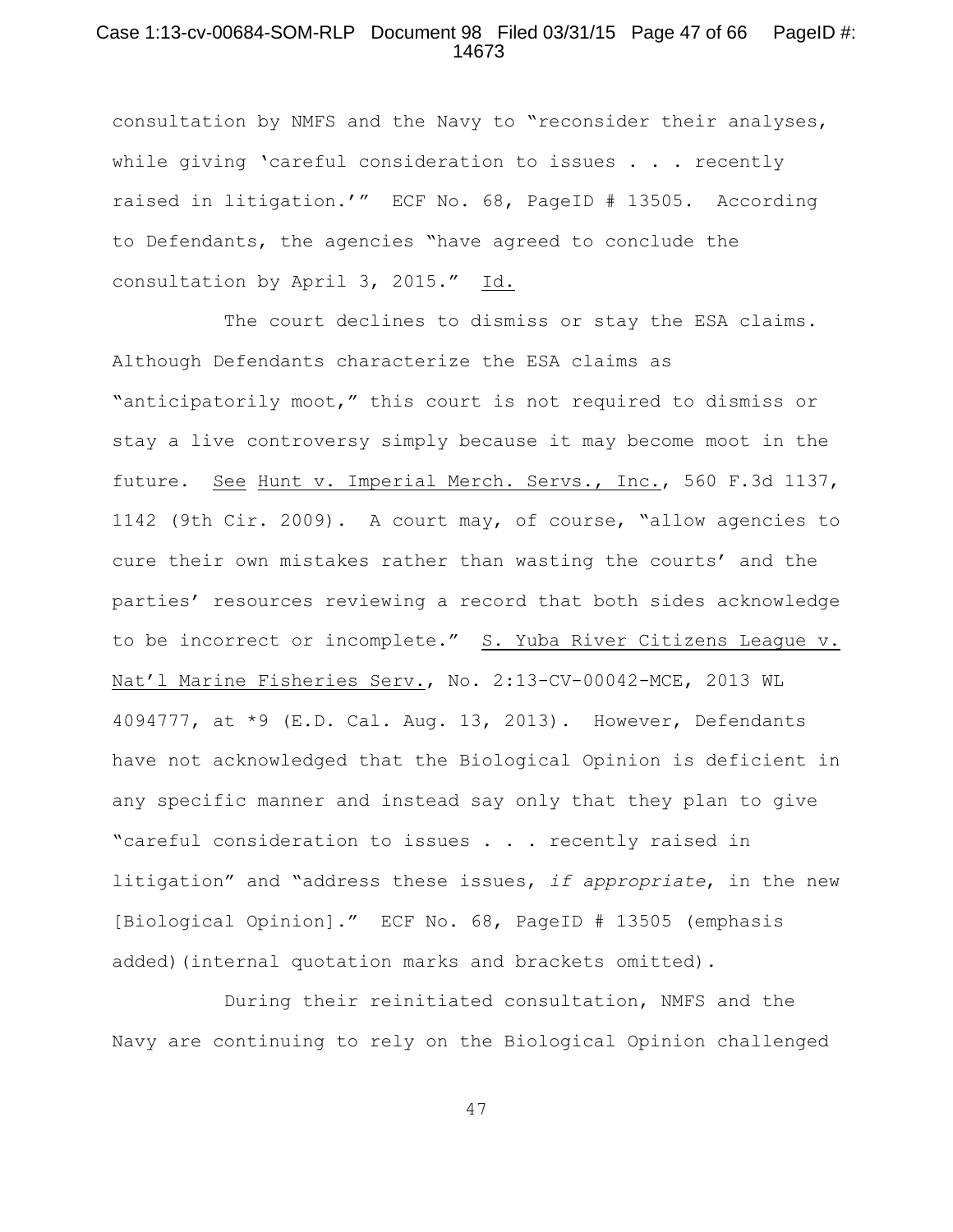consultation by NMFS and the Navy to "reconsider their analyses, while giving 'careful consideration to issues . . . recently raised in litigation.'" ECF No. 68, PageID # 13505. According to Defendants, the agencies "have agreed to conclude the consultation by April 3, 2015." Id.

The court declines to dismiss or stay the ESA claims. Although Defendants characterize the ESA claims as "anticipatorily moot," this court is not required to dismiss or stay a live controversy simply because it may become moot in the future. See Hunt v. Imperial Merch. Servs., Inc., 560 F.3d 1137, 1142 (9th Cir. 2009). A court may, of course, "allow agencies to cure their own mistakes rather than wasting the courts' and the parties' resources reviewing a record that both sides acknowledge to be incorrect or incomplete." S. Yuba River Citizens League v. Nat'l Marine Fisheries Serv., No. 2:13-CV-00042-MCE, 2013 WL 4094777, at *9 (E.D. Cal. Aug. 13, 2013). However, Defendants have not acknowledged that the Biological Opinion is deficient in any specific manner and instead say only that they plan to give "careful consideration to issues . . . recently raised in litigation" and "address these issues, *if appropriate*, in the new [Biological Opinion]." ECF No. 68, PageID # 13505 (emphasis added)(internal quotation marks and brackets omitted).

During their reinitiated consultation, NMFS and the Navy are continuing to rely on the Biological Opinion challenged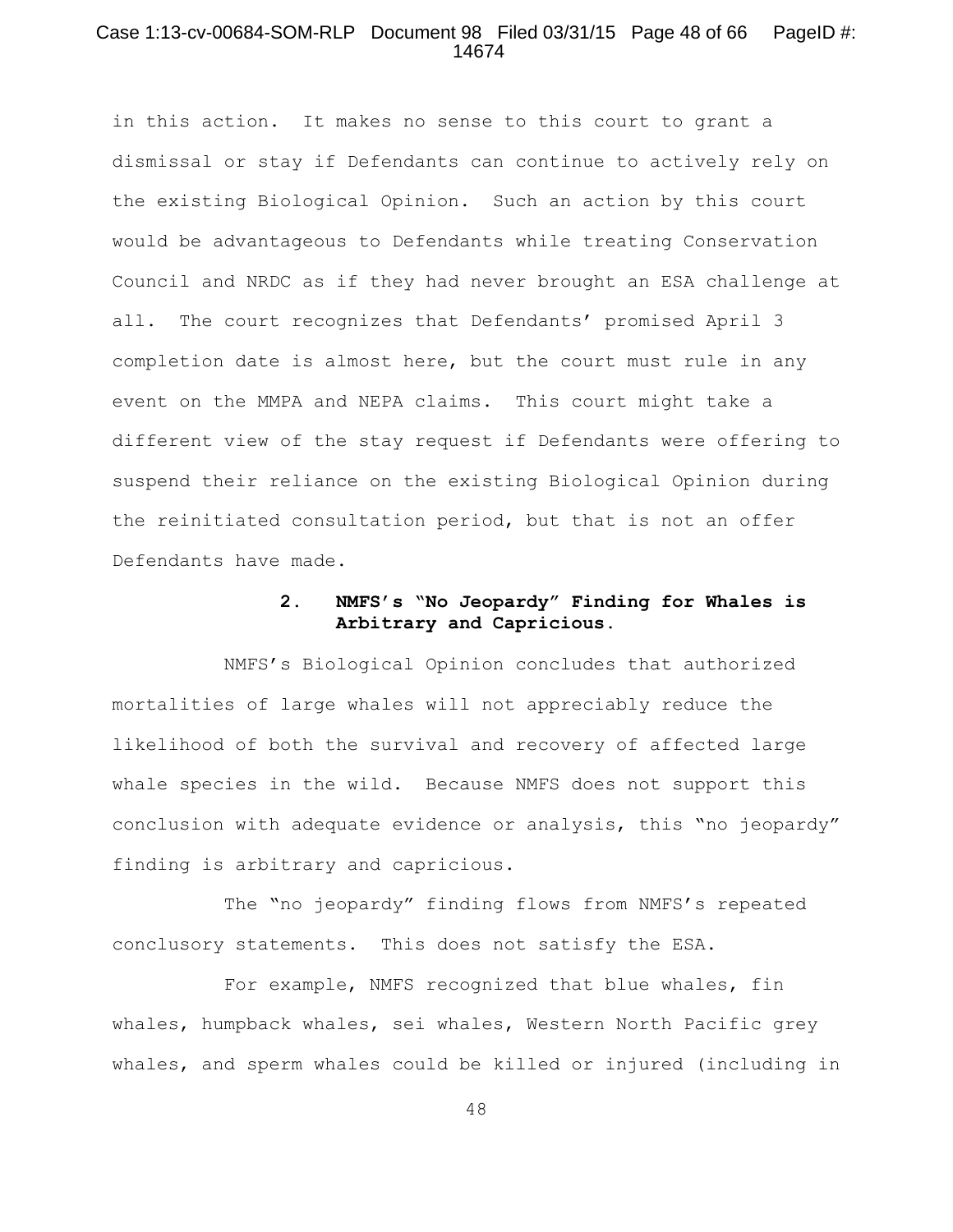in this action. It makes no sense to this court to grant a dismissal or stay if Defendants can continue to actively rely on the existing Biological Opinion. Such an action by this court would be advantageous to Defendants while treating Conservation Council and NRDC as if they had never brought an ESA challenge at all. The court recognizes that Defendants' promised April 3 completion date is almost here, but the court must rule in any event on the MMPA and NEPA claims. This court might take a different view of the stay request if Defendants were offering to suspend their reliance on the existing Biological Opinion during the reinitiated consultation period, but that is not an offer Defendants have made.

**2. NMFS's "No Jeopardy" Finding for Whales is Arbitrary and Capricious.**

NMFS's Biological Opinion concludes that authorized mortalities of large whales will not appreciably reduce the likelihood of both the survival and recovery of affected large whale species in the wild. Because NMFS does not support this conclusion with adequate evidence or analysis, this "no jeopardy" finding is arbitrary and capricious.

The "no jeopardy" finding flows from NMFS's repeated conclusory statements. This does not satisfy the ESA.

For example, NMFS recognized that blue whales, fin whales, humpback whales, sei whales, Western North Pacific grey whales, and sperm whales could be killed or injured (including in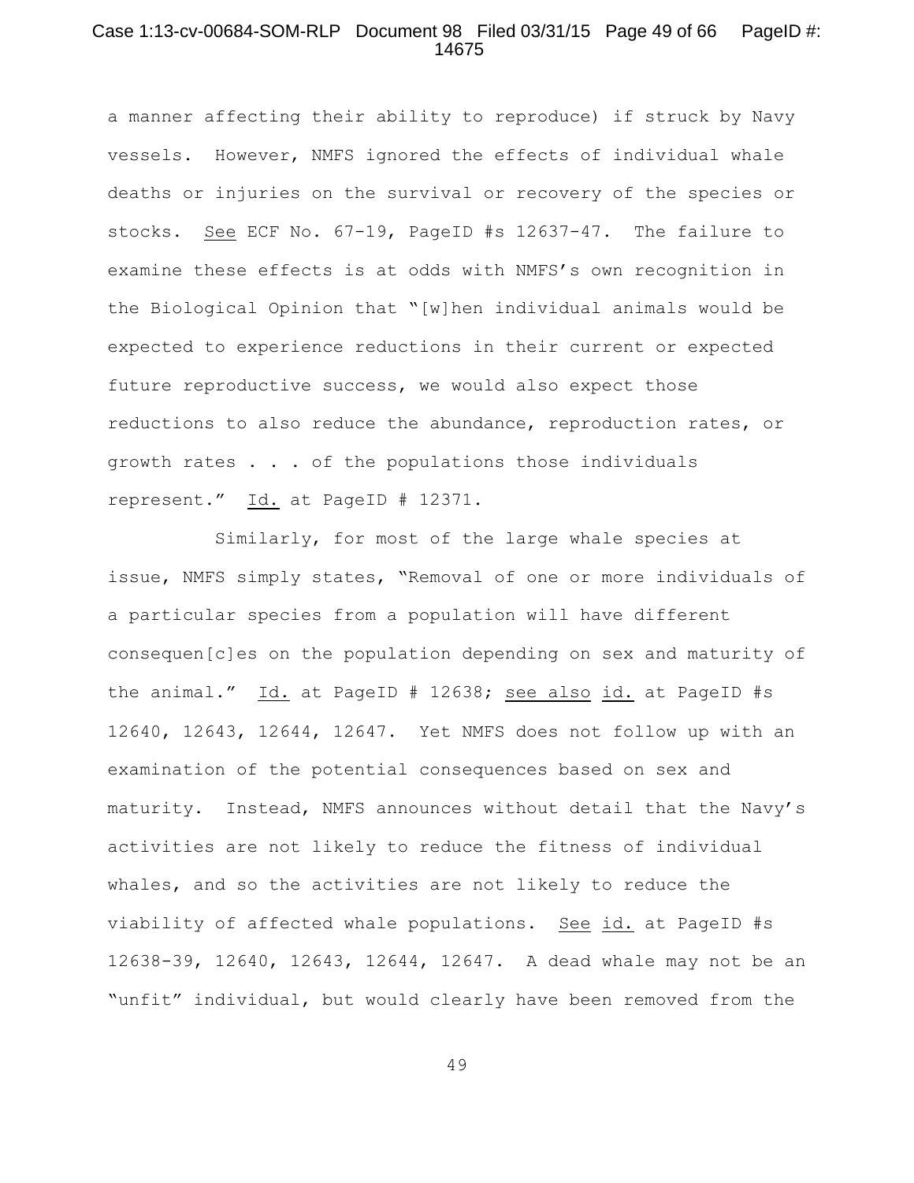a manner affecting their ability to reproduce) if struck by Navy vessels. However, NMFS ignored the effects of individual whale deaths or injuries on the survival or recovery of the species or stocks. See ECF No. 67-19, PageID #s 12637-47. The failure to examine these effects is at odds with NMFS's own recognition in the Biological Opinion that "[w]hen individual animals would be expected to experience reductions in their current or expected future reproductive success, we would also expect those reductions to also reduce the abundance, reproduction rates, or growth rates . . . of the populations those individuals represent." Id. at PageID # 12371.

Similarly, for most of the large whale species at issue, NMFS simply states, "Removal of one or more individuals of a particular species from a population will have different consequen[c]es on the population depending on sex and maturity of the animal." Id. at PageID # 12638; see also id. at PageID #s 12640, 12643, 12644, 12647. Yet NMFS does not follow up with an examination of the potential consequences based on sex and maturity. Instead, NMFS announces without detail that the Navy's activities are not likely to reduce the fitness of individual whales, and so the activities are not likely to reduce the viability of affected whale populations. See id. at PageID #s 12638-39, 12640, 12643, 12644, 12647. A dead whale may not be an "unfit" individual, but would clearly have been removed from the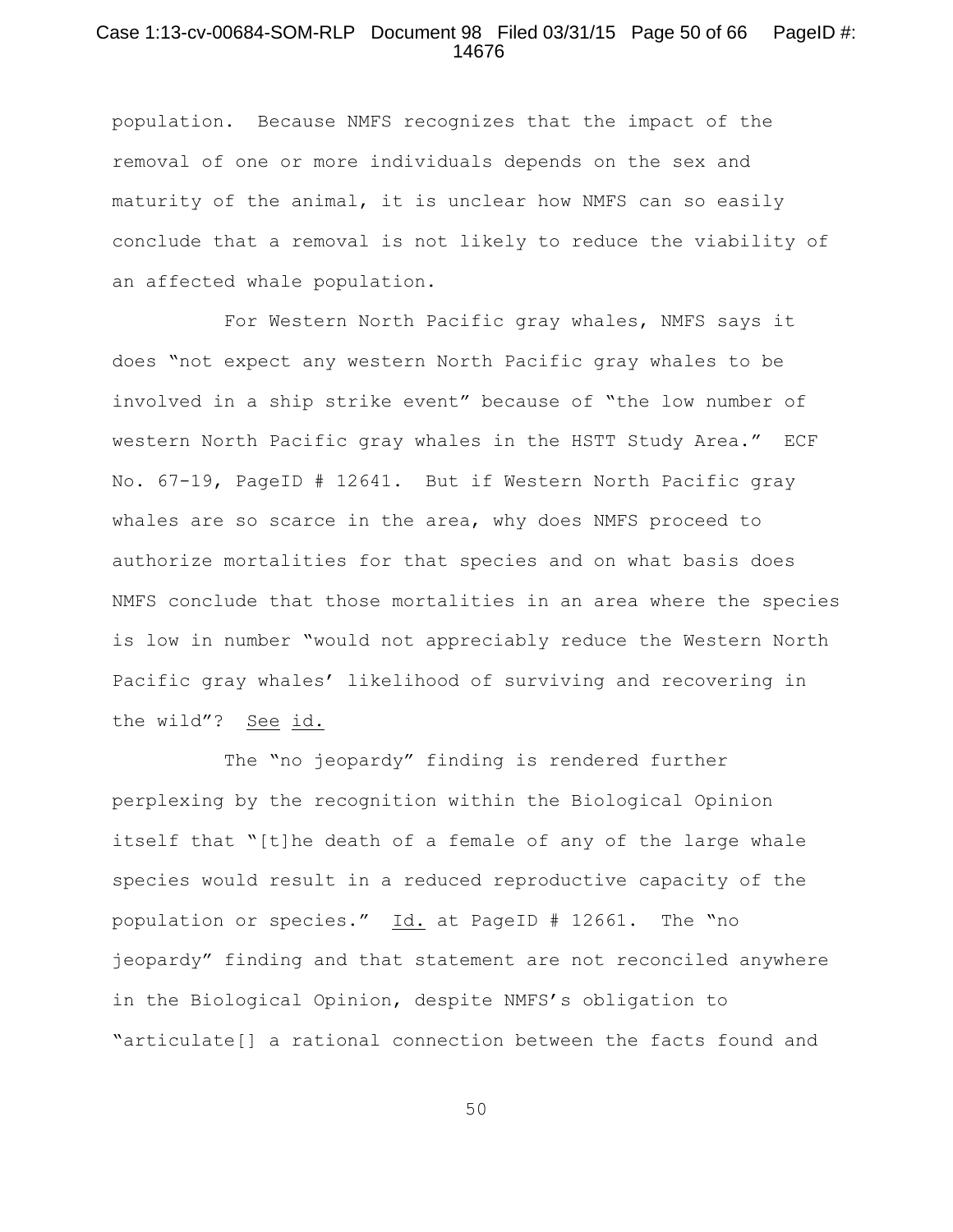population. Because NMFS recognizes that the impact of the removal of one or more individuals depends on the sex and maturity of the animal, it is unclear how NMFS can so easily conclude that a removal is not likely to reduce the viability of an affected whale population.

For Western North Pacific gray whales, NMFS says it does "not expect any western North Pacific gray whales to be involved in a ship strike event" because of "the low number of western North Pacific gray whales in the HSTT Study Area." ECF No. 67-19, PageID # 12641. But if Western North Pacific gray whales are so scarce in the area, why does NMFS proceed to authorize mortalities for that species and on what basis does NMFS conclude that those mortalities in an area where the species is low in number "would not appreciably reduce the Western North Pacific gray whales' likelihood of surviving and recovering in the wild"? See id.

The "no jeopardy" finding is rendered further perplexing by the recognition within the Biological Opinion itself that "[t]he death of a female of any of the large whale species would result in a reduced reproductive capacity of the population or species." Id. at PageID # 12661. The "no jeopardy" finding and that statement are not reconciled anywhere in the Biological Opinion, despite NMFS's obligation to "articulate[] a rational connection between the facts found and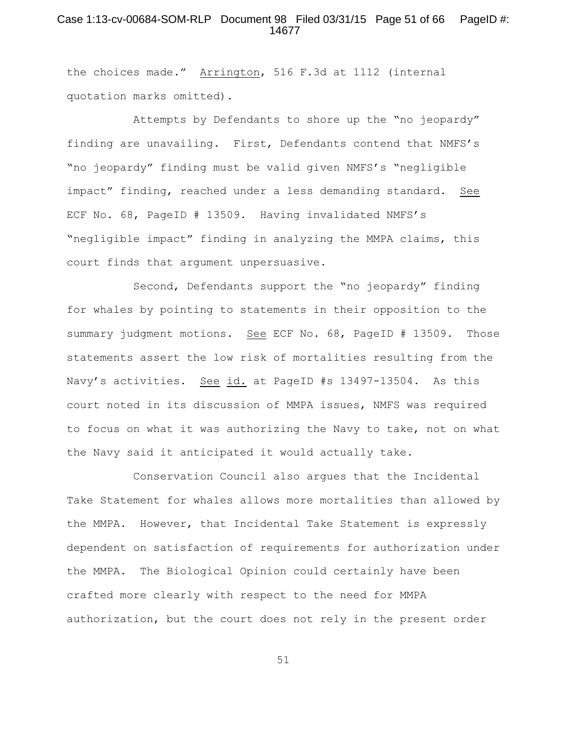the choices made." Arrington, 516 F.3d at 1112 (internal quotation marks omitted).

Attempts by Defendants to shore up the "no jeopardy" finding are unavailing. First, Defendants contend that NMFS's "no jeopardy" finding must be valid given NMFS's "negligible impact" finding, reached under a less demanding standard. See ECF No. 68, PageID # 13509. Having invalidated NMFS's "negligible impact" finding in analyzing the MMPA claims, this court finds that argument unpersuasive.

Second, Defendants support the "no jeopardy" finding for whales by pointing to statements in their opposition to the summary judgment motions. See ECF No. 68, PageID # 13509. Those statements assert the low risk of mortalities resulting from the Navy's activities. See id. at PageID #s 13497-13504. As this court noted in its discussion of MMPA issues, NMFS was required to focus on what it was authorizing the Navy to take, not on what the Navy said it anticipated it would actually take.

Conservation Council also argues that the Incidental Take Statement for whales allows more mortalities than allowed by the MMPA. However, that Incidental Take Statement is expressly dependent on satisfaction of requirements for authorization under the MMPA. The Biological Opinion could certainly have been crafted more clearly with respect to the need for MMPA authorization, but the court does not rely in the present order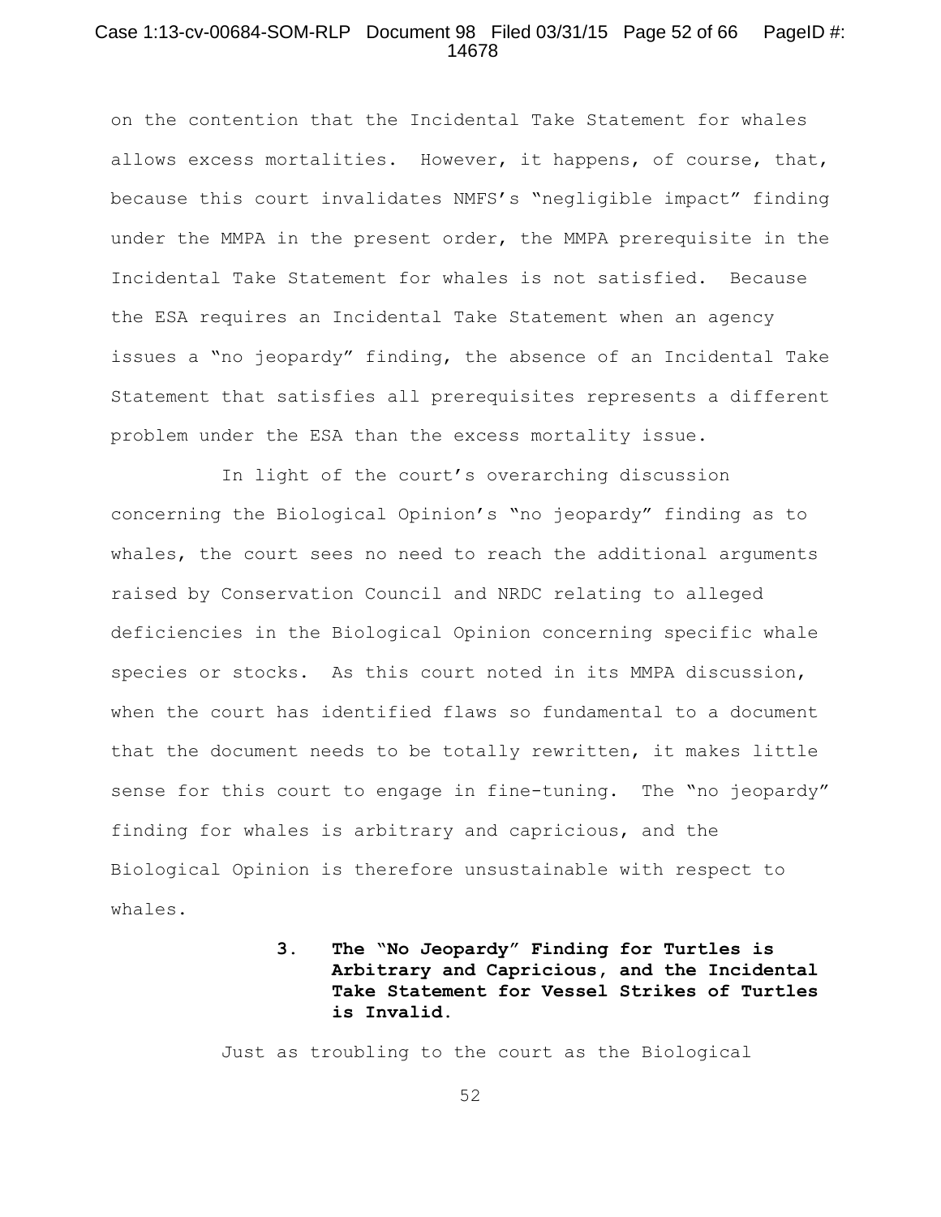on the contention that the Incidental Take Statement for whales allows excess mortalities. However, it happens, of course, that, because this court invalidates NMFS's "negligible impact" finding under the MMPA in the present order, the MMPA prerequisite in the Incidental Take Statement for whales is not satisfied. Because the ESA requires an Incidental Take Statement when an agency issues a "no jeopardy" finding, the absence of an Incidental Take Statement that satisfies all prerequisites represents a different problem under the ESA than the excess mortality issue.

In light of the court's overarching discussion concerning the Biological Opinion's "no jeopardy" finding as to whales, the court sees no need to reach the additional arguments raised by Conservation Council and NRDC relating to alleged deficiencies in the Biological Opinion concerning specific whale species or stocks. As this court noted in its MMPA discussion, when the court has identified flaws so fundamental to a document that the document needs to be totally rewritten, it makes little sense for this court to engage in fine-tuning. The "no jeopardy" finding for whales is arbitrary and capricious, and the Biological Opinion is therefore unsustainable with respect to whales.

**3. The "No Jeopardy" Finding for Turtles is Arbitrary and Capricious, and the Incidental Take Statement for Vessel Strikes of Turtles is Invalid.**

Just as troubling to the court as the Biological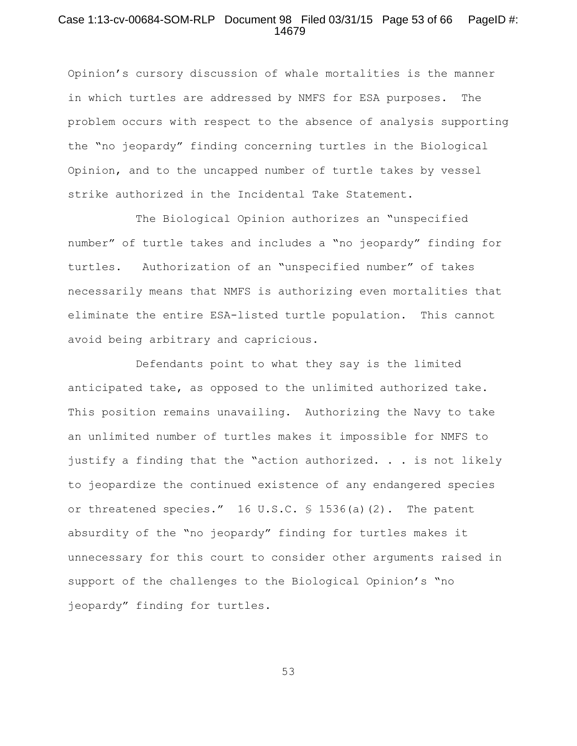Opinion's cursory discussion of whale mortalities is the manner in which turtles are addressed by NMFS for ESA purposes. The problem occurs with respect to the absence of analysis supporting the "no jeopardy" finding concerning turtles in the Biological Opinion, and to the uncapped number of turtle takes by vessel strike authorized in the Incidental Take Statement.

The Biological Opinion authorizes an "unspecified number" of turtle takes and includes a "no jeopardy" finding for turtles. Authorization of an "unspecified number" of takes necessarily means that NMFS is authorizing even mortalities that eliminate the entire ESA-listed turtle population. This cannot avoid being arbitrary and capricious.

Defendants point to what they say is the limited anticipated take, as opposed to the unlimited authorized take. This position remains unavailing. Authorizing the Navy to take an unlimited number of turtles makes it impossible for NMFS to justify a finding that the "action authorized. . . is not likely to jeopardize the continued existence of any endangered species or threatened species." 16 U.S.C. § 1536(a)(2). The patent absurdity of the "no jeopardy" finding for turtles makes it unnecessary for this court to consider other arguments raised in support of the challenges to the Biological Opinion's "no jeopardy" finding for turtles.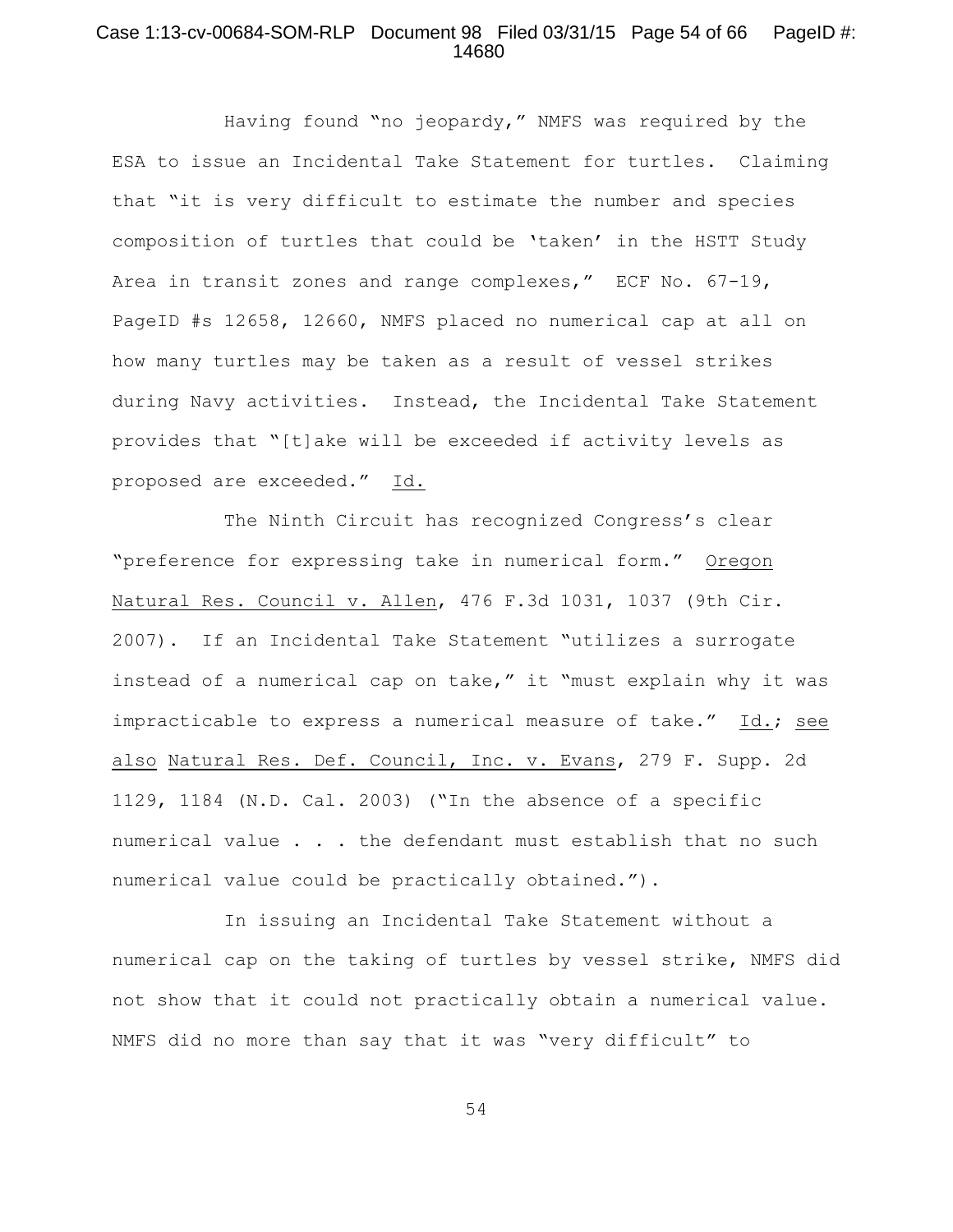Having found "no jeopardy," NMFS was required by the ESA to issue an Incidental Take Statement for turtles. Claiming that "it is very difficult to estimate the number and species composition of turtles that could be 'taken' in the HSTT Study Area in transit zones and range complexes," ECF No. 67-19, PageID #s 12658, 12660, NMFS placed no numerical cap at all on how many turtles may be taken as a result of vessel strikes during Navy activities. Instead, the Incidental Take Statement provides that "[t]ake will be exceeded if activity levels as proposed are exceeded." Id.

The Ninth Circuit has recognized Congress's clear "preference for expressing take in numerical form." Oregon Natural Res. Council v. Allen, 476 F.3d 1031, 1037 (9th Cir. 2007). If an Incidental Take Statement "utilizes a surrogate instead of a numerical cap on take," it "must explain why it was impracticable to express a numerical measure of take." Id.; see also Natural Res. Def. Council, Inc. v. Evans, 279 F. Supp. 2d 1129, 1184 (N.D. Cal. 2003) ("In the absence of a specific numerical value . . . the defendant must establish that no such numerical value could be practically obtained.").

In issuing an Incidental Take Statement without a numerical cap on the taking of turtles by vessel strike, NMFS did not show that it could not practically obtain a numerical value. NMFS did no more than say that it was "very difficult" to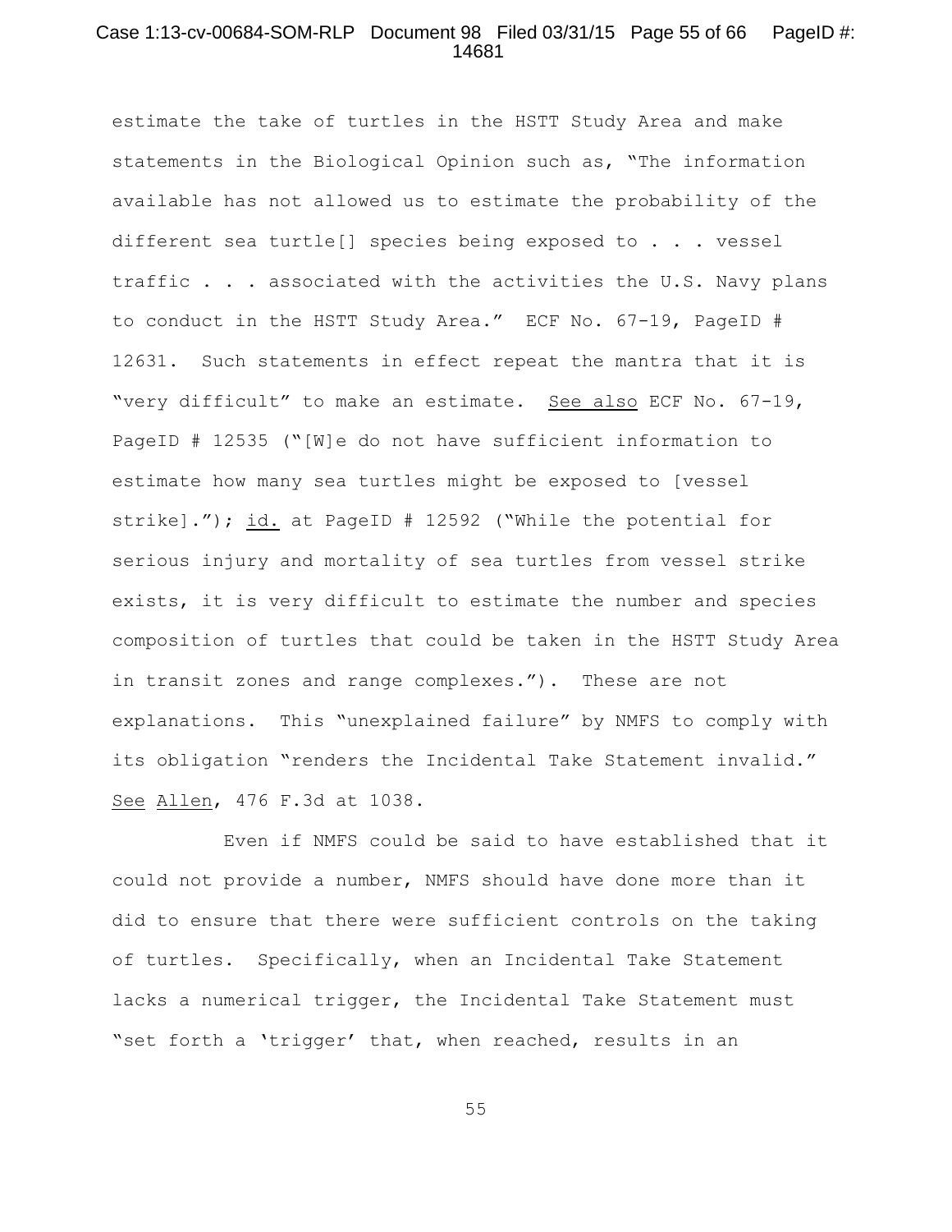estimate the take of turtles in the HSTT Study Area and make statements in the Biological Opinion such as, "The information available has not allowed us to estimate the probability of the different sea turtle[] species being exposed to . . . vessel traffic . . . associated with the activities the U.S. Navy plans to conduct in the HSTT Study Area." ECF No. 67-19, PageID # 12631. Such statements in effect repeat the mantra that it is "very difficult" to make an estimate. See also ECF No. 67-19, PageID # 12535 ("[W]e do not have sufficient information to estimate how many sea turtles might be exposed to [vessel strike]."); id. at PageID # 12592 ("While the potential for serious injury and mortality of sea turtles from vessel strike exists, it is very difficult to estimate the number and species composition of turtles that could be taken in the HSTT Study Area in transit zones and range complexes."). These are not explanations. This "unexplained failure" by NMFS to comply with its obligation "renders the Incidental Take Statement invalid." See Allen, 476 F.3d at 1038.

Even if NMFS could be said to have established that it could not provide a number, NMFS should have done more than it did to ensure that there were sufficient controls on the taking of turtles. Specifically, when an Incidental Take Statement lacks a numerical trigger, the Incidental Take Statement must "set forth a 'trigger' that, when reached, results in an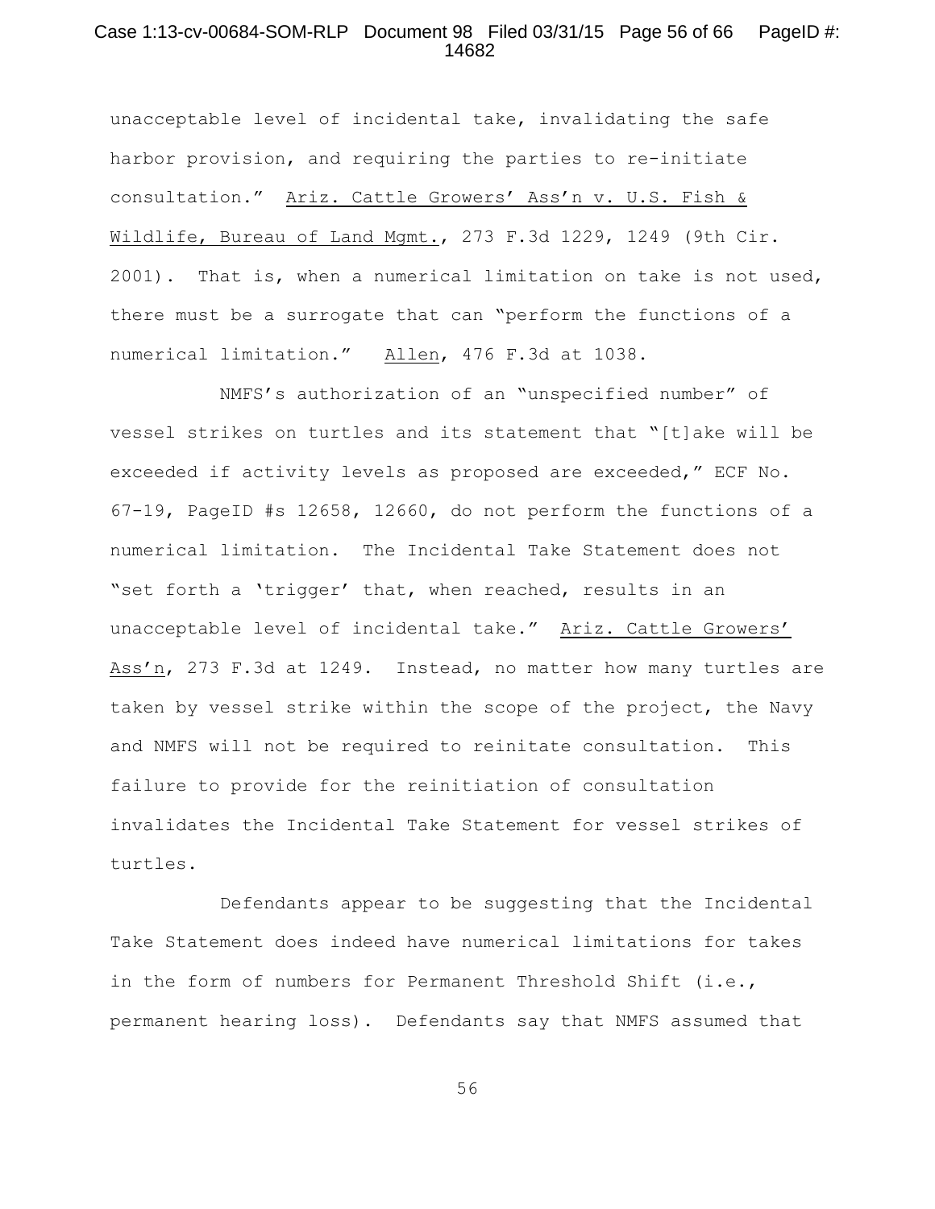unacceptable level of incidental take, invalidating the safe harbor provision, and requiring the parties to re-initiate consultation." Ariz. Cattle Growers' Ass'n v. U.S. Fish & Wildlife, Bureau of Land Mgmt., 273 F.3d 1229, 1249 (9th Cir. 2001). That is, when a numerical limitation on take is not used, there must be a surrogate that can "perform the functions of a numerical limitation." Allen, 476 F.3d at 1038.

NMFS's authorization of an "unspecified number" of vessel strikes on turtles and its statement that "[t]ake will be exceeded if activity levels as proposed are exceeded," ECF No. 67-19, PageID #s 12658, 12660, do not perform the functions of a numerical limitation. The Incidental Take Statement does not "set forth a 'trigger' that, when reached, results in an unacceptable level of incidental take." Ariz. Cattle Growers' Ass'n, 273 F.3d at 1249. Instead, no matter how many turtles are taken by vessel strike within the scope of the project, the Navy and NMFS will not be required to reinitate consultation. This failure to provide for the reinitiation of consultation invalidates the Incidental Take Statement for vessel strikes of turtles.

Defendants appear to be suggesting that the Incidental Take Statement does indeed have numerical limitations for takes in the form of numbers for Permanent Threshold Shift (i.e., permanent hearing loss). Defendants say that NMFS assumed that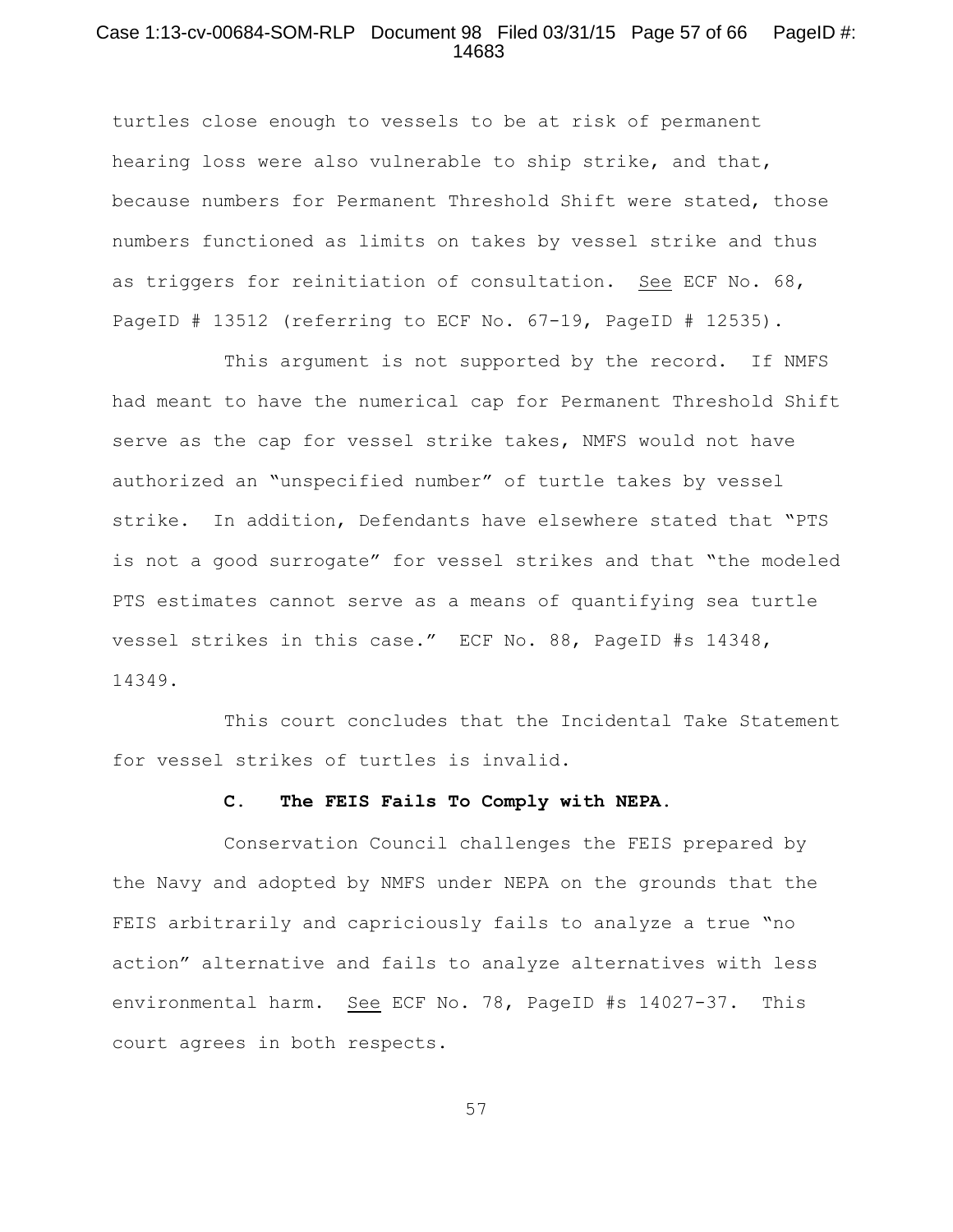turtles close enough to vessels to be at risk of permanent hearing loss were also vulnerable to ship strike, and that, because numbers for Permanent Threshold Shift were stated, those numbers functioned as limits on takes by vessel strike and thus as triggers for reinitiation of consultation. See ECF No. 68, PageID # 13512 (referring to ECF No. 67-19, PageID # 12535).

This argument is not supported by the record. If NMFS had meant to have the numerical cap for Permanent Threshold Shift serve as the cap for vessel strike takes, NMFS would not have authorized an "unspecified number" of turtle takes by vessel strike. In addition, Defendants have elsewhere stated that "PTS is not a good surrogate" for vessel strikes and that "the modeled PTS estimates cannot serve as a means of quantifying sea turtle vessel strikes in this case." ECF No. 88, PageID #s 14348, 14349.

This court concludes that the Incidental Take Statement for vessel strikes of turtles is invalid.

### C. The FEIS Fails To Comply with NEPA.

Conservation Council challenges the FEIS prepared by the Navy and adopted by NMFS under NEPA on the grounds that the FEIS arbitrarily and capriciously fails to analyze a true "no action" alternative and fails to analyze alternatives with less environmental harm. See ECF No. 78, PageID #s 14027-37. This court agrees in both respects.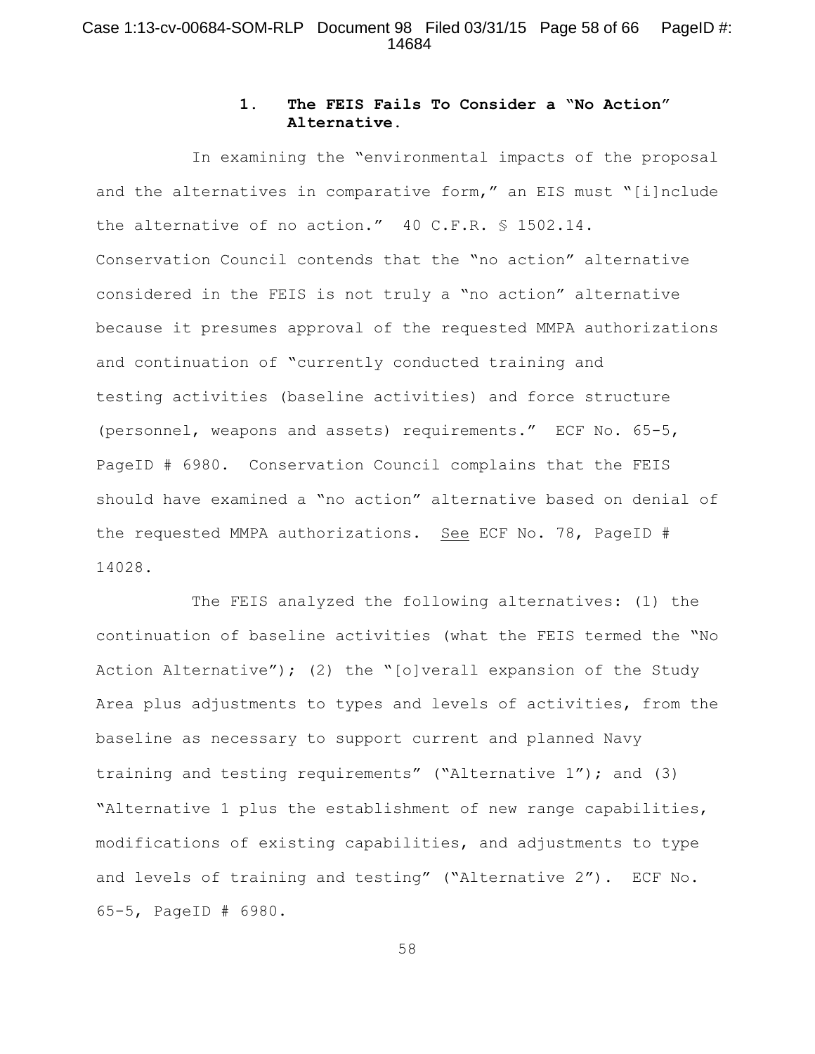### 1. The FEIS Fails To Consider a "No Action" Alternative.

In examining the "environmental impacts of the proposal and the alternatives in comparative form," an EIS must "[i]nclude the alternative of no action." 40 C.F.R. § 1502.14. Conservation Council contends that the "no action" alternative considered in the FEIS is not truly a "no action" alternative because it presumes approval of the requested MMPA authorizations and continuation of "currently conducted training and testing activities (baseline activities) and force structure (personnel, weapons and assets) requirements." ECF No. 65-5, PageID # 6980. Conservation Council complains that the FEIS should have examined a "no action" alternative based on denial of the requested MMPA authorizations. See ECF No. 78, PageID # 14028.

The FEIS analyzed the following alternatives: (1) the continuation of baseline activities (what the FEIS termed the "No Action Alternative"); (2) the "[o]verall expansion of the Study Area plus adjustments to types and levels of activities, from the baseline as necessary to support current and planned Navy training and testing requirements" ("Alternative 1"); and (3) "Alternative 1 plus the establishment of new range capabilities, modifications of existing capabilities, and adjustments to type and levels of training and testing" ("Alternative 2"). ECF No. 65-5, PageID # 6980.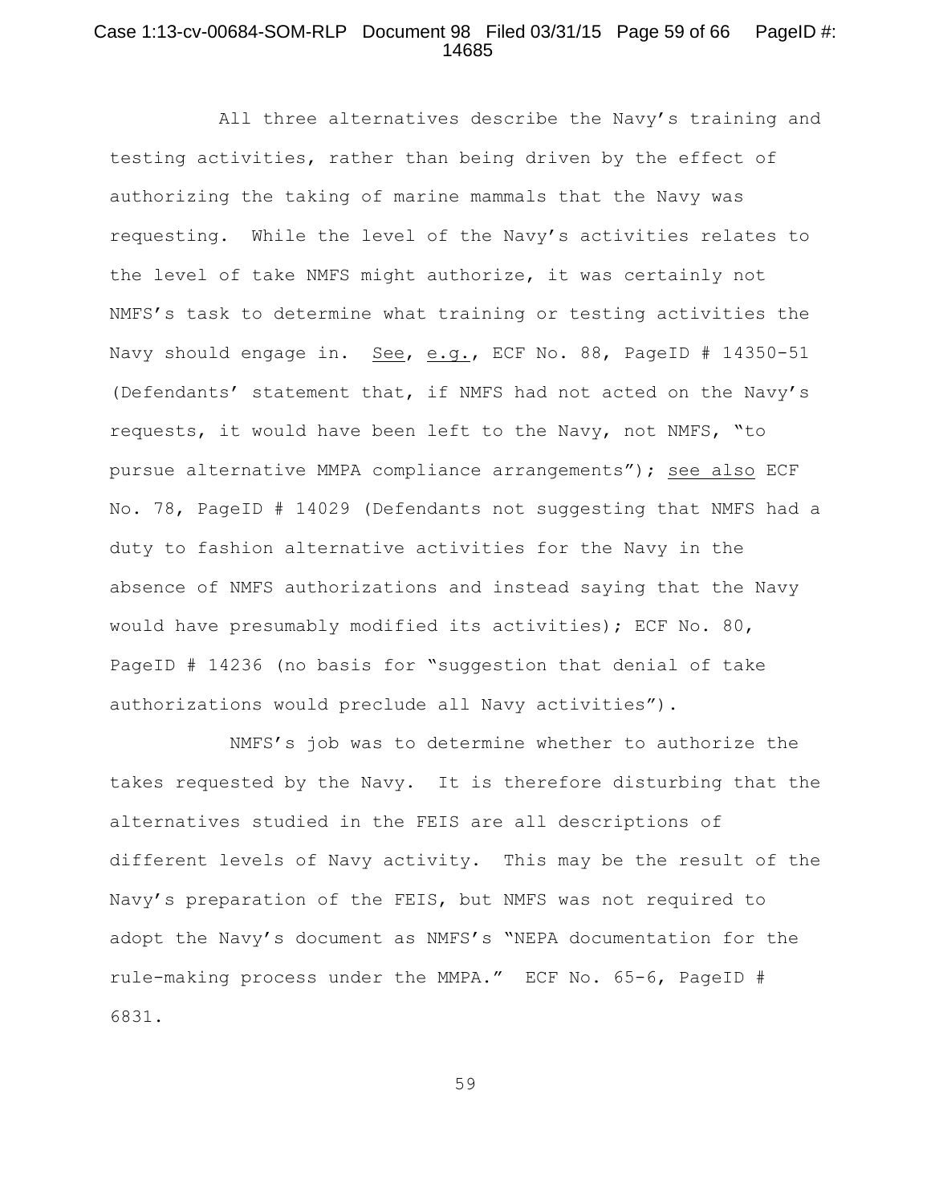All three alternatives describe the Navy's training and testing activities, rather than being driven by the effect of authorizing the taking of marine mammals that the Navy was requesting. While the level of the Navy's activities relates to the level of take NMFS might authorize, it was certainly not NMFS's task to determine what training or testing activities the Navy should engage in. See, e.g., ECF No. 88, PageID # 14350-51 (Defendants' statement that, if NMFS had not acted on the Navy's requests, it would have been left to the Navy, not NMFS, "to pursue alternative MMPA compliance arrangements"); see also ECF No. 78, PageID # 14029 (Defendants not suggesting that NMFS had a duty to fashion alternative activities for the Navy in the absence of NMFS authorizations and instead saying that the Navy would have presumably modified its activities); ECF No. 80, PageID # 14236 (no basis for "suggestion that denial of take authorizations would preclude all Navy activities").

NMFS's job was to determine whether to authorize the takes requested by the Navy. It is therefore disturbing that the alternatives studied in the FEIS are all descriptions of different levels of Navy activity. This may be the result of the Navy's preparation of the FEIS, but NMFS was not required to adopt the Navy's document as NMFS's "NEPA documentation for the rule-making process under the MMPA." ECF No. 65-6, PageID # 6831.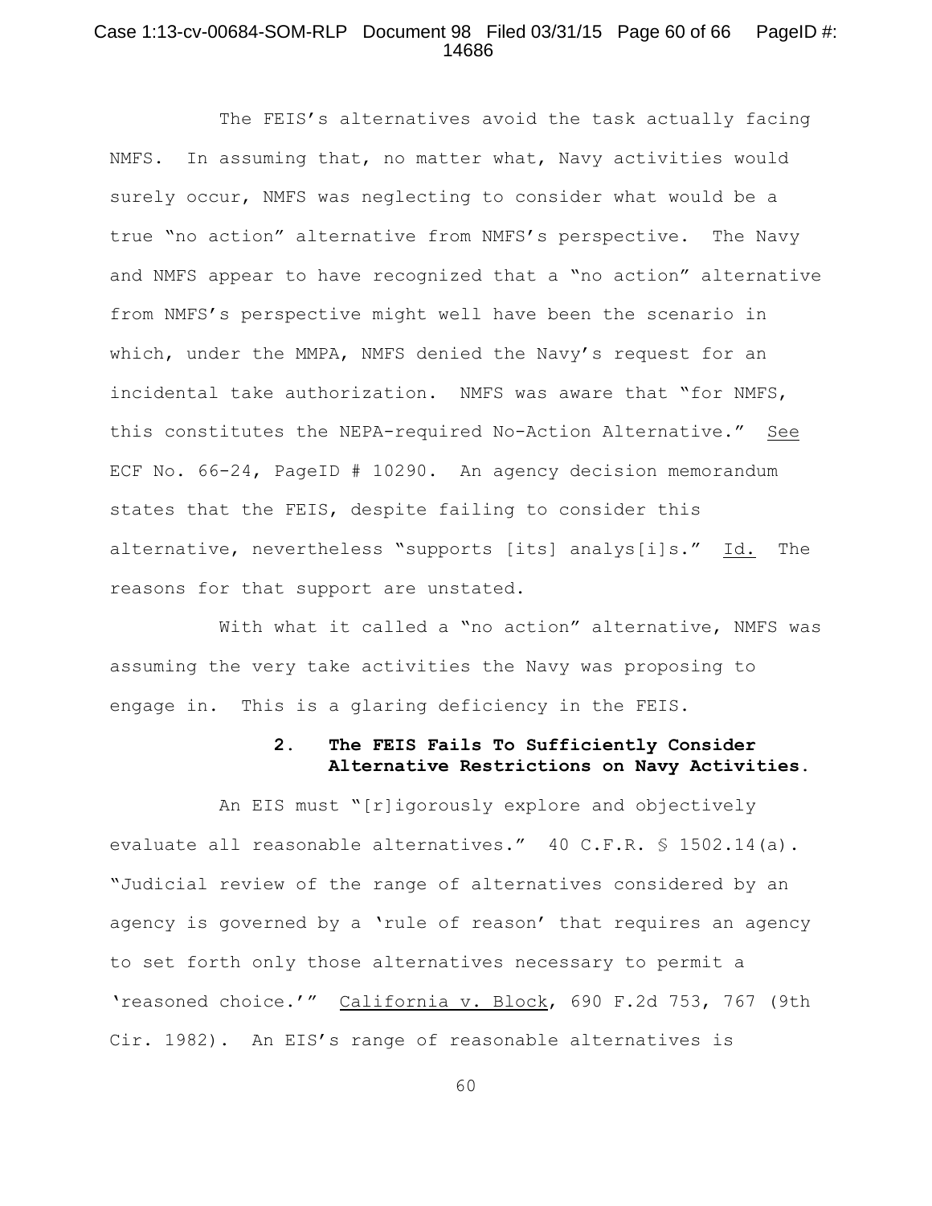The FEIS's alternatives avoid the task actually facing NMFS. In assuming that, no matter what, Navy activities would surely occur, NMFS was neglecting to consider what would be a true "no action" alternative from NMFS's perspective. The Navy and NMFS appear to have recognized that a "no action" alternative from NMFS's perspective might well have been the scenario in which, under the MMPA, NMFS denied the Navy's request for an incidental take authorization. NMFS was aware that "for NMFS, this constitutes the NEPA-required No-Action Alternative." See ECF No. 66-24, PageID # 10290. An agency decision memorandum states that the FEIS, despite failing to consider this alternative, nevertheless "supports [its] analys[i]s." Id. The reasons for that support are unstated.

With what it called a "no action" alternative, NMFS was assuming the very take activities the Navy was proposing to engage in. This is a glaring deficiency in the FEIS.

### 2. The FEIS Fails To Sufficiently Consider Alternative Restrictions on Navy Activities.

An EIS must "[r]igorously explore and objectively evaluate all reasonable alternatives." 40 C.F.R. § 1502.14(a). "Judicial review of the range of alternatives considered by an agency is governed by a 'rule of reason' that requires an agency to set forth only those alternatives necessary to permit a 'reasoned choice.'" California v. Block, 690 F.2d 753, 767 (9th Cir. 1982). An EIS's range of reasonable alternatives is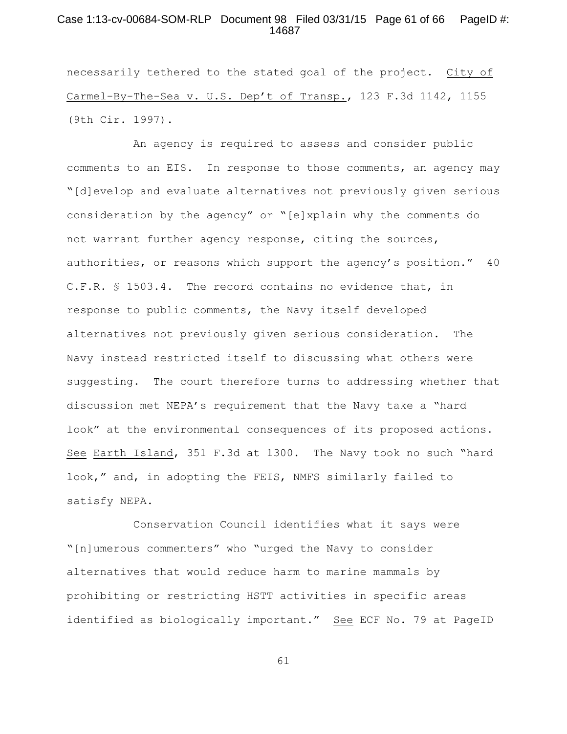necessarily tethered to the stated goal of the project. City of Carmel-By-The-Sea v. U.S. Dep't of Transp., 123 F.3d 1142, 1155 (9th Cir. 1997).

An agency is required to assess and consider public comments to an EIS. In response to those comments, an agency may "[d]evelop and evaluate alternatives not previously given serious consideration by the agency" or "[e]xplain why the comments do not warrant further agency response, citing the sources, authorities, or reasons which support the agency's position." 40 C.F.R. § 1503.4. The record contains no evidence that, in response to public comments, the Navy itself developed alternatives not previously given serious consideration. The Navy instead restricted itself to discussing what others were suggesting. The court therefore turns to addressing whether that discussion met NEPA's requirement that the Navy take a "hard look" at the environmental consequences of its proposed actions. See Earth Island, 351 F.3d at 1300. The Navy took no such "hard look," and, in adopting the FEIS, NMFS similarly failed to satisfy NEPA.

Conservation Council identifies what it says were "[n]umerous commenters" who "urged the Navy to consider alternatives that would reduce harm to marine mammals by prohibiting or restricting HSTT activities in specific areas identified as biologically important." See ECF No. 79 at PageID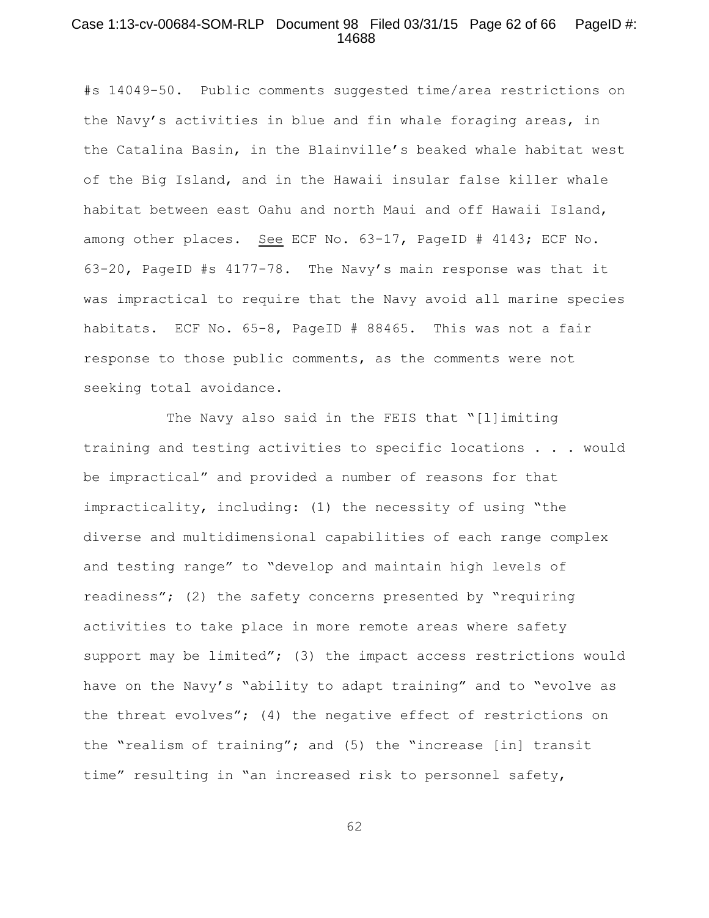#s 14049-50. Public comments suggested time/area restrictions on the Navy's activities in blue and fin whale foraging areas, in the Catalina Basin, in the Blainville's beaked whale habitat west of the Big Island, and in the Hawaii insular false killer whale habitat between east Oahu and north Maui and off Hawaii Island, among other places. See ECF No. 63-17, PageID # 4143; ECF No. 63-20, PageID #s 4177-78. The Navy's main response was that it was impractical to require that the Navy avoid all marine species habitats. ECF No. 65-8, PageID # 88465. This was not a fair response to those public comments, as the comments were not seeking total avoidance.

The Navy also said in the FEIS that "[l]imiting training and testing activities to specific locations . . . would be impractical" and provided a number of reasons for that impracticality, including: (1) the necessity of using "the diverse and multidimensional capabilities of each range complex and testing range" to "develop and maintain high levels of readiness"; (2) the safety concerns presented by "requiring activities to take place in more remote areas where safety support may be limited"; (3) the impact access restrictions would have on the Navy's "ability to adapt training" and to "evolve as the threat evolves"; (4) the negative effect of restrictions on the "realism of training"; and (5) the "increase [in] transit time" resulting in "an increased risk to personnel safety,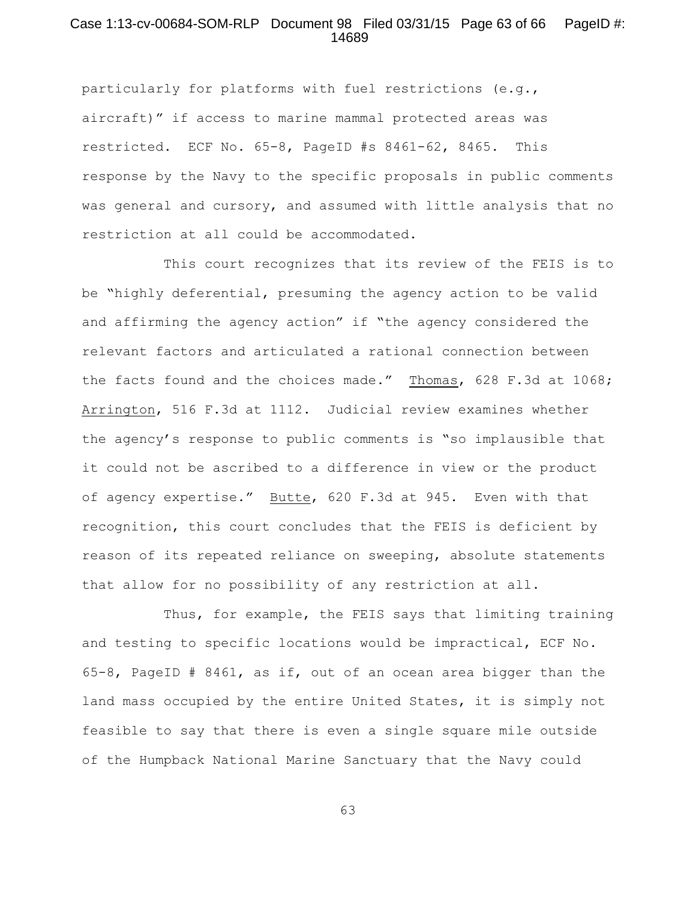particularly for platforms with fuel restrictions (e.g., aircraft)" if access to marine mammal protected areas was restricted. ECF No. 65-8, PageID #s 8461-62, 8465. This response by the Navy to the specific proposals in public comments was general and cursory, and assumed with little analysis that no restriction at all could be accommodated.

This court recognizes that its review of the FEIS is to be "highly deferential, presuming the agency action to be valid and affirming the agency action" if "the agency considered the relevant factors and articulated a rational connection between the facts found and the choices made." Thomas, 628 F.3d at 1068; Arrington, 516 F.3d at 1112. Judicial review examines whether the agency's response to public comments is "so implausible that it could not be ascribed to a difference in view or the product of agency expertise." Butte, 620 F.3d at 945. Even with that recognition, this court concludes that the FEIS is deficient by reason of its repeated reliance on sweeping, absolute statements that allow for no possibility of any restriction at all.

Thus, for example, the FEIS says that limiting training and testing to specific locations would be impractical, ECF No. 65-8, PageID # 8461, as if, out of an ocean area bigger than the land mass occupied by the entire United States, it is simply not feasible to say that there is even a single square mile outside of the Humpback National Marine Sanctuary that the Navy could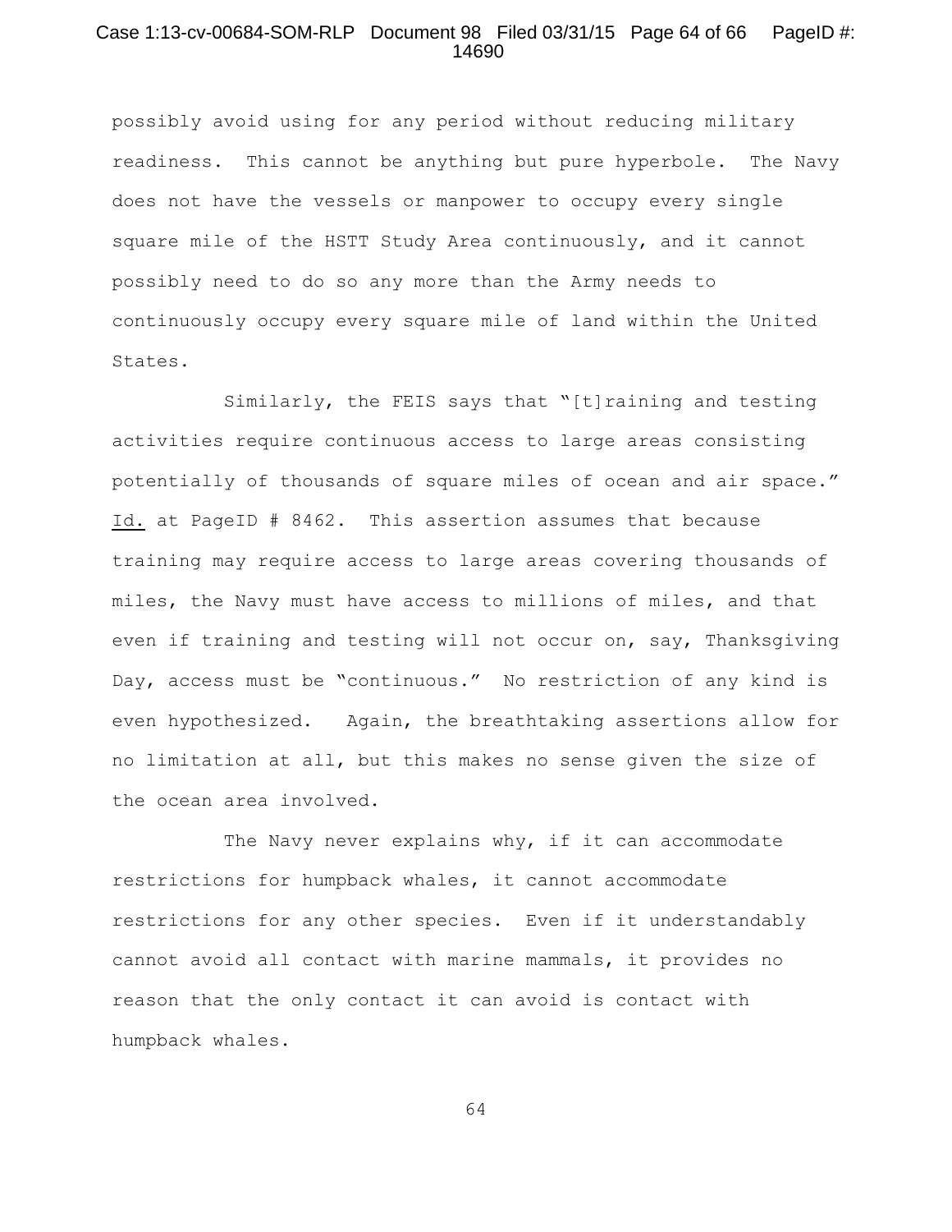possibly avoid using for any period without reducing military readiness. This cannot be anything but pure hyperbole. The Navy does not have the vessels or manpower to occupy every single square mile of the HSTT Study Area continuously, and it cannot possibly need to do so any more than the Army needs to continuously occupy every square mile of land within the United States.

Similarly, the FEIS says that "[t]raining and testing activities require continuous access to large areas consisting potentially of thousands of square miles of ocean and air space." Id. at PageID # 8462. This assertion assumes that because training may require access to large areas covering thousands of miles, the Navy must have access to millions of miles, and that even if training and testing will not occur on, say, Thanksgiving Day, access must be "continuous." No restriction of any kind is even hypothesized. Again, the breathtaking assertions allow for no limitation at all, but this makes no sense given the size of the ocean area involved.

The Navy never explains why, if it can accommodate restrictions for humpback whales, it cannot accommodate restrictions for any other species. Even if it understandably cannot avoid all contact with marine mammals, it provides no reason that the only contact it can avoid is contact with humpback whales.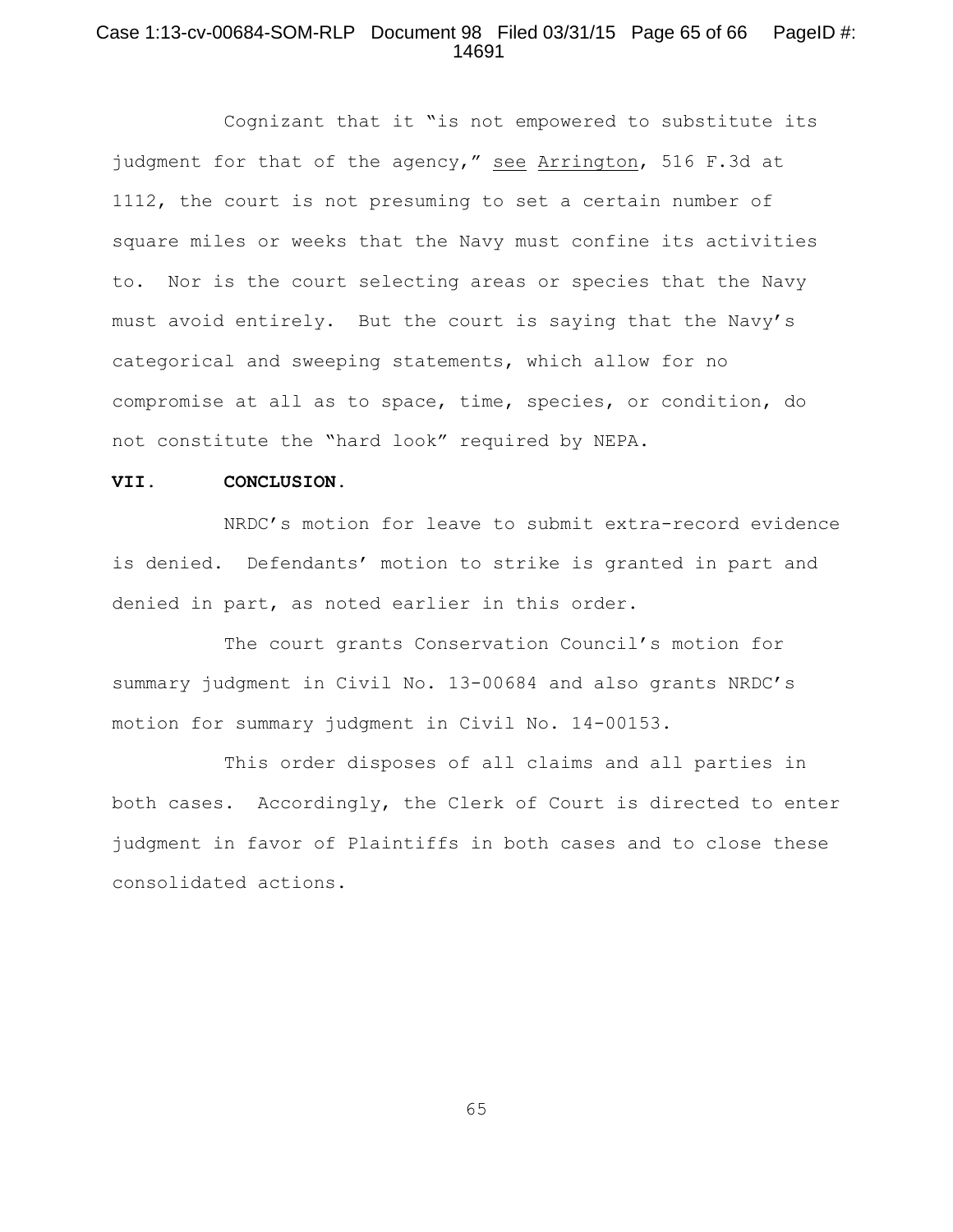Cognizant that it "is not empowered to substitute its judgment for that of the agency," see Arrington, 516 F.3d at 1112, the court is not presuming to set a certain number of square miles or weeks that the Navy must confine its activities to. Nor is the court selecting areas or species that the Navy must avoid entirely. But the court is saying that the Navy's categorical and sweeping statements, which allow for no compromise at all as to space, time, species, or condition, do not constitute the "hard look" required by NEPA.

## VII. CONCLUSION.

NRDC's motion for leave to submit extra-record evidence is denied. Defendants' motion to strike is granted in part and denied in part, as noted earlier in this order.

The court grants Conservation Council's motion for summary judgment in Civil No. 13-00684 and also grants NRDC's motion for summary judgment in Civil No. 14-00153.

This order disposes of all claims and all parties in both cases. Accordingly, the Clerk of Court is directed to enter judgment in favor of Plaintiffs in both cases and to close these consolidated actions.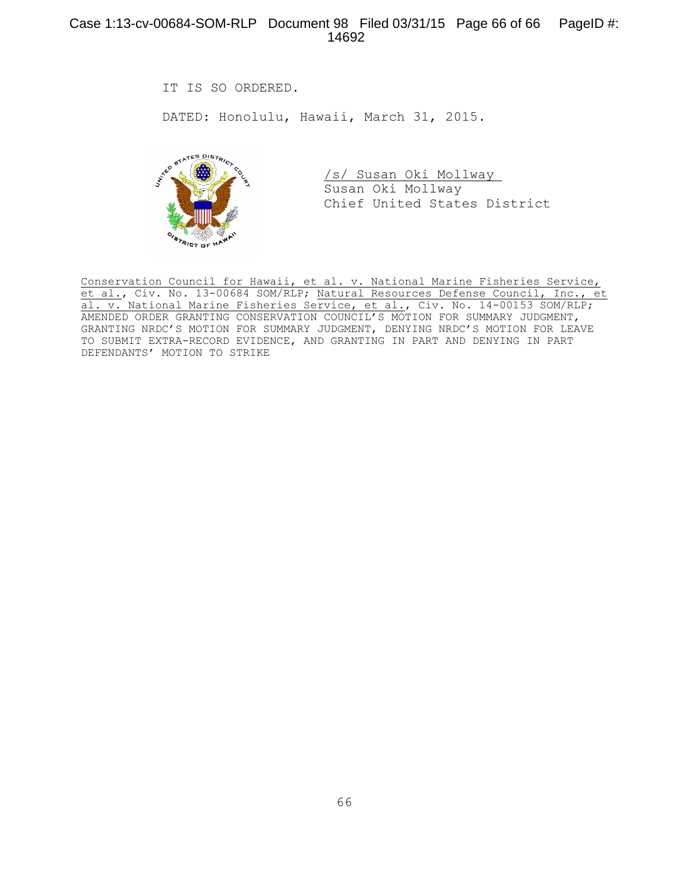IT IS SO ORDERED.

DATED: Honolulu, Hawaii, March 31, 2015.

/s/ Susan Oki Mollway
Susan Oki Mollway
Chief United States District

Conservation Council for Hawaii, et al. v. National Marine Fisheries Service, et al., Civ. No. 13-00684 SOM/RLP; Natural Resources Defense Council, Inc., et al. v. National Marine Fisheries Service, et al., Civ. No. 14-00153 SOM/RLP; AMENDED ORDER GRANTING CONSERVATION COUNCIL'S MOTION FOR SUMMARY JUDGMENT, GRANTING NRDC'S MOTION FOR SUMMARY JUDGMENT, DENYING NRDC'S MOTION FOR LEAVE TO SUBMIT EXTRA-RECORD EVIDENCE, AND GRANTING IN PART AND DENYING IN PART DEFENDANTS' MOTION TO STRIKE